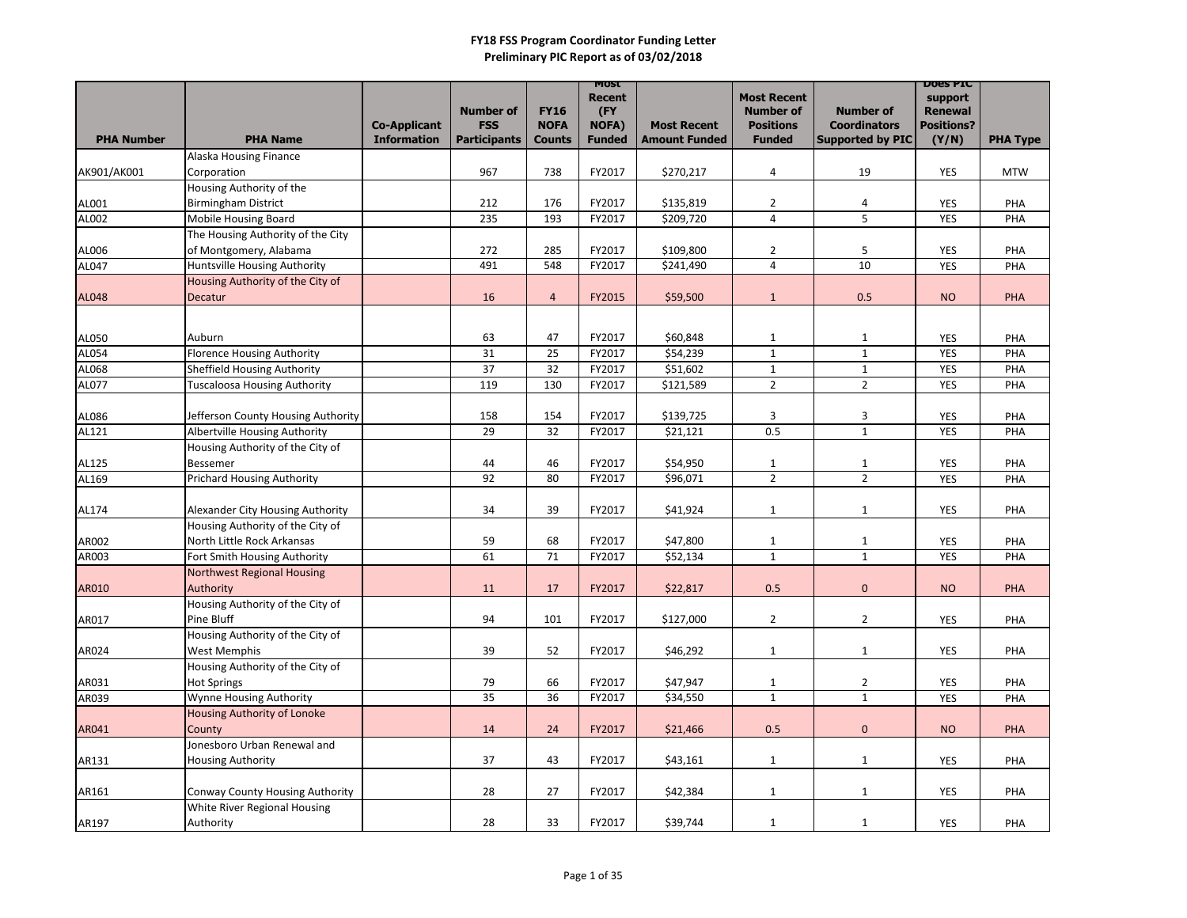# FY18 FSS Program Coordinator Funding Letter
## Preliminary PIC Report as of 03/02/2018

| PHA Number | PHA Name | Co-Applicant Information | Number of FSS Participants | FY16 NOFA Counts | Most Recent (FY NOFA) Funded | Most Recent Amount Funded | Most Recent Number of Positions Funded | Number of Coordinators Supported by PIC | Does PIC support Renewal Positions? (Y/N) | PHA Type |
|---|---|---|---|---|---|---|---|---|---|---|
| AK901/AK001 | Alaska Housing Finance Corporation | | 967 | 738 | FY2017 | $270,217 | 4 | 19 | YES | MTW |
| AL001 | Housing Authority of the Birmingham District | | 212 | 176 | FY2017 | $135,819 | 2 | 4 | YES | PHA |
| AL002 | Mobile Housing Board | | 235 | 193 | FY2017 | $209,720 | 4 | 5 | YES | PHA |
| AL006 | The Housing Authority of the City of Montgomery, Alabama | | 272 | 285 | FY2017 | $109,800 | 2 | 5 | YES | PHA |
| AL047 | Huntsville Housing Authority | | 491 | 548 | FY2017 | $241,490 | 4 | 10 | YES | PHA |
| AL048 | Housing Authority of the City of Decatur | | 16 | 4 | FY2015 | $59,500 | 1 | 0.5 | NO | PHA |
| AL050 | Auburn | | 63 | 47 | FY2017 | $60,848 | 1 | 1 | YES | PHA |
| AL054 | Florence Housing Authority | | 31 | 25 | FY2017 | $54,239 | 1 | 1 | YES | PHA |
| AL068 | Sheffield Housing Authority | | 37 | 32 | FY2017 | $51,602 | 1 | 1 | YES | PHA |
| AL077 | Tuscaloosa Housing Authority | | 119 | 130 | FY2017 | $121,589 | 2 | 2 | YES | PHA |
| AL086 | Jefferson County Housing Authority | | 158 | 154 | FY2017 | $139,725 | 3 | 3 | YES | PHA |
| AL121 | Albertville Housing Authority | | 29 | 32 | FY2017 | $21,121 | 0.5 | 1 | YES | PHA |
| AL125 | Housing Authority of the City of Bessemer | | 44 | 46 | FY2017 | $54,950 | 1 | 1 | YES | PHA |
| AL169 | Prichard Housing Authority | | 92 | 80 | FY2017 | $96,071 | 2 | 2 | YES | PHA |
| AL174 | Alexander City Housing Authority | | 34 | 39 | FY2017 | $41,924 | 1 | 1 | YES | PHA |
| AR002 | Housing Authority of the City of North Little Rock Arkansas | | 59 | 68 | FY2017 | $47,800 | 1 | 1 | YES | PHA |
| AR003 | Fort Smith Housing Authority | | 61 | 71 | FY2017 | $52,134 | 1 | 1 | YES | PHA |
| AR010 | Northwest Regional Housing Authority | | 11 | 17 | FY2017 | $22,817 | 0.5 | 0 | NO | PHA |
| AR017 | Housing Authority of the City of Pine Bluff | | 94 | 101 | FY2017 | $127,000 | 2 | 2 | YES | PHA |
| AR024 | Housing Authority of the City of West Memphis | | 39 | 52 | FY2017 | $46,292 | 1 | 1 | YES | PHA |
| AR031 | Housing Authority of the City of Hot Springs | | 79 | 66 | FY2017 | $47,947 | 1 | 2 | YES | PHA |
| AR039 | Wynne Housing Authority | | 35 | 36 | FY2017 | $34,550 | 1 | 1 | YES | PHA |
| AR041 | Housing Authority of Lonoke County | | 14 | 24 | FY2017 | $21,466 | 0.5 | 0 | NO | PHA |
| AR131 | Jonesboro Urban Renewal and Housing Authority | | 37 | 43 | FY2017 | $43,161 | 1 | 1 | YES | PHA |
| AR161 | Conway County Housing Authority | | 28 | 27 | FY2017 | $42,384 | 1 | 1 | YES | PHA |
| AR197 | White River Regional Housing Authority | | 28 | 33 | FY2017 | $39,744 | 1 | 1 | YES | PHA |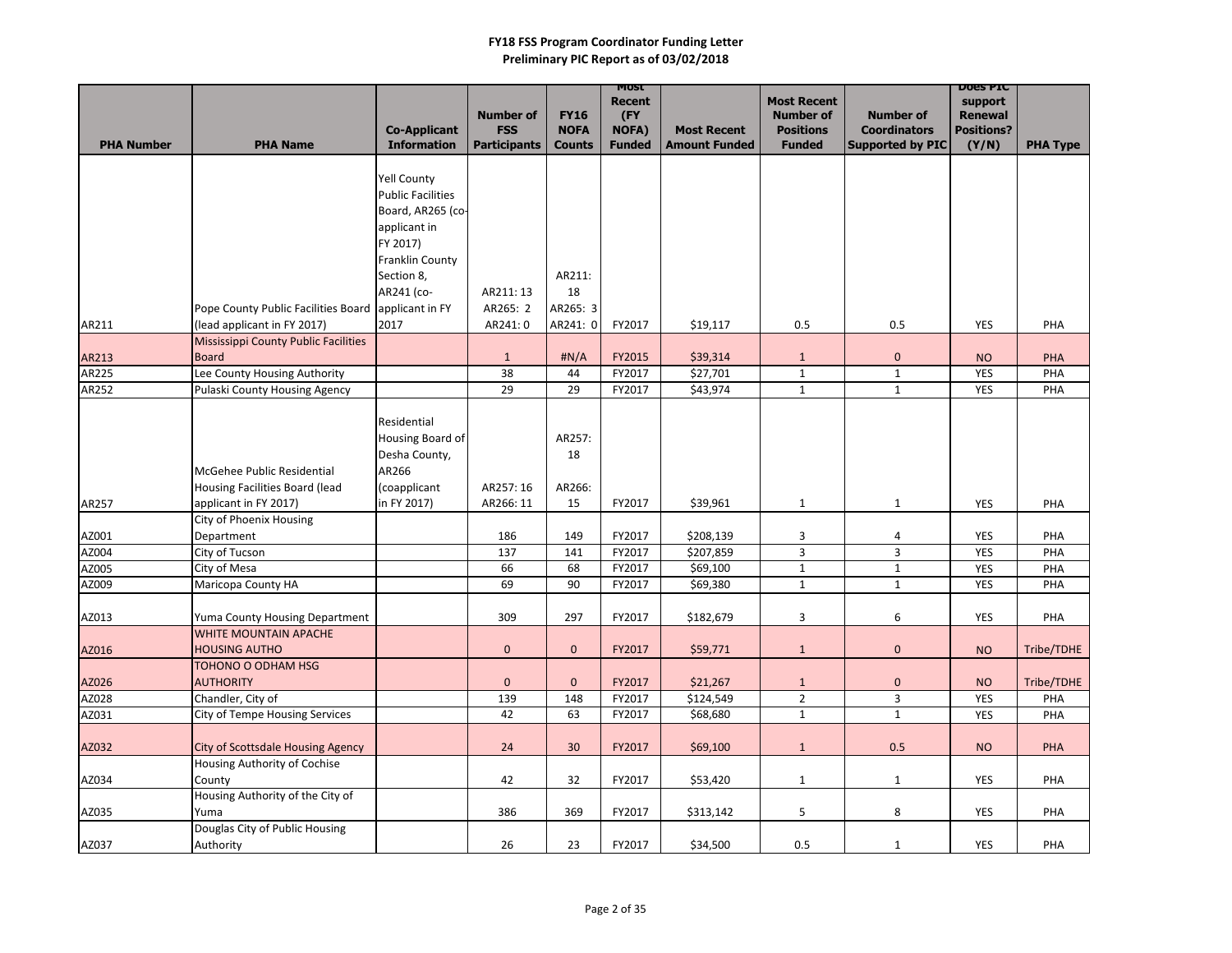**FY18 FSS Program Coordinator Funding Letter**
**Preliminary PIC Report as of 03/02/2018**

| PHA Number | PHA Name | Co-Applicant Information | Number of FSS Participants | FY16 NOFA Counts | Most Recent (FY NOFA) Funded | Most Recent Amount Funded | Most Recent Number of Positions Funded | Number of Coordinators Supported by PIC | Does PIC support Renewal Positions? (Y/N) | PHA Type |
|---|---|---|---|---|---|---|---|---|---|---|
| AR211 | Pope County Public Facilities Board (lead applicant in FY 2017) | Yell County Public Facilities Board, AR265 (co-applicant in FY 2017) Franklin County Section 8, AR241 (co-applicant in FY 2017 | AR211: 13 AR265: 2 AR241: 0 | AR211: 18 AR265: 3 AR241: 0 | FY2017 | $19,117 | 0.5 | 0.5 | YES | PHA |
| AR213 | Mississippi County Public Facilities Board | | 1 | #N/A | FY2015 | $39,314 | 1 | 0 | NO | PHA |
| AR225 | Lee County Housing Authority | | 38 | 44 | FY2017 | $27,701 | 1 | 1 | YES | PHA |
| AR252 | Pulaski County Housing Agency | | 29 | 29 | FY2017 | $43,974 | 1 | 1 | YES | PHA |
| AR257 | McGehee Public Residential Housing Facilities Board (lead applicant in FY 2017) | Residential Housing Board of Desha County, AR266 (coapplicant in FY 2017) | AR257: 16 AR266: 11 | AR257: 18 AR266: 15 | FY2017 | $39,961 | 1 | 1 | YES | PHA |
| AZ001 | City of Phoenix Housing Department | | 186 | 149 | FY2017 | $208,139 | 3 | 4 | YES | PHA |
| AZ004 | City of Tucson | | 137 | 141 | FY2017 | $207,859 | 3 | 3 | YES | PHA |
| AZ005 | City of Mesa | | 66 | 68 | FY2017 | $69,100 | 1 | 1 | YES | PHA |
| AZ009 | Maricopa County HA | | 69 | 90 | FY2017 | $69,380 | 1 | 1 | YES | PHA |
| AZ013 | Yuma County Housing Department | | 309 | 297 | FY2017 | $182,679 | 3 | 6 | YES | PHA |
| AZ016 | WHITE MOUNTAIN APACHE HOUSING AUTHO | | 0 | 0 | FY2017 | $59,771 | 1 | 0 | NO | Tribe/TDHE |
| AZ026 | TOHONO O ODHAM HSG AUTHORITY | | 0 | 0 | FY2017 | $21,267 | 1 | 0 | NO | Tribe/TDHE |
| AZ028 | Chandler, City of | | 139 | 148 | FY2017 | $124,549 | 2 | 3 | YES | PHA |
| AZ031 | City of Tempe Housing Services | | 42 | 63 | FY2017 | $68,680 | 1 | 1 | YES | PHA |
| AZ032 | City of Scottsdale Housing Agency | | 24 | 30 | FY2017 | $69,100 | 1 | 0.5 | NO | PHA |
| AZ034 | Housing Authority of Cochise County | | 42 | 32 | FY2017 | $53,420 | 1 | 1 | YES | PHA |
| AZ035 | Housing Authority of the City of Yuma | | 386 | 369 | FY2017 | $313,142 | 5 | 8 | YES | PHA |
| AZ037 | Douglas City of Public Housing Authority | | 26 | 23 | FY2017 | $34,500 | 0.5 | 1 | YES | PHA |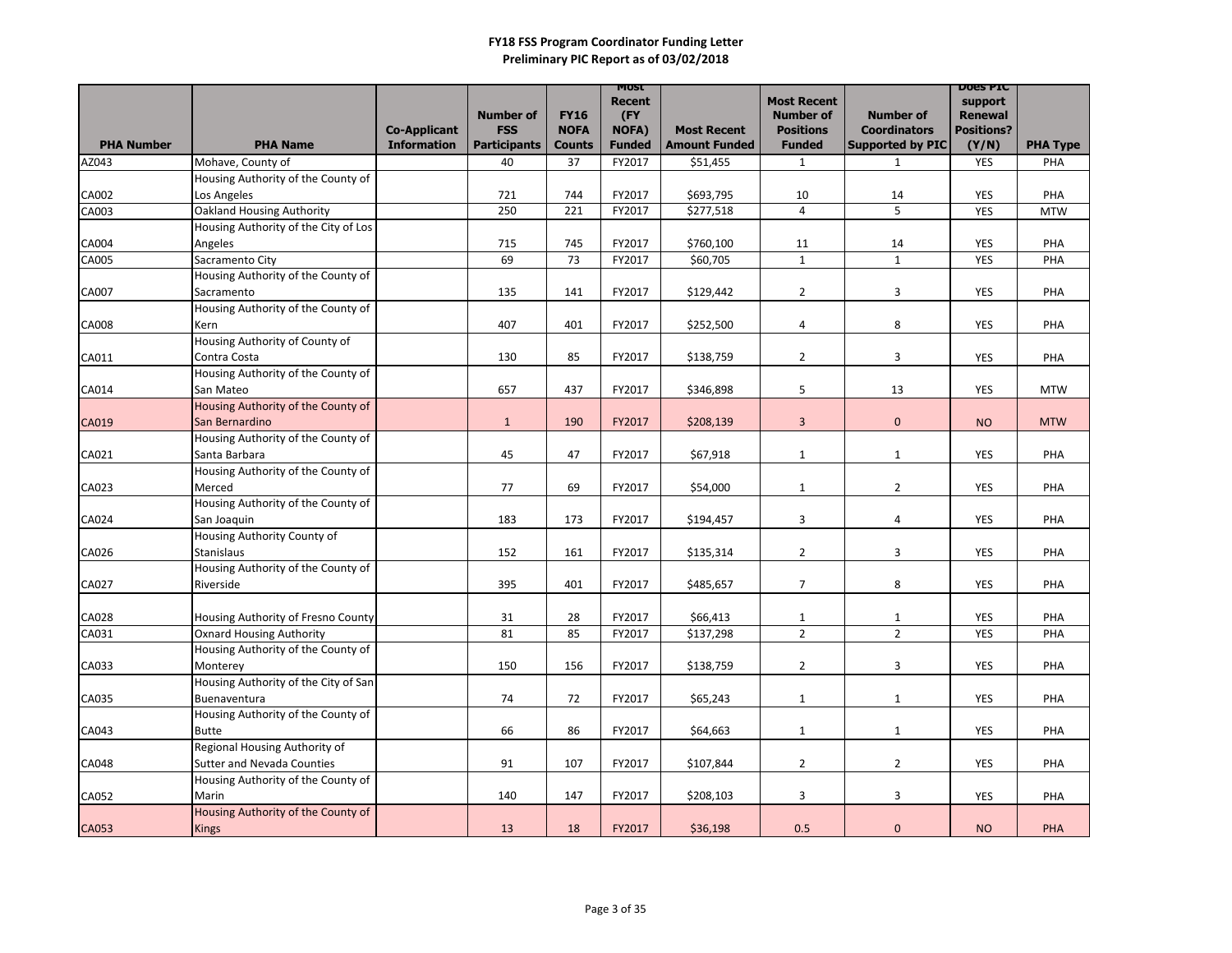**FY18 FSS Program Coordinator Funding Letter**
**Preliminary PIC Report as of 03/02/2018**

| PHA Number | PHA Name | Co-Applicant Information | Number of FSS Participants | FY16 NOFA Counts | Most Recent (FY NOFA) Funded | Most Recent Amount Funded | Most Recent Number of Positions Funded | Number of Coordinators Supported by PIC | Does PIC support Renewal Positions? (Y/N) | PHA Type |
|---|---|---|---|---|---|---|---|---|---|---|
| AZ043 | Mohave, County of | | 40 | 37 | FY2017 | $51,455 | 1 | 1 | YES | PHA |
| CA002 | Housing Authority of the County of Los Angeles | | 721 | 744 | FY2017 | $693,795 | 10 | 14 | YES | PHA |
| CA003 | Oakland Housing Authority | | 250 | 221 | FY2017 | $277,518 | 4 | 5 | YES | MTW |
| CA004 | Housing Authority of the City of Los Angeles | | 715 | 745 | FY2017 | $760,100 | 11 | 14 | YES | PHA |
| CA005 | Sacramento City | | 69 | 73 | FY2017 | $60,705 | 1 | 1 | YES | PHA |
| CA007 | Housing Authority of the County of Sacramento | | 135 | 141 | FY2017 | $129,442 | 2 | 3 | YES | PHA |
| CA008 | Housing Authority of the County of Kern | | 407 | 401 | FY2017 | $252,500 | 4 | 8 | YES | PHA |
| CA011 | Housing Authority of County of Contra Costa | | 130 | 85 | FY2017 | $138,759 | 2 | 3 | YES | PHA |
| CA014 | Housing Authority of the County of San Mateo | | 657 | 437 | FY2017 | $346,898 | 5 | 13 | YES | MTW |
| CA019 | Housing Authority of the County of San Bernardino | | 1 | 190 | FY2017 | $208,139 | 3 | 0 | NO | MTW |
| CA021 | Housing Authority of the County of Santa Barbara | | 45 | 47 | FY2017 | $67,918 | 1 | 1 | YES | PHA |
| CA023 | Housing Authority of the County of Merced | | 77 | 69 | FY2017 | $54,000 | 1 | 2 | YES | PHA |
| CA024 | Housing Authority of the County of San Joaquin | | 183 | 173 | FY2017 | $194,457 | 3 | 4 | YES | PHA |
| CA026 | Housing Authority County of Stanislaus | | 152 | 161 | FY2017 | $135,314 | 2 | 3 | YES | PHA |
| CA027 | Housing Authority of the County of Riverside | | 395 | 401 | FY2017 | $485,657 | 7 | 8 | YES | PHA |
| CA028 | Housing Authority of Fresno County | | 31 | 28 | FY2017 | $66,413 | 1 | 1 | YES | PHA |
| CA031 | Oxnard Housing Authority | | 81 | 85 | FY2017 | $137,298 | 2 | 2 | YES | PHA |
| CA033 | Housing Authority of the County of Monterey | | 150 | 156 | FY2017 | $138,759 | 2 | 3 | YES | PHA |
| CA035 | Housing Authority of the City of San Buenaventura | | 74 | 72 | FY2017 | $65,243 | 1 | 1 | YES | PHA |
| CA043 | Housing Authority of the County of Butte | | 66 | 86 | FY2017 | $64,663 | 1 | 1 | YES | PHA |
| CA048 | Regional Housing Authority of Sutter and Nevada Counties | | 91 | 107 | FY2017 | $107,844 | 2 | 2 | YES | PHA |
| CA052 | Housing Authority of the County of Marin | | 140 | 147 | FY2017 | $208,103 | 3 | 3 | YES | PHA |
| CA053 | Housing Authority of the County of Kings | | 13 | 18 | FY2017 | $36,198 | 0.5 | 0 | NO | PHA |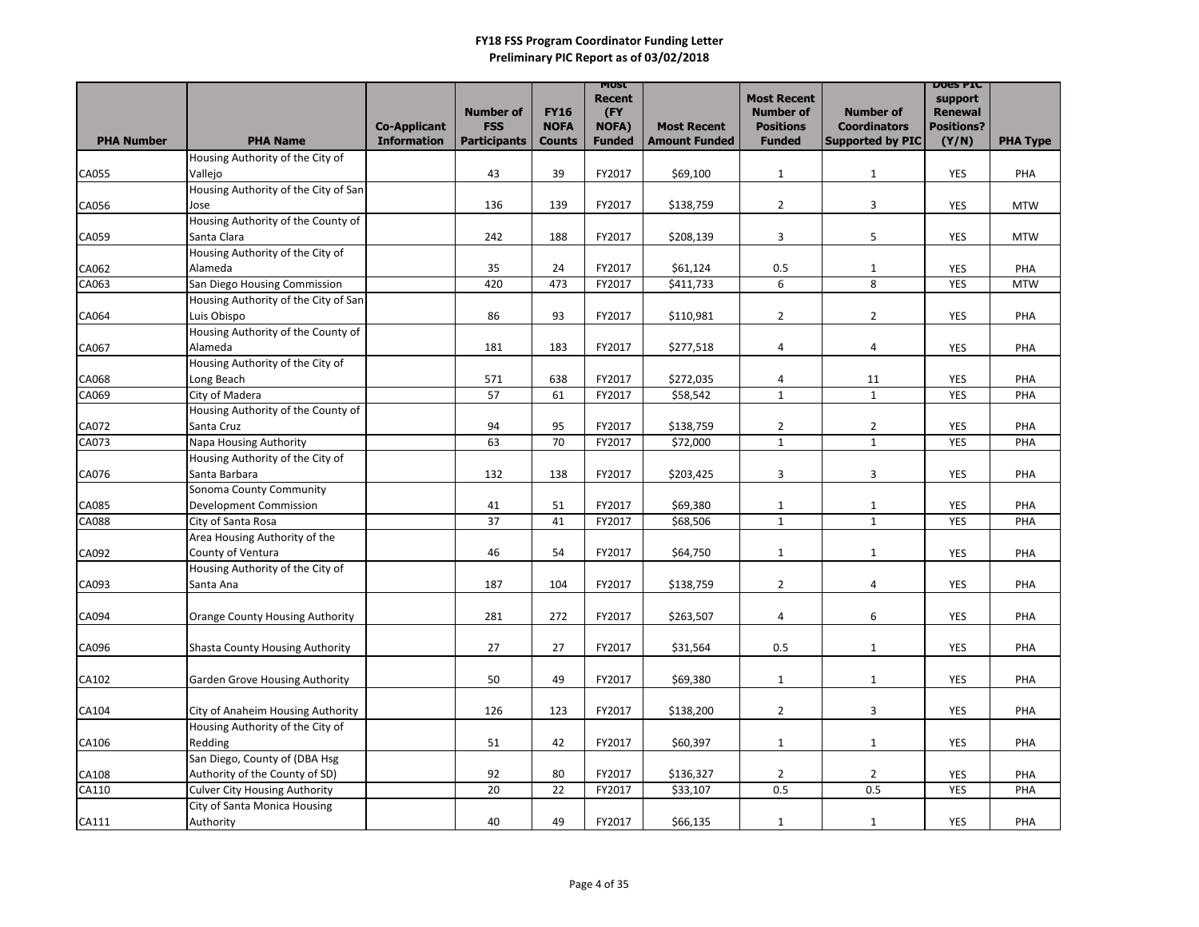**FY18 FSS Program Coordinator Funding Letter**
**Preliminary PIC Report as of 03/02/2018**

| PHA Number | PHA Name | Co-Applicant Information | Number of FSS Participants | FY16 NOFA Counts | Most Recent (FY NOFA) Funded | Most Recent Amount Funded | Most Recent Number of Positions Funded | Number of Coordinators Supported by PIC | Does PIC support Renewal Positions? (Y/N) | PHA Type |
|---|---|---|---|---|---|---|---|---|---|---|
| CA055 | Housing Authority of the City of Vallejo | | 43 | 39 | FY2017 | $69,100 | 1 | 1 | YES | PHA |
| CA056 | Housing Authority of the City of San Jose | | 136 | 139 | FY2017 | $138,759 | 2 | 3 | YES | MTW |
| CA059 | Housing Authority of the County of Santa Clara | | 242 | 188 | FY2017 | $208,139 | 3 | 5 | YES | MTW |
| CA062 | Housing Authority of the City of Alameda | | 35 | 24 | FY2017 | $61,124 | 0.5 | 1 | YES | PHA |
| CA063 | San Diego Housing Commission | | 420 | 473 | FY2017 | $411,733 | 6 | 8 | YES | MTW |
| CA064 | Housing Authority of the City of San Luis Obispo | | 86 | 93 | FY2017 | $110,981 | 2 | 2 | YES | PHA |
| CA067 | Housing Authority of the County of Alameda | | 181 | 183 | FY2017 | $277,518 | 4 | 4 | YES | PHA |
| CA068 | Housing Authority of the City of Long Beach | | 571 | 638 | FY2017 | $272,035 | 4 | 11 | YES | PHA |
| CA069 | City of Madera | | 57 | 61 | FY2017 | $58,542 | 1 | 1 | YES | PHA |
| CA072 | Housing Authority of the County of Santa Cruz | | 94 | 95 | FY2017 | $138,759 | 2 | 2 | YES | PHA |
| CA073 | Napa Housing Authority | | 63 | 70 | FY2017 | $72,000 | 1 | 1 | YES | PHA |
| CA076 | Housing Authority of the City of Santa Barbara | | 132 | 138 | FY2017 | $203,425 | 3 | 3 | YES | PHA |
| CA085 | Sonoma County Community Development Commission | | 41 | 51 | FY2017 | $69,380 | 1 | 1 | YES | PHA |
| CA088 | City of Santa Rosa | | 37 | 41 | FY2017 | $68,506 | 1 | 1 | YES | PHA |
| CA092 | Area Housing Authority of the County of Ventura | | 46 | 54 | FY2017 | $64,750 | 1 | 1 | YES | PHA |
| CA093 | Housing Authority of the City of Santa Ana | | 187 | 104 | FY2017 | $138,759 | 2 | 4 | YES | PHA |
| CA094 | Orange County Housing Authority | | 281 | 272 | FY2017 | $263,507 | 4 | 6 | YES | PHA |
| CA096 | Shasta County Housing Authority | | 27 | 27 | FY2017 | $31,564 | 0.5 | 1 | YES | PHA |
| CA102 | Garden Grove Housing Authority | | 50 | 49 | FY2017 | $69,380 | 1 | 1 | YES | PHA |
| CA104 | City of Anaheim Housing Authority | | 126 | 123 | FY2017 | $138,200 | 2 | 3 | YES | PHA |
| CA106 | Housing Authority of the City of Redding | | 51 | 42 | FY2017 | $60,397 | 1 | 1 | YES | PHA |
| CA108 | San Diego, County of (DBA Hsg Authority of the County of SD) | | 92 | 80 | FY2017 | $136,327 | 2 | 2 | YES | PHA |
| CA110 | Culver City Housing Authority | | 20 | 22 | FY2017 | $33,107 | 0.5 | 0.5 | YES | PHA |
| CA111 | City of Santa Monica Housing Authority | | 40 | 49 | FY2017 | $66,135 | 1 | 1 | YES | PHA |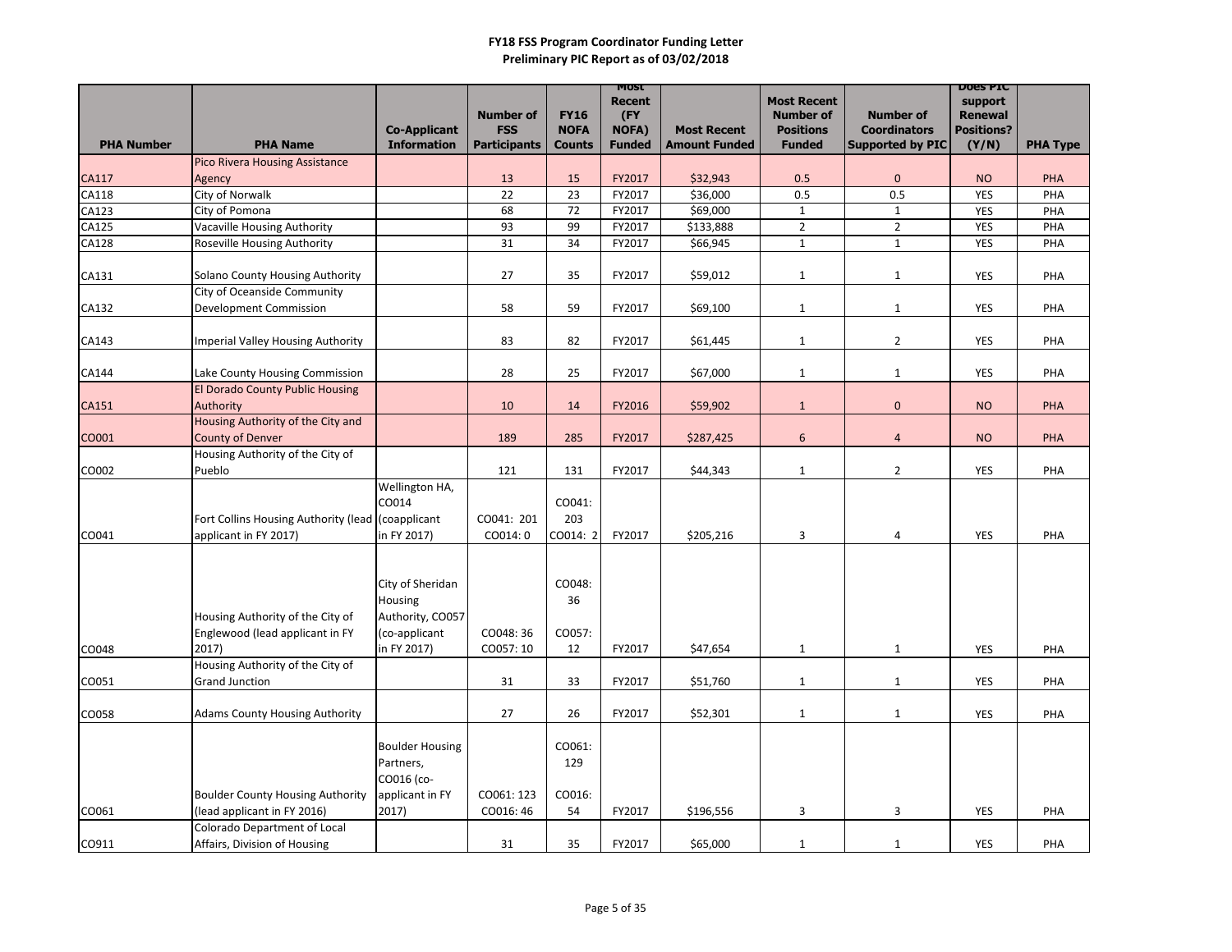**FY18 FSS Program Coordinator Funding Letter**
**Preliminary PIC Report as of 03/02/2018**

| PHA Number | PHA Name | Co-Applicant Information | Number of FSS Participants | FY16 NOFA Counts | Most Recent (FY NOFA) Funded | Most Recent Amount Funded | Most Recent Number of Positions Funded | Number of Coordinators Supported by PIC | Does PIC support Renewal Positions? (Y/N) | PHA Type |
|---|---|---|---|---|---|---|---|---|---|---|
| CA117 | Pico Rivera Housing Assistance Agency | | 13 | 15 | FY2017 | $32,943 | 0.5 | 0 | NO | PHA |
| CA118 | City of Norwalk | | 22 | 23 | FY2017 | $36,000 | 0.5 | 0.5 | YES | PHA |
| CA123 | City of Pomona | | 68 | 72 | FY2017 | $69,000 | 1 | 1 | YES | PHA |
| CA125 | Vacaville Housing Authority | | 93 | 99 | FY2017 | $133,888 | 2 | 2 | YES | PHA |
| CA128 | Roseville Housing Authority | | 31 | 34 | FY2017 | $66,945 | 1 | 1 | YES | PHA |
| CA131 | Solano County Housing Authority | | 27 | 35 | FY2017 | $59,012 | 1 | 1 | YES | PHA |
| CA132 | City of Oceanside Community Development Commission | | 58 | 59 | FY2017 | $69,100 | 1 | 1 | YES | PHA |
| CA143 | Imperial Valley Housing Authority | | 83 | 82 | FY2017 | $61,445 | 1 | 2 | YES | PHA |
| CA144 | Lake County Housing Commission | | 28 | 25 | FY2017 | $67,000 | 1 | 1 | YES | PHA |
| CA151 | El Dorado County Public Housing Authority | | 10 | 14 | FY2016 | $59,902 | 1 | 0 | NO | PHA |
| CO001 | Housing Authority of the City and County of Denver | | 189 | 285 | FY2017 | $287,425 | 6 | 4 | NO | PHA |
| CO002 | Housing Authority of the City of Pueblo | | 121 | 131 | FY2017 | $44,343 | 1 | 2 | YES | PHA |
| CO041 | Fort Collins Housing Authority (lead applicant in FY 2017) | Wellington HA, CO014 (coapplicant in FY 2017) | CO041: 201 CO014: 0 | CO041: 203 CO014: 2 | FY2017 | $205,216 | 3 | 4 | YES | PHA |
| CO048 | Housing Authority of the City of Englewood (lead applicant in FY 2017) | City of Sheridan Housing Authority, CO057 (co-applicant in FY 2017) | CO048: 36 CO057: 10 | CO048: 36 CO057: 12 | FY2017 | $47,654 | 1 | 1 | YES | PHA |
| CO051 | Housing Authority of the City of Grand Junction | | 31 | 33 | FY2017 | $51,760 | 1 | 1 | YES | PHA |
| CO058 | Adams County Housing Authority | | 27 | 26 | FY2017 | $52,301 | 1 | 1 | YES | PHA |
| CO061 | Boulder County Housing Authority (lead applicant in FY 2016) | Boulder Housing Partners, CO016 (co-applicant in FY 2017) | CO061: 123 CO016: 46 | CO061: 129 CO016: 54 | FY2017 | $196,556 | 3 | 3 | YES | PHA |
| CO911 | Colorado Department of Local Affairs, Division of Housing | | 31 | 35 | FY2017 | $65,000 | 1 | 1 | YES | PHA |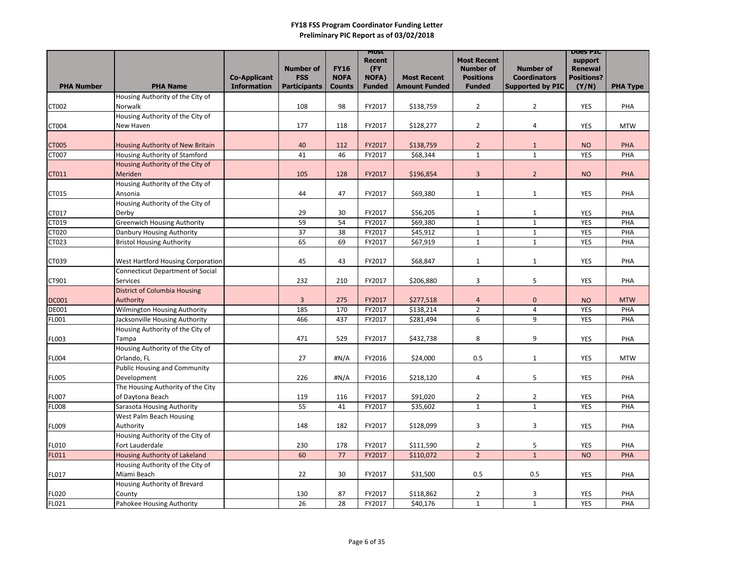**FY18 FSS Program Coordinator Funding Letter**
**Preliminary PIC Report as of 03/02/2018**

| PHA Number | PHA Name | Co-Applicant Information | Number of FSS Participants | FY16 NOFA Counts | Most Recent (FY NOFA) Funded | Most Recent Amount Funded | Most Recent Number of Positions Funded | Number of Coordinators Supported by PIC | Does PIC support Renewal Positions? (Y/N) | PHA Type |
|---|---|---|---|---|---|---|---|---|---|---|
| CT002 | Housing Authority of the City of Norwalk | | 108 | 98 | FY2017 | $138,759 | 2 | 2 | YES | PHA |
| CT004 | Housing Authority of the City of New Haven | | 177 | 118 | FY2017 | $128,277 | 2 | 4 | YES | MTW |
| CT005 | Housing Authority of New Britain | | 40 | 112 | FY2017 | $138,759 | 2 | 1 | NO | PHA |
| CT007 | Housing Authority of Stamford | | 41 | 46 | FY2017 | $68,344 | 1 | 1 | YES | PHA |
| CT011 | Housing Authority of the City of Meriden | | 105 | 128 | FY2017 | $196,854 | 3 | 2 | NO | PHA |
| CT015 | Housing Authority of the City of Ansonia | | 44 | 47 | FY2017 | $69,380 | 1 | 1 | YES | PHA |
| CT017 | Housing Authority of the City of Derby | | 29 | 30 | FY2017 | $56,205 | 1 | 1 | YES | PHA |
| CT019 | Greenwich Housing Authority | | 59 | 54 | FY2017 | $69,380 | 1 | 1 | YES | PHA |
| CT020 | Danbury Housing Authority | | 37 | 38 | FY2017 | $45,912 | 1 | 1 | YES | PHA |
| CT023 | Bristol Housing Authority | | 65 | 69 | FY2017 | $67,919 | 1 | 1 | YES | PHA |
| CT039 | West Hartford Housing Corporation | | 45 | 43 | FY2017 | $68,847 | 1 | 1 | YES | PHA |
| CT901 | Connecticut Department of Social Services | | 232 | 210 | FY2017 | $206,880 | 3 | 5 | YES | PHA |
| DC001 | District of Columbia Housing Authority | | 3 | 275 | FY2017 | $277,518 | 4 | 0 | NO | MTW |
| DE001 | Wilmington Housing Authority | | 185 | 170 | FY2017 | $138,214 | 2 | 4 | YES | PHA |
| FL001 | Jacksonville Housing Authority | | 466 | 437 | FY2017 | $281,494 | 6 | 9 | YES | PHA |
| FL003 | Housing Authority of the City of Tampa | | 471 | 529 | FY2017 | $432,738 | 8 | 9 | YES | PHA |
| FL004 | Housing Authority of the City of Orlando, FL | | 27 | #N/A | FY2016 | $24,000 | 0.5 | 1 | YES | MTW |
| FL005 | Public Housing and Community Development | | 226 | #N/A | FY2016 | $218,120 | 4 | 5 | YES | PHA |
| FL007 | The Housing Authority of the City of Daytona Beach | | 119 | 116 | FY2017 | $91,020 | 2 | 2 | YES | PHA |
| FL008 | Sarasota Housing Authority | | 55 | 41 | FY2017 | $35,602 | 1 | 1 | YES | PHA |
| FL009 | West Palm Beach Housing Authority | | 148 | 182 | FY2017 | $128,099 | 3 | 3 | YES | PHA |
| FL010 | Housing Authority of the City of Fort Lauderdale | | 230 | 178 | FY2017 | $111,590 | 2 | 5 | YES | PHA |
| FL011 | Housing Authority of Lakeland | | 60 | 77 | FY2017 | $110,072 | 2 | 1 | NO | PHA |
| FL017 | Housing Authority of the City of Miami Beach | | 22 | 30 | FY2017 | $31,500 | 0.5 | 0.5 | YES | PHA |
| FL020 | Housing Authority of Brevard County | | 130 | 87 | FY2017 | $118,862 | 2 | 3 | YES | PHA |
| FL021 | Pahokee Housing Authority | | 26 | 28 | FY2017 | $40,176 | 1 | 1 | YES | PHA |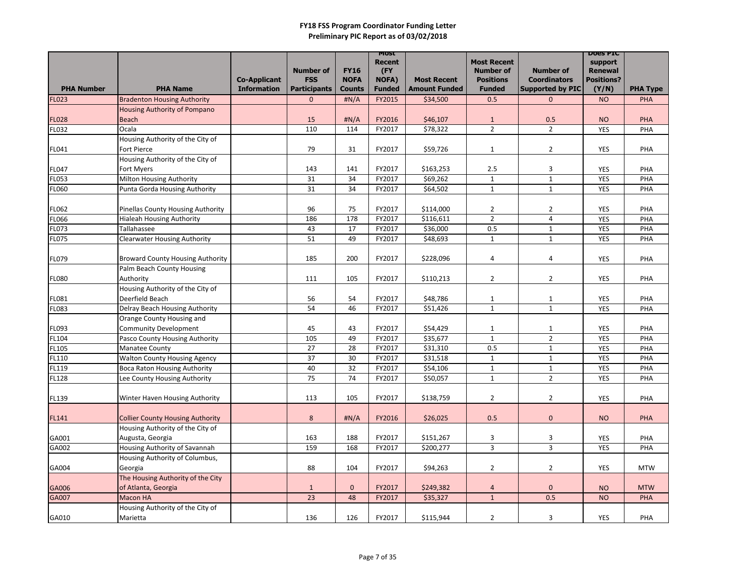**FY18 FSS Program Coordinator Funding Letter**
**Preliminary PIC Report as of 03/02/2018**

| PHA Number | PHA Name | Co-Applicant Information | Number of FSS Participants | FY16 NOFA Counts | Most Recent (FY NOFA) Funded | Most Recent Amount Funded | Most Recent Number of Positions Funded | Number of Coordinators Supported by PIC | Does PIC support Renewal Positions? (Y/N) | PHA Type |
|---|---|---|---|---|---|---|---|---|---|---|
| FL023 | Bradenton Housing Authority | | 0 | #N/A | FY2015 | $34,500 | 0.5 | 0 | NO | PHA |
| FL028 | Housing Authority of Pompano Beach | | 15 | #N/A | FY2016 | $46,107 | 1 | 0.5 | NO | PHA |
| FL032 | Ocala | | 110 | 114 | FY2017 | $78,322 | 2 | 2 | YES | PHA |
| FL041 | Housing Authority of the City of Fort Pierce | | 79 | 31 | FY2017 | $59,726 | 1 | 2 | YES | PHA |
| FL047 | Housing Authority of the City of Fort Myers | | 143 | 141 | FY2017 | $163,253 | 2.5 | 3 | YES | PHA |
| FL053 | Milton Housing Authority | | 31 | 34 | FY2017 | $69,262 | 1 | 1 | YES | PHA |
| FL060 | Punta Gorda Housing Authority | | 31 | 34 | FY2017 | $64,502 | 1 | 1 | YES | PHA |
| FL062 | Pinellas County Housing Authority | | 96 | 75 | FY2017 | $114,000 | 2 | 2 | YES | PHA |
| FL066 | Hialeah Housing Authority | | 186 | 178 | FY2017 | $116,611 | 2 | 4 | YES | PHA |
| FL073 | Tallahassee | | 43 | 17 | FY2017 | $36,000 | 0.5 | 1 | YES | PHA |
| FL075 | Clearwater Housing Authority | | 51 | 49 | FY2017 | $48,693 | 1 | 1 | YES | PHA |
| FL079 | Broward County Housing Authority | | 185 | 200 | FY2017 | $228,096 | 4 | 4 | YES | PHA |
| FL080 | Palm Beach County Housing Authority | | 111 | 105 | FY2017 | $110,213 | 2 | 2 | YES | PHA |
| FL081 | Housing Authority of the City of Deerfield Beach | | 56 | 54 | FY2017 | $48,786 | 1 | 1 | YES | PHA |
| FL083 | Delray Beach Housing Authority | | 54 | 46 | FY2017 | $51,426 | 1 | 1 | YES | PHA |
| FL093 | Orange County Housing and Community Development | | 45 | 43 | FY2017 | $54,429 | 1 | 1 | YES | PHA |
| FL104 | Pasco County Housing Authority | | 105 | 49 | FY2017 | $35,677 | 1 | 2 | YES | PHA |
| FL105 | Manatee County | | 27 | 28 | FY2017 | $31,310 | 0.5 | 1 | YES | PHA |
| FL110 | Walton County Housing Agency | | 37 | 30 | FY2017 | $31,518 | 1 | 1 | YES | PHA |
| FL119 | Boca Raton Housing Authority | | 40 | 32 | FY2017 | $54,106 | 1 | 1 | YES | PHA |
| FL128 | Lee County Housing Authority | | 75 | 74 | FY2017 | $50,057 | 1 | 2 | YES | PHA |
| FL139 | Winter Haven Housing Authority | | 113 | 105 | FY2017 | $138,759 | 2 | 2 | YES | PHA |
| FL141 | Collier County Housing Authority | | 8 | #N/A | FY2016 | $26,025 | 0.5 | 0 | NO | PHA |
| GA001 | Housing Authority of the City of Augusta, Georgia | | 163 | 188 | FY2017 | $151,267 | 3 | 3 | YES | PHA |
| GA002 | Housing Authority of Savannah | | 159 | 168 | FY2017 | $200,277 | 3 | 3 | YES | PHA |
| GA004 | Housing Authority of Columbus, Georgia | | 88 | 104 | FY2017 | $94,263 | 2 | 2 | YES | MTW |
| GA006 | The Housing Authority of the City of Atlanta, Georgia | | 1 | 0 | FY2017 | $249,382 | 4 | 0 | NO | MTW |
| GA007 | Macon HA | | 23 | 48 | FY2017 | $35,327 | 1 | 0.5 | NO | PHA |
| GA010 | Housing Authority of the City of Marietta | | 136 | 126 | FY2017 | $115,944 | 2 | 3 | YES | PHA |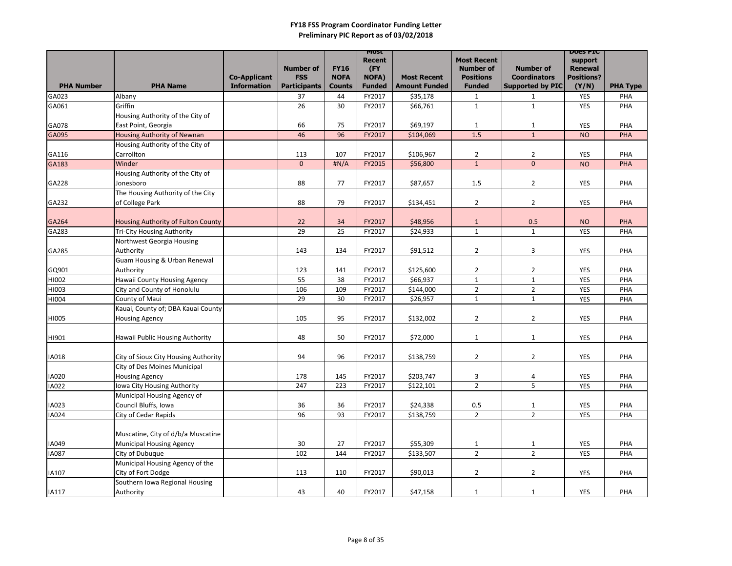# FY18 FSS Program Coordinator Funding Letter
## Preliminary PIC Report as of 03/02/2018

| PHA Number | PHA Name | Co-Applicant Information | Number of FSS Participants | FY16 NOFA Counts | Most Recent (FY NOFA) Funded | Most Recent Amount Funded | Most Recent Number of Positions Funded | Number of Coordinators Supported by PIC | Does PIC support Renewal Positions? (Y/N) | PHA Type |
|---|---|---|---|---|---|---|---|---|---|---|
| GA023 | Albany | | 37 | 44 | FY2017 | $35,178 | 1 | 1 | YES | PHA |
| GA061 | Griffin | | 26 | 30 | FY2017 | $66,761 | 1 | 1 | YES | PHA |
| GA078 | Housing Authority of the City of East Point, Georgia | | 66 | 75 | FY2017 | $69,197 | 1 | 1 | YES | PHA |
| GA095 | Housing Authority of Newnan | | 46 | 96 | FY2017 | $104,069 | 1.5 | 1 | NO | PHA |
| GA116 | Housing Authority of the City of Carrollton | | 113 | 107 | FY2017 | $106,967 | 2 | 2 | YES | PHA |
| GA183 | Winder | | 0 | #N/A | FY2015 | $56,800 | 1 | 0 | NO | PHA |
| GA228 | Housing Authority of the City of Jonesboro | | 88 | 77 | FY2017 | $87,657 | 1.5 | 2 | YES | PHA |
| GA232 | The Housing Authority of the City of College Park | | 88 | 79 | FY2017 | $134,451 | 2 | 2 | YES | PHA |
| GA264 | Housing Authority of Fulton County | | 22 | 34 | FY2017 | $48,956 | 1 | 0.5 | NO | PHA |
| GA283 | Tri-City Housing Authority | | 29 | 25 | FY2017 | $24,933 | 1 | 1 | YES | PHA |
| GA285 | Northwest Georgia Housing Authority | | 143 | 134 | FY2017 | $91,512 | 2 | 3 | YES | PHA |
| GQ901 | Guam Housing & Urban Renewal Authority | | 123 | 141 | FY2017 | $125,600 | 2 | 2 | YES | PHA |
| HI002 | Hawaii County Housing Agency | | 55 | 38 | FY2017 | $66,937 | 1 | 1 | YES | PHA |
| HI003 | City and County of Honolulu | | 106 | 109 | FY2017 | $144,000 | 2 | 2 | YES | PHA |
| HI004 | County of Maui | | 29 | 30 | FY2017 | $26,957 | 1 | 1 | YES | PHA |
| HI005 | Kauai, County of; DBA Kauai County Housing Agency | | 105 | 95 | FY2017 | $132,002 | 2 | 2 | YES | PHA |
| HI901 | Hawaii Public Housing Authority | | 48 | 50 | FY2017 | $72,000 | 1 | 1 | YES | PHA |
| IA018 | City of Sioux City Housing Authority | | 94 | 96 | FY2017 | $138,759 | 2 | 2 | YES | PHA |
| IA020 | City of Des Moines Municipal Housing Agency | | 178 | 145 | FY2017 | $203,747 | 3 | 4 | YES | PHA |
| IA022 | Iowa City Housing Authority | | 247 | 223 | FY2017 | $122,101 | 2 | 5 | YES | PHA |
| IA023 | Municipal Housing Agency of Council Bluffs, Iowa | | 36 | 36 | FY2017 | $24,338 | 0.5 | 1 | YES | PHA |
| IA024 | City of Cedar Rapids | | 96 | 93 | FY2017 | $138,759 | 2 | 2 | YES | PHA |
| IA049 | Muscatine, City of d/b/a Muscatine Municipal Housing Agency | | 30 | 27 | FY2017 | $55,309 | 1 | 1 | YES | PHA |
| IA087 | City of Dubuque | | 102 | 144 | FY2017 | $133,507 | 2 | 2 | YES | PHA |
| IA107 | Municipal Housing Agency of the City of Fort Dodge | | 113 | 110 | FY2017 | $90,013 | 2 | 2 | YES | PHA |
| IA117 | Southern Iowa Regional Housing Authority | | 43 | 40 | FY2017 | $47,158 | 1 | 1 | YES | PHA |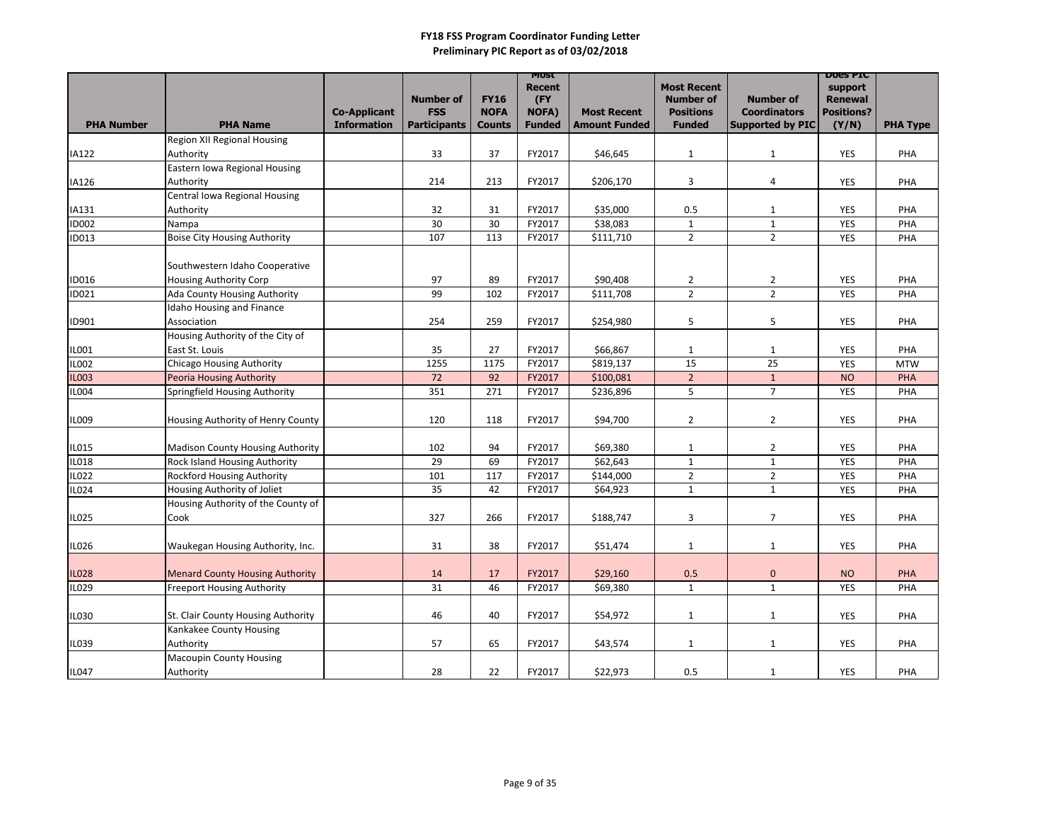**FY18 FSS Program Coordinator Funding Letter**
**Preliminary PIC Report as of 03/02/2018**

| PHA Number | PHA Name | Co-Applicant Information | Number of FSS Participants | FY16 NOFA Counts | Most Recent (FY NOFA) Funded | Most Recent Amount Funded | Most Recent Number of Positions Funded | Number of Coordinators Supported by PIC | Does PIC support Renewal Positions? (Y/N) | PHA Type |
|---|---|---|---|---|---|---|---|---|---|---|
| IA122 | Region XII Regional Housing Authority | | 33 | 37 | FY2017 | $46,645 | 1 | 1 | YES | PHA |
| IA126 | Eastern Iowa Regional Housing Authority | | 214 | 213 | FY2017 | $206,170 | 3 | 4 | YES | PHA |
| IA131 | Central Iowa Regional Housing Authority | | 32 | 31 | FY2017 | $35,000 | 0.5 | 1 | YES | PHA |
| ID002 | Nampa | | 30 | 30 | FY2017 | $38,083 | 1 | 1 | YES | PHA |
| ID013 | Boise City Housing Authority | | 107 | 113 | FY2017 | $111,710 | 2 | 2 | YES | PHA |
| ID016 | Southwestern Idaho Cooperative Housing Authority Corp | | 97 | 89 | FY2017 | $90,408 | 2 | 2 | YES | PHA |
| ID021 | Ada County Housing Authority | | 99 | 102 | FY2017 | $111,708 | 2 | 2 | YES | PHA |
| ID901 | Idaho Housing and Finance Association | | 254 | 259 | FY2017 | $254,980 | 5 | 5 | YES | PHA |
| IL001 | Housing Authority of the City of East St. Louis | | 35 | 27 | FY2017 | $66,867 | 1 | 1 | YES | PHA |
| IL002 | Chicago Housing Authority | | 1255 | 1175 | FY2017 | $819,137 | 15 | 25 | YES | MTW |
| IL003 | Peoria Housing Authority | | 72 | 92 | FY2017 | $100,081 | 2 | 1 | NO | PHA |
| IL004 | Springfield Housing Authority | | 351 | 271 | FY2017 | $236,896 | 5 | 7 | YES | PHA |
| IL009 | Housing Authority of Henry County | | 120 | 118 | FY2017 | $94,700 | 2 | 2 | YES | PHA |
| IL015 | Madison County Housing Authority | | 102 | 94 | FY2017 | $69,380 | 1 | 2 | YES | PHA |
| IL018 | Rock Island Housing Authority | | 29 | 69 | FY2017 | $62,643 | 1 | 1 | YES | PHA |
| IL022 | Rockford Housing Authority | | 101 | 117 | FY2017 | $144,000 | 2 | 2 | YES | PHA |
| IL024 | Housing Authority of Joliet | | 35 | 42 | FY2017 | $64,923 | 1 | 1 | YES | PHA |
| IL025 | Housing Authority of the County of Cook | | 327 | 266 | FY2017 | $188,747 | 3 | 7 | YES | PHA |
| IL026 | Waukegan Housing Authority, Inc. | | 31 | 38 | FY2017 | $51,474 | 1 | 1 | YES | PHA |
| IL028 | Menard County Housing Authority | | 14 | 17 | FY2017 | $29,160 | 0.5 | 0 | NO | PHA |
| IL029 | Freeport Housing Authority | | 31 | 46 | FY2017 | $69,380 | 1 | 1 | YES | PHA |
| IL030 | St. Clair County Housing Authority | | 46 | 40 | FY2017 | $54,972 | 1 | 1 | YES | PHA |
| IL039 | Kankakee County Housing Authority | | 57 | 65 | FY2017 | $43,574 | 1 | 1 | YES | PHA |
| IL047 | Macoupin County Housing Authority | | 28 | 22 | FY2017 | $22,973 | 0.5 | 1 | YES | PHA |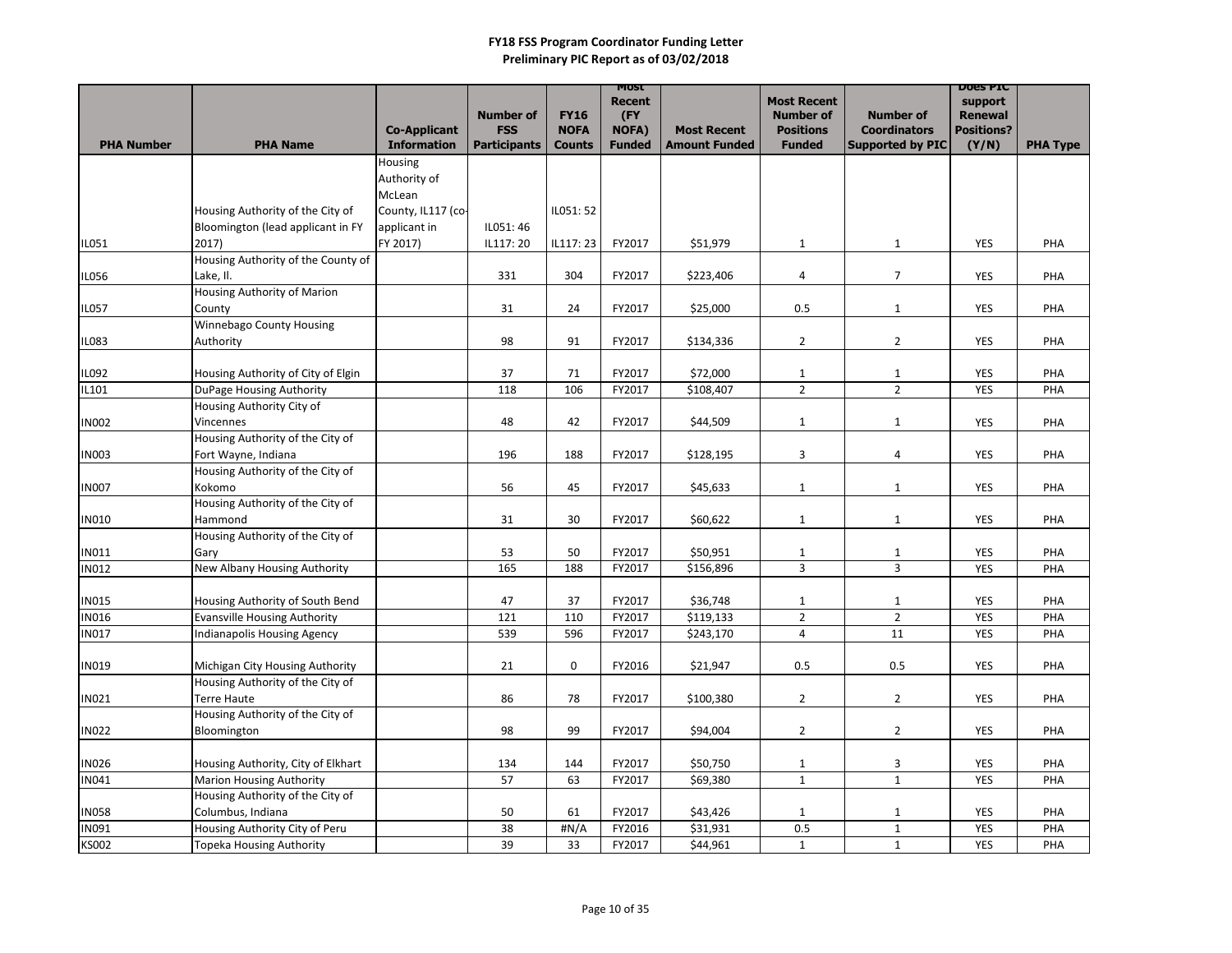**FY18 FSS Program Coordinator Funding Letter**
**Preliminary PIC Report as of 03/02/2018**

| PHA Number | PHA Name | Co-Applicant Information | Number of FSS Participants | FY16 NOFA Counts | Most Recent (FY NOFA) Funded | Most Recent Amount Funded | Most Recent Number of Positions Funded | Number of Coordinators Supported by PIC | Does PIC support Renewal Positions? (Y/N) | PHA Type |
|---|---|---|---|---|---|---|---|---|---|---|
| IL051 | Housing Authority of the City of Bloomington (lead applicant in FY 2017) | Housing Authority of McLean County, IL117 (co-applicant in FY 2017) | IL051: 46 IL117: 20 | IL051: 52 IL117: 23 | FY2017 | $51,979 | 1 | 1 | YES | PHA |
| IL056 | Housing Authority of the County of Lake, Il. | | 331 | 304 | FY2017 | $223,406 | 4 | 7 | YES | PHA |
| IL057 | Housing Authority of Marion County | | 31 | 24 | FY2017 | $25,000 | 0.5 | 1 | YES | PHA |
| IL083 | Winnebago County Housing Authority | | 98 | 91 | FY2017 | $134,336 | 2 | 2 | YES | PHA |
| IL092 | Housing Authority of City of Elgin | | 37 | 71 | FY2017 | $72,000 | 1 | 1 | YES | PHA |
| IL101 | DuPage Housing Authority | | 118 | 106 | FY2017 | $108,407 | 2 | 2 | YES | PHA |
| IN002 | Housing Authority City of Vincennes | | 48 | 42 | FY2017 | $44,509 | 1 | 1 | YES | PHA |
| IN003 | Housing Authority of the City of Fort Wayne, Indiana | | 196 | 188 | FY2017 | $128,195 | 3 | 4 | YES | PHA |
| IN007 | Housing Authority of the City of Kokomo | | 56 | 45 | FY2017 | $45,633 | 1 | 1 | YES | PHA |
| IN010 | Housing Authority of the City of Hammond | | 31 | 30 | FY2017 | $60,622 | 1 | 1 | YES | PHA |
| IN011 | Housing Authority of the City of Gary | | 53 | 50 | FY2017 | $50,951 | 1 | 1 | YES | PHA |
| IN012 | New Albany Housing Authority | | 165 | 188 | FY2017 | $156,896 | 3 | 3 | YES | PHA |
| IN015 | Housing Authority of South Bend | | 47 | 37 | FY2017 | $36,748 | 1 | 1 | YES | PHA |
| IN016 | Evansville Housing Authority | | 121 | 110 | FY2017 | $119,133 | 2 | 2 | YES | PHA |
| IN017 | Indianapolis Housing Agency | | 539 | 596 | FY2017 | $243,170 | 4 | 11 | YES | PHA |
| IN019 | Michigan City Housing Authority | | 21 | 0 | FY2016 | $21,947 | 0.5 | 0.5 | YES | PHA |
| IN021 | Housing Authority of the City of Terre Haute | | 86 | 78 | FY2017 | $100,380 | 2 | 2 | YES | PHA |
| IN022 | Housing Authority of the City of Bloomington | | 98 | 99 | FY2017 | $94,004 | 2 | 2 | YES | PHA |
| IN026 | Housing Authority, City of Elkhart | | 134 | 144 | FY2017 | $50,750 | 1 | 3 | YES | PHA |
| IN041 | Marion Housing Authority | | 57 | 63 | FY2017 | $69,380 | 1 | 1 | YES | PHA |
| IN058 | Housing Authority of the City of Columbus, Indiana | | 50 | 61 | FY2017 | $43,426 | 1 | 1 | YES | PHA |
| IN091 | Housing Authority City of Peru | | 38 | #N/A | FY2016 | $31,931 | 0.5 | 1 | YES | PHA |
| KS002 | Topeka Housing Authority | | 39 | 33 | FY2017 | $44,961 | 1 | 1 | YES | PHA |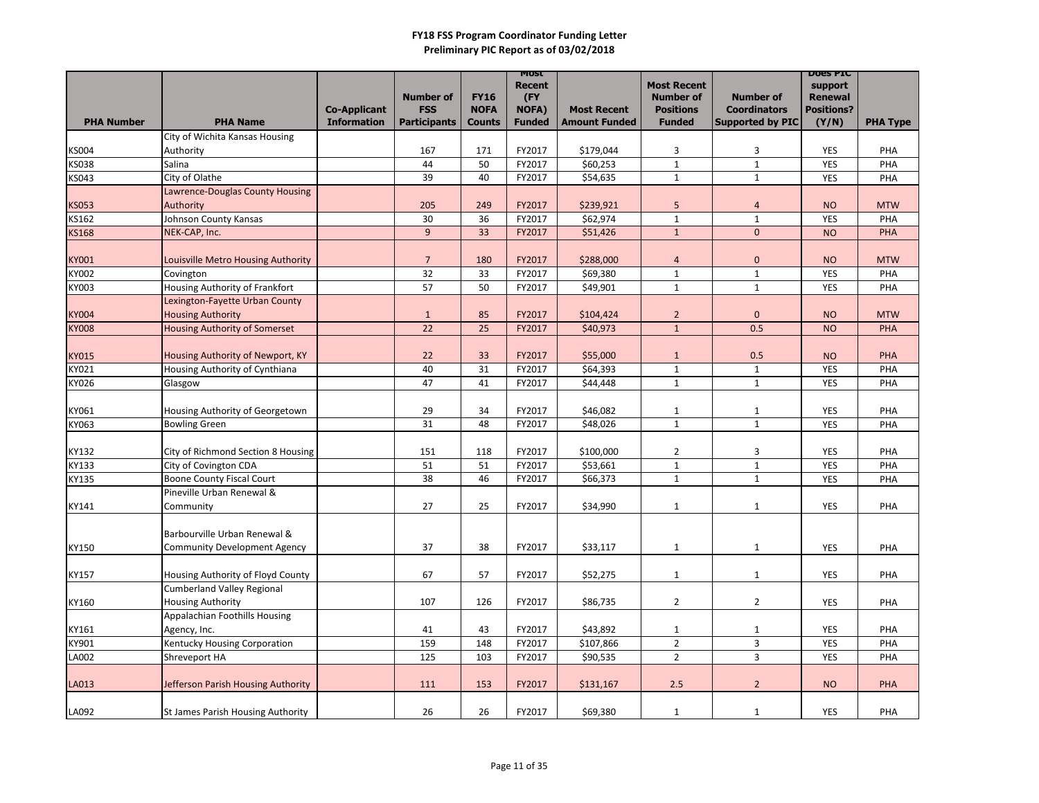**FY18 FSS Program Coordinator Funding Letter**
**Preliminary PIC Report as of 03/02/2018**

| PHA Number | PHA Name | Co-Applicant Information | Number of FSS Participants | FY16 NOFA Counts | Most Recent (FY NOFA) Funded | Most Recent Amount Funded | Most Recent Number of Positions Funded | Number of Coordinators Supported by PIC | Does PIC support Renewal Positions? (Y/N) | PHA Type |
|---|---|---|---|---|---|---|---|---|---|---|
| KS004 | City of Wichita Kansas Housing Authority | | 167 | 171 | FY2017 | $179,044 | 3 | 3 | YES | PHA |
| KS038 | Salina | | 44 | 50 | FY2017 | $60,253 | 1 | 1 | YES | PHA |
| KS043 | City of Olathe | | 39 | 40 | FY2017 | $54,635 | 1 | 1 | YES | PHA |
| KS053 | Lawrence-Douglas County Housing Authority | | 205 | 249 | FY2017 | $239,921 | 5 | 4 | NO | MTW |
| KS162 | Johnson County Kansas | | 30 | 36 | FY2017 | $62,974 | 1 | 1 | YES | PHA |
| KS168 | NEK-CAP, Inc. | | 9 | 33 | FY2017 | $51,426 | 1 | 0 | NO | PHA |
| KY001 | Louisville Metro Housing Authority | | 7 | 180 | FY2017 | $288,000 | 4 | 0 | NO | MTW |
| KY002 | Covington | | 32 | 33 | FY2017 | $69,380 | 1 | 1 | YES | PHA |
| KY003 | Housing Authority of Frankfort | | 57 | 50 | FY2017 | $49,901 | 1 | 1 | YES | PHA |
| KY004 | Lexington-Fayette Urban County Housing Authority | | 1 | 85 | FY2017 | $104,424 | 2 | 0 | NO | MTW |
| KY008 | Housing Authority of Somerset | | 22 | 25 | FY2017 | $40,973 | 1 | 0.5 | NO | PHA |
| KY015 | Housing Authority of Newport, KY | | 22 | 33 | FY2017 | $55,000 | 1 | 0.5 | NO | PHA |
| KY021 | Housing Authority of Cynthiana | | 40 | 31 | FY2017 | $64,393 | 1 | 1 | YES | PHA |
| KY026 | Glasgow | | 47 | 41 | FY2017 | $44,448 | 1 | 1 | YES | PHA |
| KY061 | Housing Authority of Georgetown | | 29 | 34 | FY2017 | $46,082 | 1 | 1 | YES | PHA |
| KY063 | Bowling Green | | 31 | 48 | FY2017 | $48,026 | 1 | 1 | YES | PHA |
| KY132 | City of Richmond Section 8 Housing | | 151 | 118 | FY2017 | $100,000 | 2 | 3 | YES | PHA |
| KY133 | City of Covington CDA | | 51 | 51 | FY2017 | $53,661 | 1 | 1 | YES | PHA |
| KY135 | Boone County Fiscal Court | | 38 | 46 | FY2017 | $66,373 | 1 | 1 | YES | PHA |
| KY141 | Pineville Urban Renewal & Community | | 27 | 25 | FY2017 | $34,990 | 1 | 1 | YES | PHA |
| KY150 | Barbourville Urban Renewal & Community Development Agency | | 37 | 38 | FY2017 | $33,117 | 1 | 1 | YES | PHA |
| KY157 | Housing Authority of Floyd County | | 67 | 57 | FY2017 | $52,275 | 1 | 1 | YES | PHA |
| KY160 | Cumberland Valley Regional Housing Authority | | 107 | 126 | FY2017 | $86,735 | 2 | 2 | YES | PHA |
| KY161 | Appalachian Foothills Housing Agency, Inc. | | 41 | 43 | FY2017 | $43,892 | 1 | 1 | YES | PHA |
| KY901 | Kentucky Housing Corporation | | 159 | 148 | FY2017 | $107,866 | 2 | 3 | YES | PHA |
| LA002 | Shreveport HA | | 125 | 103 | FY2017 | $90,535 | 2 | 3 | YES | PHA |
| LA013 | Jefferson Parish Housing Authority | | 111 | 153 | FY2017 | $131,167 | 2.5 | 2 | NO | PHA |
| LA092 | St James Parish Housing Authority | | 26 | 26 | FY2017 | $69,380 | 1 | 1 | YES | PHA |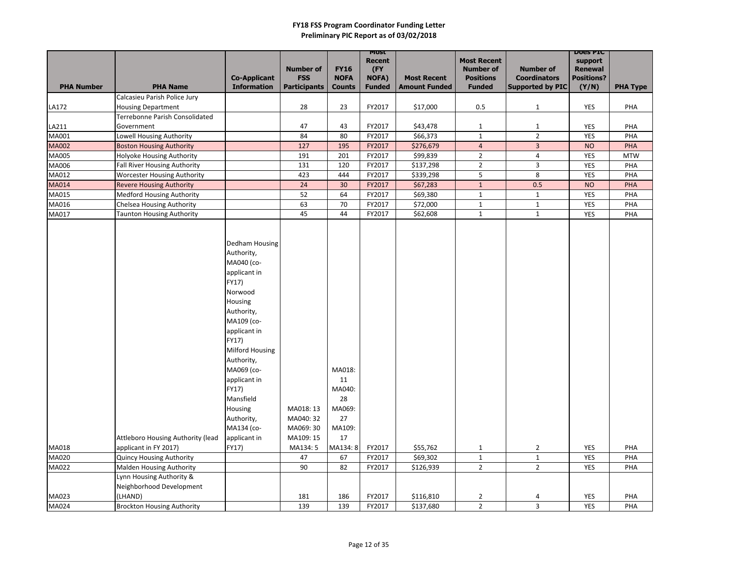**FY18 FSS Program Coordinator Funding Letter**
**Preliminary PIC Report as of 03/02/2018**

| PHA Number | PHA Name | Co-Applicant Information | Number of FSS Participants | FY16 NOFA Counts | Most Recent (FY NOFA) Funded | Most Recent Amount Funded | Most Recent Number of Positions Funded | Number of Coordinators Supported by PIC | Does PIC support Renewal Positions? (Y/N) | PHA Type |
|---|---|---|---|---|---|---|---|---|---|---|
| LA172 | Calcasieu Parish Police Jury Housing Department | | 28 | 23 | FY2017 | $17,000 | 0.5 | 1 | YES | PHA |
| LA211 | Terrebonne Parish Consolidated Government | | 47 | 43 | FY2017 | $43,478 | 1 | 1 | YES | PHA |
| MA001 | Lowell Housing Authority | | 84 | 80 | FY2017 | $66,373 | 1 | 2 | YES | PHA |
| MA002 | Boston Housing Authority | | 127 | 195 | FY2017 | $276,679 | 4 | 3 | NO | PHA |
| MA005 | Holyoke Housing Authority | | 191 | 201 | FY2017 | $99,839 | 2 | 4 | YES | MTW |
| MA006 | Fall River Housing Authority | | 131 | 120 | FY2017 | $137,298 | 2 | 3 | YES | PHA |
| MA012 | Worcester Housing Authority | | 423 | 444 | FY2017 | $339,298 | 5 | 8 | YES | PHA |
| MA014 | Revere Housing Authority | | 24 | 30 | FY2017 | $67,283 | 1 | 0.5 | NO | PHA |
| MA015 | Medford Housing Authority | | 52 | 64 | FY2017 | $69,380 | 1 | 1 | YES | PHA |
| MA016 | Chelsea Housing Authority | | 63 | 70 | FY2017 | $72,000 | 1 | 1 | YES | PHA |
| MA017 | Taunton Housing Authority | | 45 | 44 | FY2017 | $62,608 | 1 | 1 | YES | PHA |
| MA018 | Attleboro Housing Authority (lead applicant in FY 2017) | Dedham Housing Authority, MA040 (co-applicant in FY17) Norwood Housing Authority, MA109 (co-applicant in FY17) Milford Housing Authority, MA069 (co-applicant in FY17) Mansfield Housing Authority, MA134 (co-applicant in FY17) | MA018: 13 MA040: 32 MA069: 30 MA109: 15 MA134: 5 | MA018: 11 MA040: 28 MA069: 27 MA109: 17 MA134: 8 | FY2017 | $55,762 | 1 | 2 | YES | PHA |
| MA020 | Quincy Housing Authority | | 47 | 67 | FY2017 | $69,302 | 1 | 1 | YES | PHA |
| MA022 | Malden Housing Authority | | 90 | 82 | FY2017 | $126,939 | 2 | 2 | YES | PHA |
| MA023 | Lynn Housing Authority & Neighborhood Development (LHAND) | | 181 | 186 | FY2017 | $116,810 | 2 | 4 | YES | PHA |
| MA024 | Brockton Housing Authority | | 139 | 139 | FY2017 | $137,680 | 2 | 3 | YES | PHA |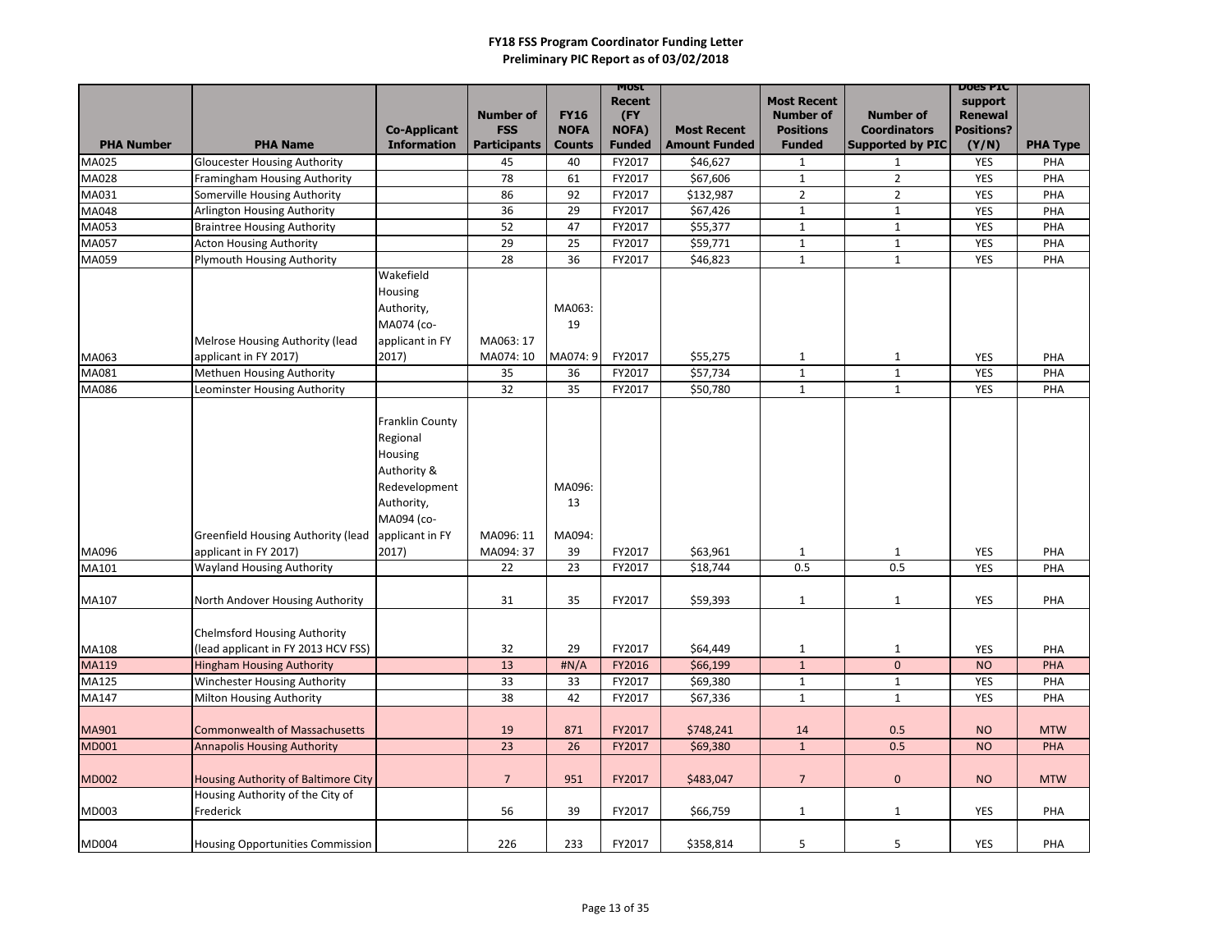**FY18 FSS Program Coordinator Funding Letter**
**Preliminary PIC Report as of 03/02/2018**

| PHA Number | PHA Name | Co-Applicant Information | Number of FSS Participants | FY16 NOFA Counts | Most Recent (FY NOFA) Funded | Most Recent Amount Funded | Most Recent Number of Positions Funded | Number of Coordinators Supported by PIC | Does PIC support Renewal Positions? (Y/N) | PHA Type |
|---|---|---|---|---|---|---|---|---|---|---|
| MA025 | Gloucester Housing Authority | | 45 | 40 | FY2017 | $46,627 | 1 | 1 | YES | PHA |
| MA028 | Framingham Housing Authority | | 78 | 61 | FY2017 | $67,606 | 1 | 2 | YES | PHA |
| MA031 | Somerville Housing Authority | | 86 | 92 | FY2017 | $132,987 | 2 | 2 | YES | PHA |
| MA048 | Arlington Housing Authority | | 36 | 29 | FY2017 | $67,426 | 1 | 1 | YES | PHA |
| MA053 | Braintree Housing Authority | | 52 | 47 | FY2017 | $55,377 | 1 | 1 | YES | PHA |
| MA057 | Acton Housing Authority | | 29 | 25 | FY2017 | $59,771 | 1 | 1 | YES | PHA |
| MA059 | Plymouth Housing Authority | | 28 | 36 | FY2017 | $46,823 | 1 | 1 | YES | PHA |
| MA063 | Melrose Housing Authority (lead applicant in FY 2017) | Wakefield Housing Authority, MA074 (co-applicant in FY 2017) | MA063: 17 MA074: 10 | MA063: 19 MA074: 9 | FY2017 | $55,275 | 1 | 1 | YES | PHA |
| MA081 | Methuen Housing Authority | | 35 | 36 | FY2017 | $57,734 | 1 | 1 | YES | PHA |
| MA086 | Leominster Housing Authority | | 32 | 35 | FY2017 | $50,780 | 1 | 1 | YES | PHA |
| MA096 | Greenfield Housing Authority (lead applicant in FY 2017) | Franklin County Regional Housing Authority & Redevelopment Authority, MA094 (co-applicant in FY 2017) | MA096: 11 MA094: 37 | MA096: 13 MA094: 39 | FY2017 | $63,961 | 1 | 1 | YES | PHA |
| MA101 | Wayland Housing Authority | | 22 | 23 | FY2017 | $18,744 | 0.5 | 0.5 | YES | PHA |
| MA107 | North Andover Housing Authority | | 31 | 35 | FY2017 | $59,393 | 1 | 1 | YES | PHA |
| MA108 | Chelmsford Housing Authority (lead applicant in FY 2013 HCV FSS) | | 32 | 29 | FY2017 | $64,449 | 1 | 1 | YES | PHA |
| MA119 | Hingham Housing Authority | | 13 | #N/A | FY2016 | $66,199 | 1 | 0 | NO | PHA |
| MA125 | Winchester Housing Authority | | 33 | 33 | FY2017 | $69,380 | 1 | 1 | YES | PHA |
| MA147 | Milton Housing Authority | | 38 | 42 | FY2017 | $67,336 | 1 | 1 | YES | PHA |
| MA901 | Commonwealth of Massachusetts | | 19 | 871 | FY2017 | $748,241 | 14 | 0.5 | NO | MTW |
| MD001 | Annapolis Housing Authority | | 23 | 26 | FY2017 | $69,380 | 1 | 0.5 | NO | PHA |
| MD002 | Housing Authority of Baltimore City | | 7 | 951 | FY2017 | $483,047 | 7 | 0 | NO | MTW |
| MD003 | Housing Authority of the City of Frederick | | 56 | 39 | FY2017 | $66,759 | 1 | 1 | YES | PHA |
| MD004 | Housing Opportunities Commission | | 226 | 233 | FY2017 | $358,814 | 5 | 5 | YES | PHA |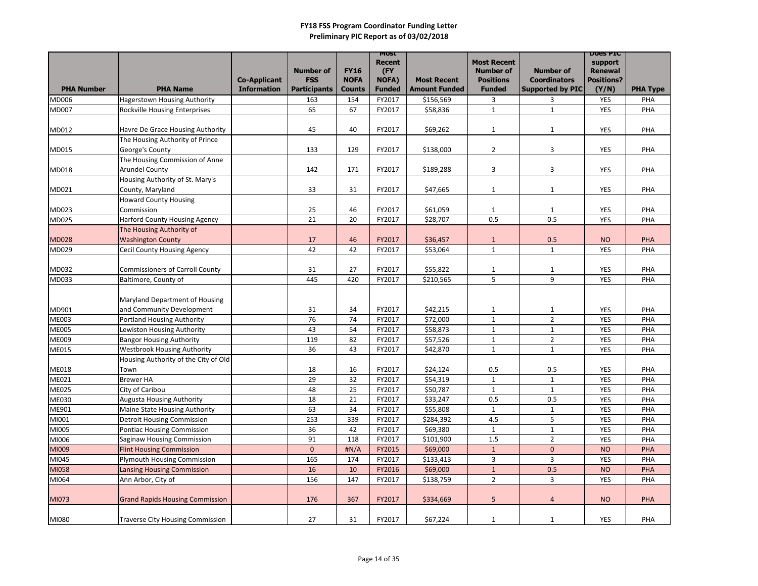**FY18 FSS Program Coordinator Funding Letter**
**Preliminary PIC Report as of 03/02/2018**

| PHA Number | PHA Name | Co-Applicant Information | Number of FSS Participants | FY16 NOFA Counts | Most Recent (FY NOFA) Funded | Most Recent Amount Funded | Most Recent Number of Positions Funded | Number of Coordinators Supported by PIC | Does PIC support Renewal Positions? (Y/N) | PHA Type |
|---|---|---|---|---|---|---|---|---|---|---|
| MD006 | Hagerstown Housing Authority | | 163 | 154 | FY2017 | $156,569 | 3 | 3 | YES | PHA |
| MD007 | Rockville Housing Enterprises | | 65 | 67 | FY2017 | $58,836 | 1 | 1 | YES | PHA |
| MD012 | Havre De Grace Housing Authority | | 45 | 40 | FY2017 | $69,262 | 1 | 1 | YES | PHA |
| MD015 | The Housing Authority of Prince George's County | | 133 | 129 | FY2017 | $138,000 | 2 | 3 | YES | PHA |
| MD018 | The Housing Commission of Anne Arundel County | | 142 | 171 | FY2017 | $189,288 | 3 | 3 | YES | PHA |
| MD021 | Housing Authority of St. Mary's County, Maryland | | 33 | 31 | FY2017 | $47,665 | 1 | 1 | YES | PHA |
| MD023 | Howard County Housing Commission | | 25 | 46 | FY2017 | $61,059 | 1 | 1 | YES | PHA |
| MD025 | Harford County Housing Agency | | 21 | 20 | FY2017 | $28,707 | 0.5 | 0.5 | YES | PHA |
| MD028 | The Housing Authority of Washington County | | 17 | 46 | FY2017 | $36,457 | 1 | 0.5 | NO | PHA |
| MD029 | Cecil County Housing Agency | | 42 | 42 | FY2017 | $53,064 | 1 | 1 | YES | PHA |
| MD032 | Commissioners of Carroll County | | 31 | 27 | FY2017 | $55,822 | 1 | 1 | YES | PHA |
| MD033 | Baltimore, County of | | 445 | 420 | FY2017 | $210,565 | 5 | 9 | YES | PHA |
| MD901 | Maryland Department of Housing and Community Development | | 31 | 34 | FY2017 | $42,215 | 1 | 1 | YES | PHA |
| ME003 | Portland Housing Authority | | 76 | 74 | FY2017 | $72,000 | 1 | 2 | YES | PHA |
| ME005 | Lewiston Housing Authority | | 43 | 54 | FY2017 | $58,873 | 1 | 1 | YES | PHA |
| ME009 | Bangor Housing Authority | | 119 | 82 | FY2017 | $57,526 | 1 | 2 | YES | PHA |
| ME015 | Westbrook Housing Authority | | 36 | 43 | FY2017 | $42,870 | 1 | 1 | YES | PHA |
| ME018 | Housing Authority of the City of Old Town | | 18 | 16 | FY2017 | $24,124 | 0.5 | 0.5 | YES | PHA |
| ME021 | Brewer HA | | 29 | 32 | FY2017 | $54,319 | 1 | 1 | YES | PHA |
| ME025 | City of Caribou | | 48 | 25 | FY2017 | $50,787 | 1 | 1 | YES | PHA |
| ME030 | Augusta Housing Authority | | 18 | 21 | FY2017 | $33,247 | 0.5 | 0.5 | YES | PHA |
| ME901 | Maine State Housing Authority | | 63 | 34 | FY2017 | $55,808 | 1 | 1 | YES | PHA |
| MI001 | Detroit Housing Commission | | 253 | 339 | FY2017 | $284,392 | 4.5 | 5 | YES | PHA |
| MI005 | Pontiac Housing Commission | | 36 | 42 | FY2017 | $69,380 | 1 | 1 | YES | PHA |
| MI006 | Saginaw Housing Commission | | 91 | 118 | FY2017 | $101,900 | 1.5 | 2 | YES | PHA |
| MI009 | Flint Housing Commission | | 0 | #N/A | FY2015 | $69,000 | 1 | 0 | NO | PHA |
| MI045 | Plymouth Housing Commission | | 165 | 174 | FY2017 | $133,413 | 3 | 3 | YES | PHA |
| MI058 | Lansing Housing Commission | | 16 | 10 | FY2016 | $69,000 | 1 | 0.5 | NO | PHA |
| MI064 | Ann Arbor, City of | | 156 | 147 | FY2017 | $138,759 | 2 | 3 | YES | PHA |
| MI073 | Grand Rapids Housing Commission | | 176 | 367 | FY2017 | $334,669 | 5 | 4 | NO | PHA |
| MI080 | Traverse City Housing Commission | | 27 | 31 | FY2017 | $67,224 | 1 | 1 | YES | PHA |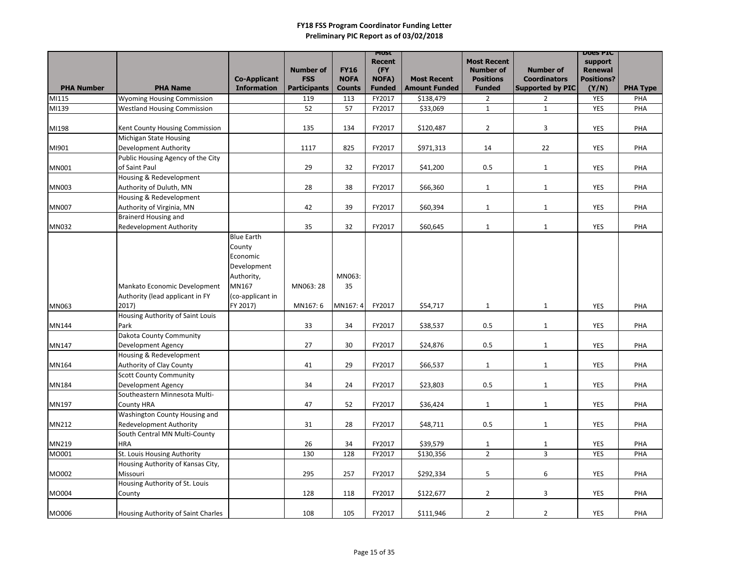**FY18 FSS Program Coordinator Funding Letter**
**Preliminary PIC Report as of 03/02/2018**

| PHA Number | PHA Name | Co-Applicant Information | Number of FSS Participants | FY16 NOFA Counts | Most Recent (FY NOFA) Funded | Most Recent Amount Funded | Most Recent Number of Positions Funded | Number of Coordinators Supported by PIC | Does PIC support Renewal Positions? (Y/N) | PHA Type |
|---|---|---|---|---|---|---|---|---|---|---|
| MI115 | Wyoming Housing Commission | | 119 | 113 | FY2017 | $138,479 | 2 | 2 | YES | PHA |
| MI139 | Westland Housing Commission | | 52 | 57 | FY2017 | $33,069 | 1 | 1 | YES | PHA |
| MI198 | Kent County Housing Commission | | 135 | 134 | FY2017 | $120,487 | 2 | 3 | YES | PHA |
| MI901 | Michigan State Housing Development Authority | | 1117 | 825 | FY2017 | $971,313 | 14 | 22 | YES | PHA |
| MN001 | Public Housing Agency of the City of Saint Paul | | 29 | 32 | FY2017 | $41,200 | 0.5 | 1 | YES | PHA |
| MN003 | Housing & Redevelopment Authority of Duluth, MN | | 28 | 38 | FY2017 | $66,360 | 1 | 1 | YES | PHA |
| MN007 | Housing & Redevelopment Authority of Virginia, MN | | 42 | 39 | FY2017 | $60,394 | 1 | 1 | YES | PHA |
| MN032 | Brainerd Housing and Redevelopment Authority | | 35 | 32 | FY2017 | $60,645 | 1 | 1 | YES | PHA |
| MN063 | Mankato Economic Development Authority (lead applicant in FY 2017) | Blue Earth County Economic Development Authority, MN167 (co-applicant in FY 2017) | MN063: 28 MN167: 6 | MN063: 35 MN167: 4 | FY2017 | $54,717 | 1 | 1 | YES | PHA |
| MN144 | Housing Authority of Saint Louis Park | | 33 | 34 | FY2017 | $38,537 | 0.5 | 1 | YES | PHA |
| MN147 | Dakota County Community Development Agency | | 27 | 30 | FY2017 | $24,876 | 0.5 | 1 | YES | PHA |
| MN164 | Housing & Redevelopment Authority of Clay County | | 41 | 29 | FY2017 | $66,537 | 1 | 1 | YES | PHA |
| MN184 | Scott County Community Development Agency | | 34 | 24 | FY2017 | $23,803 | 0.5 | 1 | YES | PHA |
| MN197 | Southeastern Minnesota Multi-County HRA | | 47 | 52 | FY2017 | $36,424 | 1 | 1 | YES | PHA |
| MN212 | Washington County Housing and Redevelopment Authority | | 31 | 28 | FY2017 | $48,711 | 0.5 | 1 | YES | PHA |
| MN219 | South Central MN Multi-County HRA | | 26 | 34 | FY2017 | $39,579 | 1 | 1 | YES | PHA |
| MO001 | St. Louis Housing Authority | | 130 | 128 | FY2017 | $130,356 | 2 | 3 | YES | PHA |
| MO002 | Housing Authority of Kansas City, Missouri | | 295 | 257 | FY2017 | $292,334 | 5 | 6 | YES | PHA |
| MO004 | Housing Authority of St. Louis County | | 128 | 118 | FY2017 | $122,677 | 2 | 3 | YES | PHA |
| MO006 | Housing Authority of Saint Charles | | 108 | 105 | FY2017 | $111,946 | 2 | 2 | YES | PHA |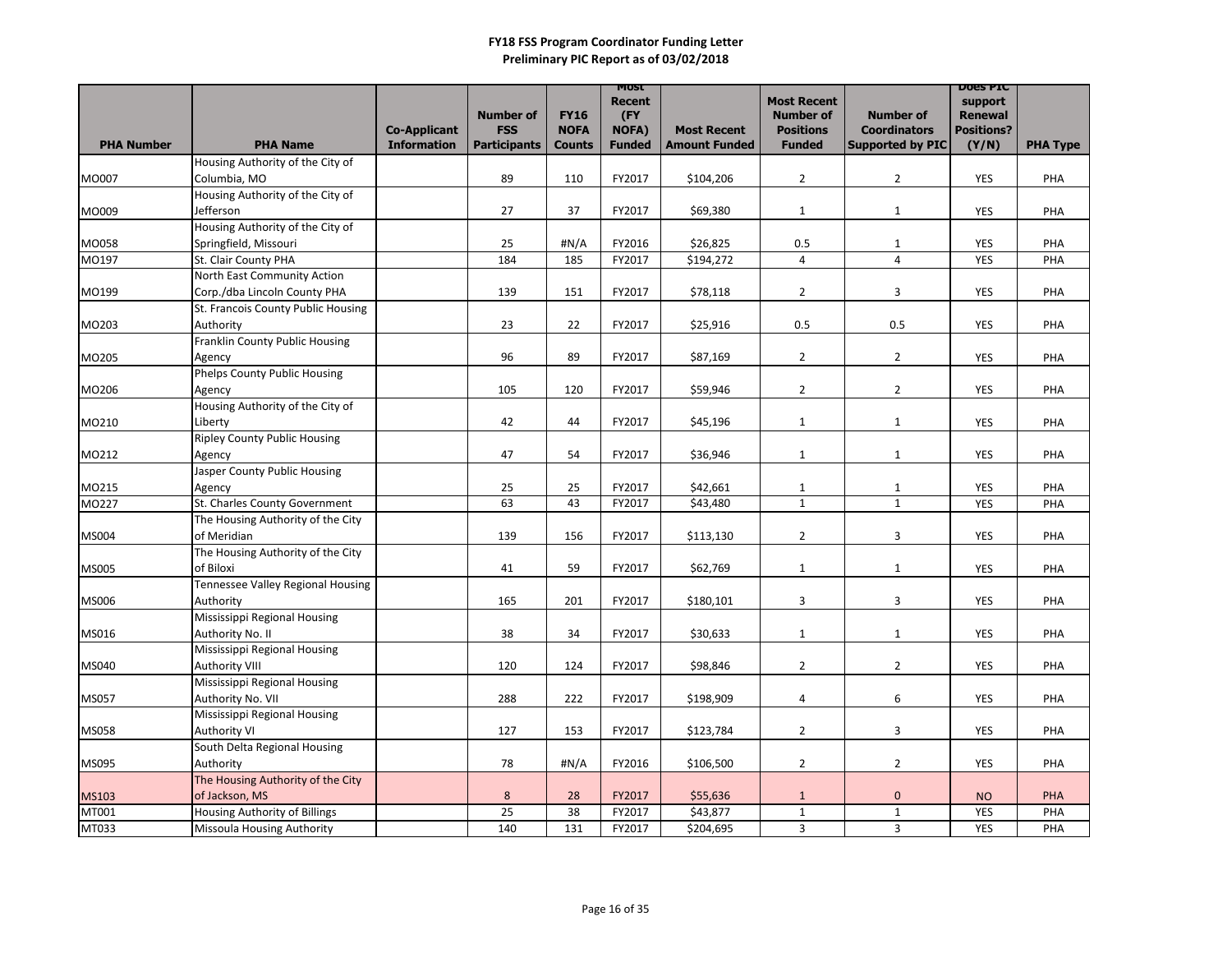**FY18 FSS Program Coordinator Funding Letter**
**Preliminary PIC Report as of 03/02/2018**

| PHA Number | PHA Name | Co-Applicant Information | Number of FSS Participants | FY16 NOFA Counts | Most Recent (FY NOFA) Funded | Most Recent Amount Funded | Most Recent Number of Positions Funded | Number of Coordinators Supported by PIC | Does PIC support Renewal Positions? (Y/N) | PHA Type |
|---|---|---|---|---|---|---|---|---|---|---|
| MO007 | Housing Authority of the City of Columbia, MO | | 89 | 110 | FY2017 | $104,206 | 2 | 2 | YES | PHA |
| MO009 | Housing Authority of the City of Jefferson | | 27 | 37 | FY2017 | $69,380 | 1 | 1 | YES | PHA |
| MO058 | Housing Authority of the City of Springfield, Missouri | | 25 | #N/A | FY2016 | $26,825 | 0.5 | 1 | YES | PHA |
| MO197 | St. Clair County PHA | | 184 | 185 | FY2017 | $194,272 | 4 | 4 | YES | PHA |
| MO199 | North East Community Action Corp./dba Lincoln County PHA | | 139 | 151 | FY2017 | $78,118 | 2 | 3 | YES | PHA |
| MO203 | St. Francois County Public Housing Authority | | 23 | 22 | FY2017 | $25,916 | 0.5 | 0.5 | YES | PHA |
| MO205 | Franklin County Public Housing Agency | | 96 | 89 | FY2017 | $87,169 | 2 | 2 | YES | PHA |
| MO206 | Phelps County Public Housing Agency | | 105 | 120 | FY2017 | $59,946 | 2 | 2 | YES | PHA |
| MO210 | Housing Authority of the City of Liberty | | 42 | 44 | FY2017 | $45,196 | 1 | 1 | YES | PHA |
| MO212 | Ripley County Public Housing Agency | | 47 | 54 | FY2017 | $36,946 | 1 | 1 | YES | PHA |
| MO215 | Jasper County Public Housing Agency | | 25 | 25 | FY2017 | $42,661 | 1 | 1 | YES | PHA |
| MO227 | St. Charles County Government | | 63 | 43 | FY2017 | $43,480 | 1 | 1 | YES | PHA |
| MS004 | The Housing Authority of the City of Meridian | | 139 | 156 | FY2017 | $113,130 | 2 | 3 | YES | PHA |
| MS005 | The Housing Authority of the City of Biloxi | | 41 | 59 | FY2017 | $62,769 | 1 | 1 | YES | PHA |
| MS006 | Tennessee Valley Regional Housing Authority | | 165 | 201 | FY2017 | $180,101 | 3 | 3 | YES | PHA |
| MS016 | Mississippi Regional Housing Authority No. II | | 38 | 34 | FY2017 | $30,633 | 1 | 1 | YES | PHA |
| MS040 | Mississippi Regional Housing Authority VIII | | 120 | 124 | FY2017 | $98,846 | 2 | 2 | YES | PHA |
| MS057 | Mississippi Regional Housing Authority No. VII | | 288 | 222 | FY2017 | $198,909 | 4 | 6 | YES | PHA |
| MS058 | Mississippi Regional Housing Authority VI | | 127 | 153 | FY2017 | $123,784 | 2 | 3 | YES | PHA |
| MS095 | South Delta Regional Housing Authority | | 78 | #N/A | FY2016 | $106,500 | 2 | 2 | YES | PHA |
| MS103 | The Housing Authority of the City of Jackson, MS | | 8 | 28 | FY2017 | $55,636 | 1 | 0 | NO | PHA |
| MT001 | Housing Authority of Billings | | 25 | 38 | FY2017 | $43,877 | 1 | 1 | YES | PHA |
| MT033 | Missoula Housing Authority | | 140 | 131 | FY2017 | $204,695 | 3 | 3 | YES | PHA |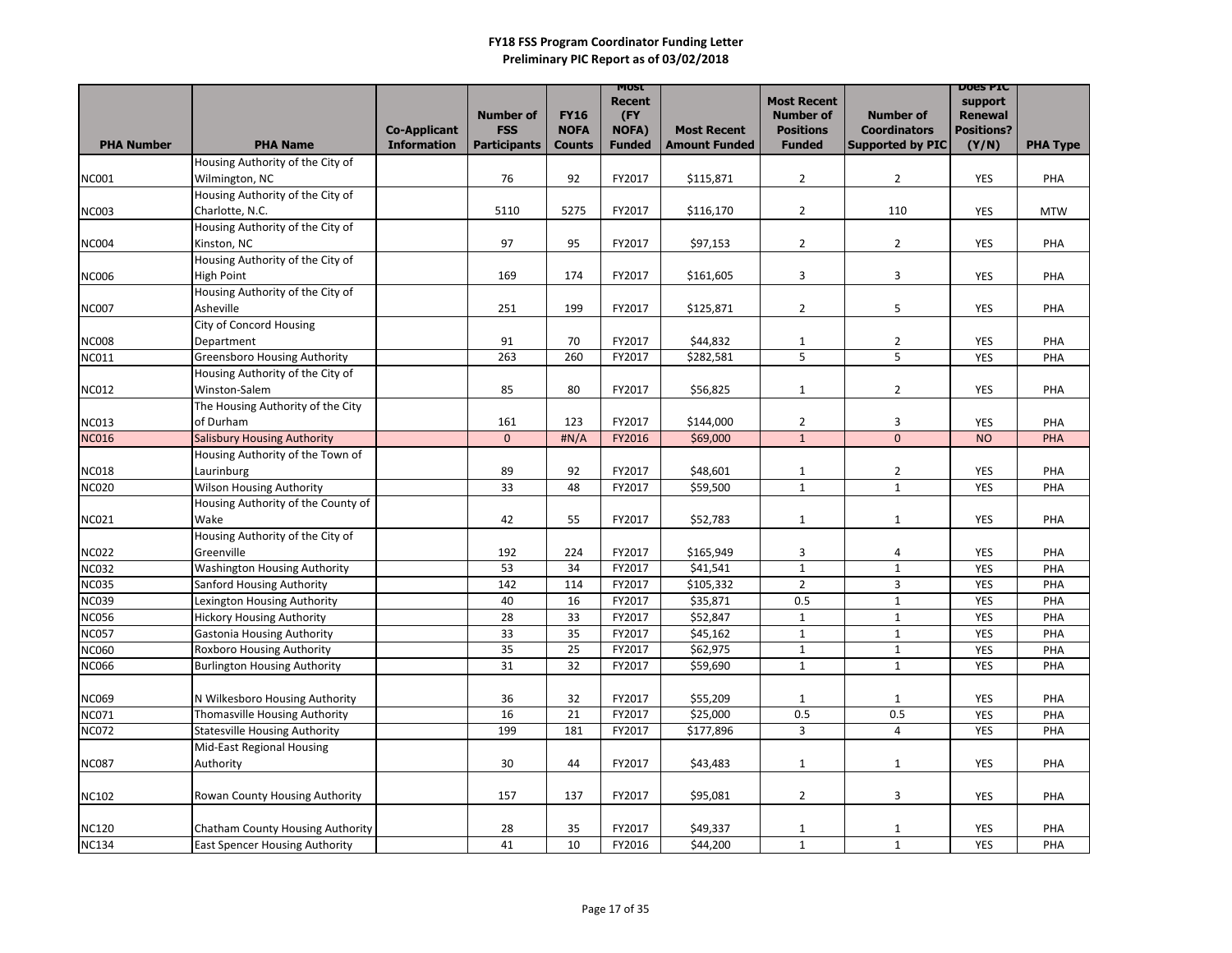**FY18 FSS Program Coordinator Funding Letter**
**Preliminary PIC Report as of 03/02/2018**

| PHA Number | PHA Name | Co-Applicant Information | Number of FSS Participants | FY16 NOFA Counts | Most Recent (FY NOFA) Funded | Most Recent Amount Funded | Most Recent Number of Positions Funded | Number of Coordinators Supported by PIC | Does PIC support Renewal Positions? (Y/N) | PHA Type |
|---|---|---|---|---|---|---|---|---|---|---|
| NC001 | Housing Authority of the City of Wilmington, NC | | 76 | 92 | FY2017 | $115,871 | 2 | 2 | YES | PHA |
| NC003 | Housing Authority of the City of Charlotte, N.C. | | 5110 | 5275 | FY2017 | $116,170 | 2 | 110 | YES | MTW |
| NC004 | Housing Authority of the City of Kinston, NC | | 97 | 95 | FY2017 | $97,153 | 2 | 2 | YES | PHA |
| NC006 | Housing Authority of the City of High Point | | 169 | 174 | FY2017 | $161,605 | 3 | 3 | YES | PHA |
| NC007 | Housing Authority of the City of Asheville | | 251 | 199 | FY2017 | $125,871 | 2 | 5 | YES | PHA |
| NC008 | City of Concord Housing Department | | 91 | 70 | FY2017 | $44,832 | 1 | 2 | YES | PHA |
| NC011 | Greensboro Housing Authority | | 263 | 260 | FY2017 | $282,581 | 5 | 5 | YES | PHA |
| NC012 | Housing Authority of the City of Winston-Salem | | 85 | 80 | FY2017 | $56,825 | 1 | 2 | YES | PHA |
| NC013 | The Housing Authority of the City of Durham | | 161 | 123 | FY2017 | $144,000 | 2 | 3 | YES | PHA |
| NC016 | Salisbury Housing Authority | | 0 | #N/A | FY2016 | $69,000 | 1 | 0 | NO | PHA |
| NC018 | Housing Authority of the Town of Laurinburg | | 89 | 92 | FY2017 | $48,601 | 1 | 2 | YES | PHA |
| NC020 | Wilson Housing Authority | | 33 | 48 | FY2017 | $59,500 | 1 | 1 | YES | PHA |
| NC021 | Housing Authority of the County of Wake | | 42 | 55 | FY2017 | $52,783 | 1 | 1 | YES | PHA |
| NC022 | Housing Authority of the City of Greenville | | 192 | 224 | FY2017 | $165,949 | 3 | 4 | YES | PHA |
| NC032 | Washington Housing Authority | | 53 | 34 | FY2017 | $41,541 | 1 | 1 | YES | PHA |
| NC035 | Sanford Housing Authority | | 142 | 114 | FY2017 | $105,332 | 2 | 3 | YES | PHA |
| NC039 | Lexington Housing Authority | | 40 | 16 | FY2017 | $35,871 | 0.5 | 1 | YES | PHA |
| NC056 | Hickory Housing Authority | | 28 | 33 | FY2017 | $52,847 | 1 | 1 | YES | PHA |
| NC057 | Gastonia Housing Authority | | 33 | 35 | FY2017 | $45,162 | 1 | 1 | YES | PHA |
| NC060 | Roxboro Housing Authority | | 35 | 25 | FY2017 | $62,975 | 1 | 1 | YES | PHA |
| NC066 | Burlington Housing Authority | | 31 | 32 | FY2017 | $59,690 | 1 | 1 | YES | PHA |
| NC069 | N Wilkesboro Housing Authority | | 36 | 32 | FY2017 | $55,209 | 1 | 1 | YES | PHA |
| NC071 | Thomasville Housing Authority | | 16 | 21 | FY2017 | $25,000 | 0.5 | 0.5 | YES | PHA |
| NC072 | Statesville Housing Authority | | 199 | 181 | FY2017 | $177,896 | 3 | 4 | YES | PHA |
| NC087 | Mid-East Regional Housing Authority | | 30 | 44 | FY2017 | $43,483 | 1 | 1 | YES | PHA |
| NC102 | Rowan County Housing Authority | | 157 | 137 | FY2017 | $95,081 | 2 | 3 | YES | PHA |
| NC120 | Chatham County Housing Authority | | 28 | 35 | FY2017 | $49,337 | 1 | 1 | YES | PHA |
| NC134 | East Spencer Housing Authority | | 41 | 10 | FY2016 | $44,200 | 1 | 1 | YES | PHA |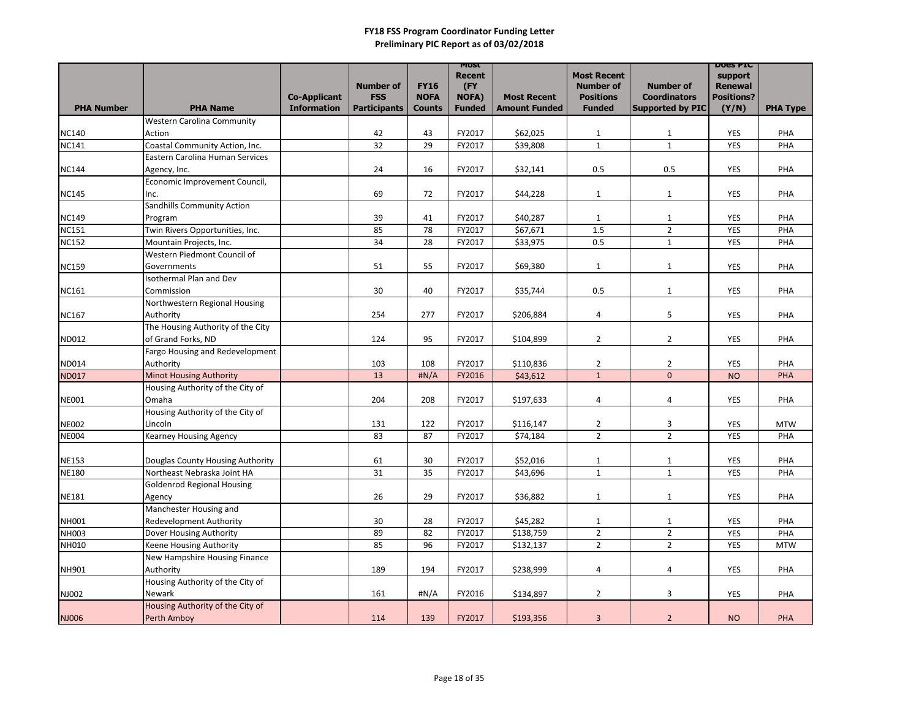**FY18 FSS Program Coordinator Funding Letter**
**Preliminary PIC Report as of 03/02/2018**

| PHA Number | PHA Name | Co-Applicant Information | Number of FSS Participants | FY16 NOFA Counts | Most Recent (FY NOFA) Funded | Most Recent Amount Funded | Most Recent Number of Positions Funded | Number of Coordinators Supported by PIC | Does PIC support Renewal Positions? (Y/N) | PHA Type |
|---|---|---|---|---|---|---|---|---|---|---|
| NC140 | Western Carolina Community Action | | 42 | 43 | FY2017 | $62,025 | 1 | 1 | YES | PHA |
| NC141 | Coastal Community Action, Inc. | | 32 | 29 | FY2017 | $39,808 | 1 | 1 | YES | PHA |
| NC144 | Eastern Carolina Human Services Agency, Inc. | | 24 | 16 | FY2017 | $32,141 | 0.5 | 0.5 | YES | PHA |
| NC145 | Economic Improvement Council, Inc. | | 69 | 72 | FY2017 | $44,228 | 1 | 1 | YES | PHA |
| NC149 | Sandhills Community Action Program | | 39 | 41 | FY2017 | $40,287 | 1 | 1 | YES | PHA |
| NC151 | Twin Rivers Opportunities, Inc. | | 85 | 78 | FY2017 | $67,671 | 1.5 | 2 | YES | PHA |
| NC152 | Mountain Projects, Inc. | | 34 | 28 | FY2017 | $33,975 | 0.5 | 1 | YES | PHA |
| NC159 | Western Piedmont Council of Governments | | 51 | 55 | FY2017 | $69,380 | 1 | 1 | YES | PHA |
| NC161 | Isothermal Plan and Dev Commission | | 30 | 40 | FY2017 | $35,744 | 0.5 | 1 | YES | PHA |
| NC167 | Northwestern Regional Housing Authority | | 254 | 277 | FY2017 | $206,884 | 4 | 5 | YES | PHA |
| ND012 | The Housing Authority of the City of Grand Forks, ND | | 124 | 95 | FY2017 | $104,899 | 2 | 2 | YES | PHA |
| ND014 | Fargo Housing and Redevelopment Authority | | 103 | 108 | FY2017 | $110,836 | 2 | 2 | YES | PHA |
| ND017 | Minot Housing Authority | | 13 | #N/A | FY2016 | $43,612 | 1 | 0 | NO | PHA |
| NE001 | Housing Authority of the City of Omaha | | 204 | 208 | FY2017 | $197,633 | 4 | 4 | YES | PHA |
| NE002 | Housing Authority of the City of Lincoln | | 131 | 122 | FY2017 | $116,147 | 2 | 3 | YES | MTW |
| NE004 | Kearney Housing Agency | | 83 | 87 | FY2017 | $74,184 | 2 | 2 | YES | PHA |
| NE153 | Douglas County Housing Authority | | 61 | 30 | FY2017 | $52,016 | 1 | 1 | YES | PHA |
| NE180 | Northeast Nebraska Joint HA | | 31 | 35 | FY2017 | $43,696 | 1 | 1 | YES | PHA |
| NE181 | Goldenrod Regional Housing Agency | | 26 | 29 | FY2017 | $36,882 | 1 | 1 | YES | PHA |
| NH001 | Manchester Housing and Redevelopment Authority | | 30 | 28 | FY2017 | $45,282 | 1 | 1 | YES | PHA |
| NH003 | Dover Housing Authority | | 89 | 82 | FY2017 | $138,759 | 2 | 2 | YES | PHA |
| NH010 | Keene Housing Authority | | 85 | 96 | FY2017 | $132,137 | 2 | 2 | YES | MTW |
| NH901 | New Hampshire Housing Finance Authority | | 189 | 194 | FY2017 | $238,999 | 4 | 4 | YES | PHA |
| NJ002 | Housing Authority of the City of Newark | | 161 | #N/A | FY2016 | $134,897 | 2 | 3 | YES | PHA |
| NJ006 | Housing Authority of the City of Perth Amboy | | 114 | 139 | FY2017 | $193,356 | 3 | 2 | NO | PHA |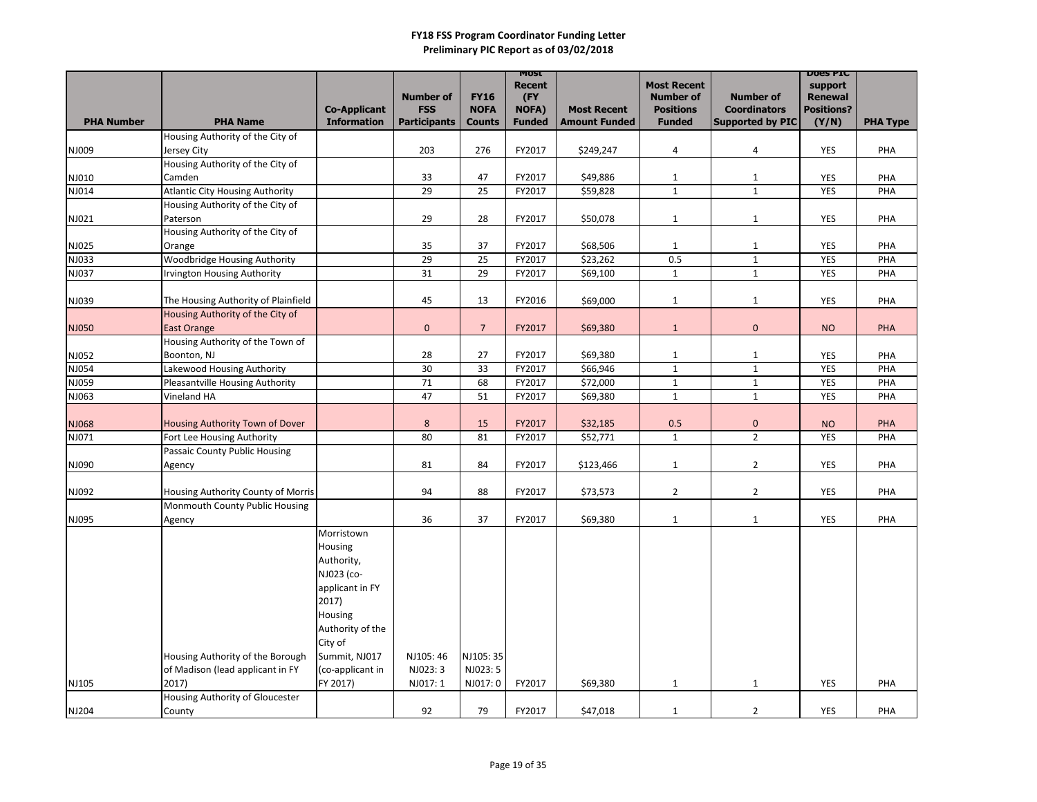**FY18 FSS Program Coordinator Funding Letter**
**Preliminary PIC Report as of 03/02/2018**

| PHA Number | PHA Name | Co-Applicant Information | Number of FSS Participants | FY16 NOFA Counts | Most Recent (FY NOFA) Funded | Most Recent Amount Funded | Most Recent Number of Positions Funded | Number of Coordinators Supported by PIC | Does PIC support Renewal Positions? (Y/N) | PHA Type |
|---|---|---|---|---|---|---|---|---|---|---|
| NJ009 | Housing Authority of the City of Jersey City | | 203 | 276 | FY2017 | $249,247 | 4 | 4 | YES | PHA |
| NJ010 | Housing Authority of the City of Camden | | 33 | 47 | FY2017 | $49,886 | 1 | 1 | YES | PHA |
| NJ014 | Atlantic City Housing Authority | | 29 | 25 | FY2017 | $59,828 | 1 | 1 | YES | PHA |
| NJ021 | Housing Authority of the City of Paterson | | 29 | 28 | FY2017 | $50,078 | 1 | 1 | YES | PHA |
| NJ025 | Housing Authority of the City of Orange | | 35 | 37 | FY2017 | $68,506 | 1 | 1 | YES | PHA |
| NJ033 | Woodbridge Housing Authority | | 29 | 25 | FY2017 | $23,262 | 0.5 | 1 | YES | PHA |
| NJ037 | Irvington Housing Authority | | 31 | 29 | FY2017 | $69,100 | 1 | 1 | YES | PHA |
| NJ039 | The Housing Authority of Plainfield | | 45 | 13 | FY2016 | $69,000 | 1 | 1 | YES | PHA |
| NJ050 | Housing Authority of the City of East Orange | | 0 | 7 | FY2017 | $69,380 | 1 | 0 | NO | PHA |
| NJ052 | Housing Authority of the Town of Boonton, NJ | | 28 | 27 | FY2017 | $69,380 | 1 | 1 | YES | PHA |
| NJ054 | Lakewood Housing Authority | | 30 | 33 | FY2017 | $66,946 | 1 | 1 | YES | PHA |
| NJ059 | Pleasantville Housing Authority | | 71 | 68 | FY2017 | $72,000 | 1 | 1 | YES | PHA |
| NJ063 | Vineland HA | | 47 | 51 | FY2017 | $69,380 | 1 | 1 | YES | PHA |
| NJ068 | Housing Authority Town of Dover | | 8 | 15 | FY2017 | $32,185 | 0.5 | 0 | NO | PHA |
| NJ071 | Fort Lee Housing Authority | | 80 | 81 | FY2017 | $52,771 | 1 | 2 | YES | PHA |
| NJ090 | Passaic County Public Housing Agency | | 81 | 84 | FY2017 | $123,466 | 1 | 2 | YES | PHA |
| NJ092 | Housing Authority County of Morris | | 94 | 88 | FY2017 | $73,573 | 2 | 2 | YES | PHA |
| NJ095 | Monmouth County Public Housing Agency | | 36 | 37 | FY2017 | $69,380 | 1 | 1 | YES | PHA |
| NJ105 | Housing Authority of the Borough of Madison (lead applicant in FY 2017) | Morristown Housing Authority, NJ023 (co-applicant in FY 2017) Housing Authority of the City of Summit, NJ017 (co-applicant in FY 2017) | NJ105: 46 NJ023: 3 NJ017: 1 | NJ105: 35 NJ023: 5 NJ017: 0 | FY2017 | $69,380 | 1 | 1 | YES | PHA |
| NJ204 | Housing Authority of Gloucester County | | 92 | 79 | FY2017 | $47,018 | 1 | 2 | YES | PHA |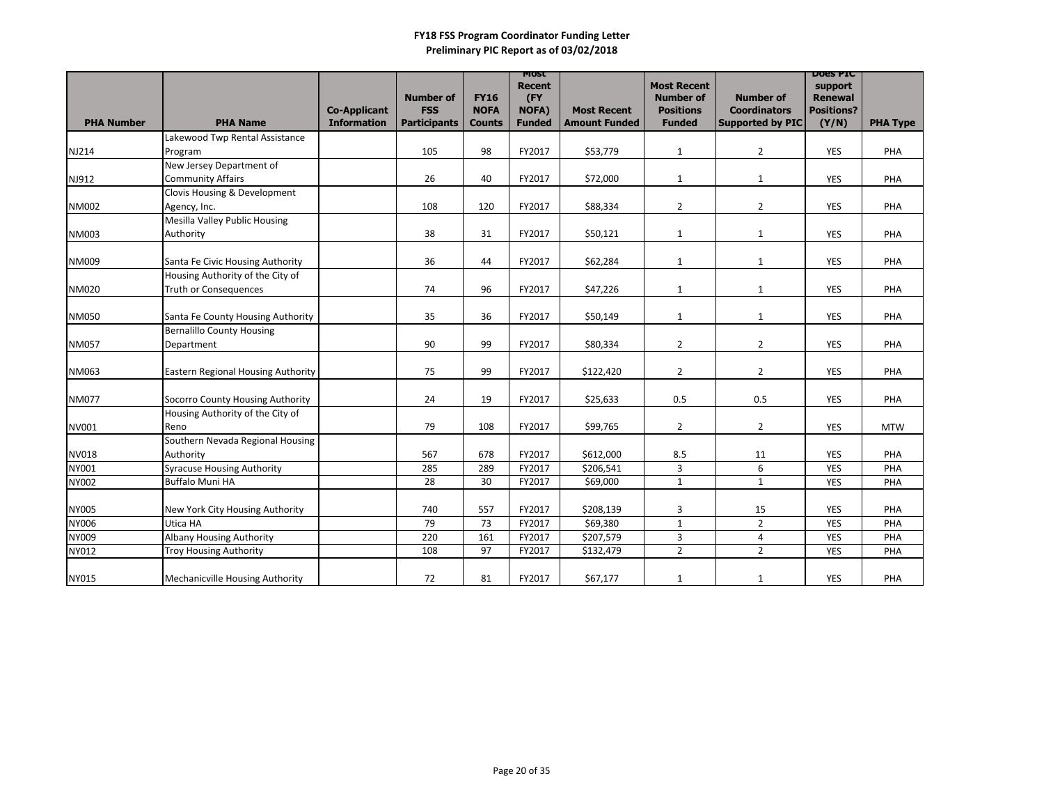**FY18 FSS Program Coordinator Funding Letter**
**Preliminary PIC Report as of 03/02/2018**

| PHA Number | PHA Name | Co-Applicant Information | Number of FSS Participants | FY16 NOFA Counts | Most Recent (FY NOFA) Funded | Most Recent Amount Funded | Most Recent Number of Positions Funded | Number of Coordinators Supported by PIC | Does PIC support Renewal Positions? (Y/N) | PHA Type |
|---|---|---|---|---|---|---|---|---|---|---|
| NJ214 | Lakewood Twp Rental Assistance Program | | 105 | 98 | FY2017 | $53,779 | 1 | 2 | YES | PHA |
| NJ912 | New Jersey Department of Community Affairs | | 26 | 40 | FY2017 | $72,000 | 1 | 1 | YES | PHA |
| NM002 | Clovis Housing & Development Agency, Inc. | | 108 | 120 | FY2017 | $88,334 | 2 | 2 | YES | PHA |
| NM003 | Mesilla Valley Public Housing Authority | | 38 | 31 | FY2017 | $50,121 | 1 | 1 | YES | PHA |
| NM009 | Santa Fe Civic Housing Authority | | 36 | 44 | FY2017 | $62,284 | 1 | 1 | YES | PHA |
| NM020 | Housing Authority of the City of Truth or Consequences | | 74 | 96 | FY2017 | $47,226 | 1 | 1 | YES | PHA |
| NM050 | Santa Fe County Housing Authority | | 35 | 36 | FY2017 | $50,149 | 1 | 1 | YES | PHA |
| NM057 | Bernalillo County Housing Department | | 90 | 99 | FY2017 | $80,334 | 2 | 2 | YES | PHA |
| NM063 | Eastern Regional Housing Authority | | 75 | 99 | FY2017 | $122,420 | 2 | 2 | YES | PHA |
| NM077 | Socorro County Housing Authority | | 24 | 19 | FY2017 | $25,633 | 0.5 | 0.5 | YES | PHA |
| NV001 | Housing Authority of the City of Reno | | 79 | 108 | FY2017 | $99,765 | 2 | 2 | YES | MTW |
| NV018 | Southern Nevada Regional Housing Authority | | 567 | 678 | FY2017 | $612,000 | 8.5 | 11 | YES | PHA |
| NY001 | Syracuse Housing Authority | | 285 | 289 | FY2017 | $206,541 | 3 | 6 | YES | PHA |
| NY002 | Buffalo Muni HA | | 28 | 30 | FY2017 | $69,000 | 1 | 1 | YES | PHA |
| NY005 | New York City Housing Authority | | 740 | 557 | FY2017 | $208,139 | 3 | 15 | YES | PHA |
| NY006 | Utica HA | | 79 | 73 | FY2017 | $69,380 | 1 | 2 | YES | PHA |
| NY009 | Albany Housing Authority | | 220 | 161 | FY2017 | $207,579 | 3 | 4 | YES | PHA |
| NY012 | Troy Housing Authority | | 108 | 97 | FY2017 | $132,479 | 2 | 2 | YES | PHA |
| NY015 | Mechanicville Housing Authority | | 72 | 81 | FY2017 | $67,177 | 1 | 1 | YES | PHA |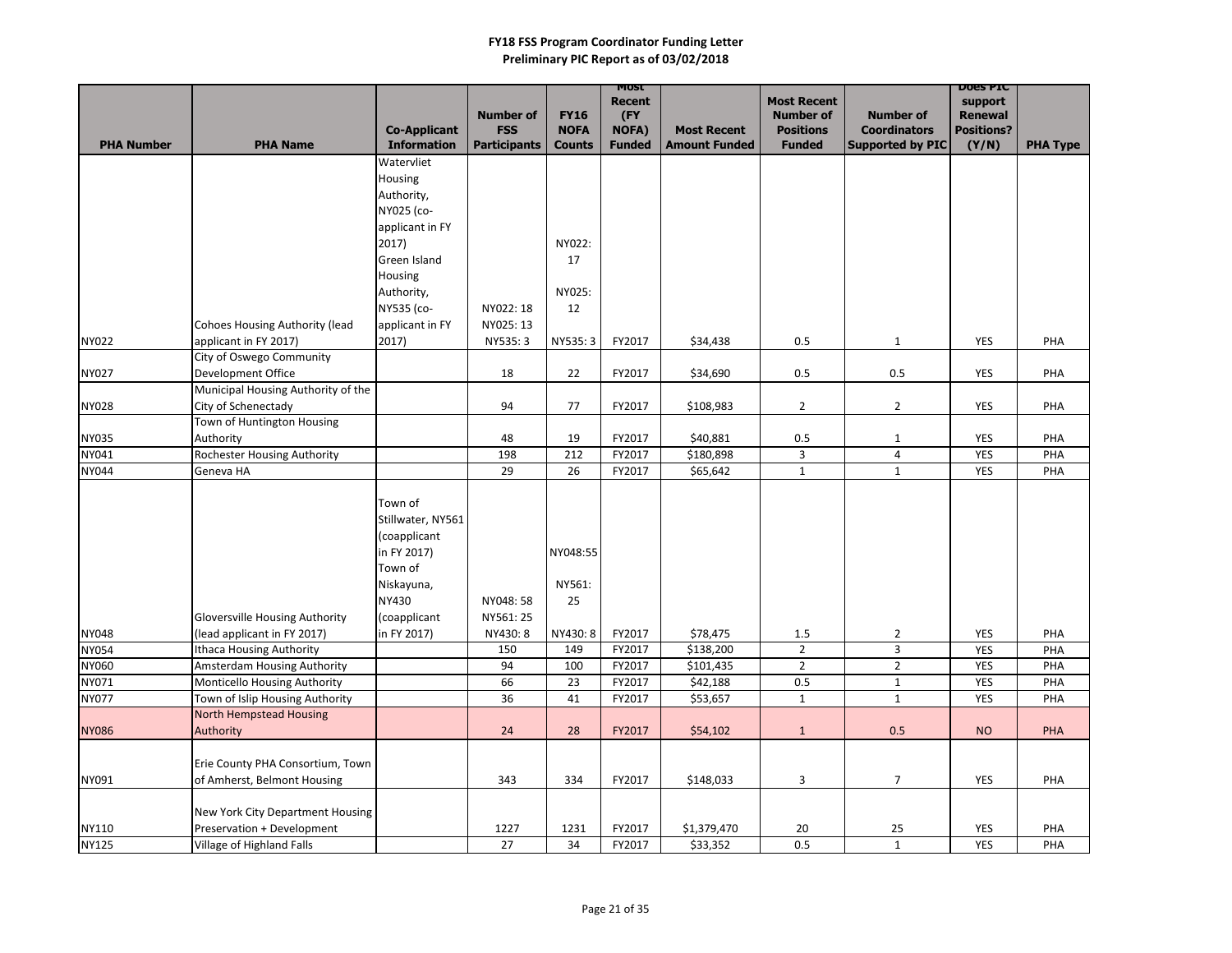**FY18 FSS Program Coordinator Funding Letter**
**Preliminary PIC Report as of 03/02/2018**

| PHA Number | PHA Name | Co-Applicant Information | Number of FSS Participants | FY16 NOFA Counts | Most Recent (FY NOFA) Funded | Most Recent Amount Funded | Most Recent Number of Positions Funded | Number of Coordinators Supported by PIC | Does PIC support Renewal Positions? (Y/N) | PHA Type |
|---|---|---|---|---|---|---|---|---|---|---|
| NY022 | Cohoes Housing Authority (lead applicant in FY 2017) | Watervliet Housing Authority, NY025 (co-applicant in FY 2017) Green Island Housing Authority, NY535 (co-applicant in FY 2017) | NY022: 18 NY025: 13 NY535: 3 | NY022: 17 NY025: 12 NY535: 3 | FY2017 | $34,438 | 0.5 | 1 | YES | PHA |
| NY027 | City of Oswego Community Development Office | | 18 | 22 | FY2017 | $34,690 | 0.5 | 0.5 | YES | PHA |
| NY028 | Municipal Housing Authority of the City of Schenectady | | 94 | 77 | FY2017 | $108,983 | 2 | 2 | YES | PHA |
| NY035 | Town of Huntington Housing Authority | | 48 | 19 | FY2017 | $40,881 | 0.5 | 1 | YES | PHA |
| NY041 | Rochester Housing Authority | | 198 | 212 | FY2017 | $180,898 | 3 | 4 | YES | PHA |
| NY044 | Geneva HA | | 29 | 26 | FY2017 | $65,642 | 1 | 1 | YES | PHA |
| NY048 | Gloversville Housing Authority (lead applicant in FY 2017) | Town of Stillwater, NY561 (coapplicant in FY 2017) Town of Niskayuna, NY430 (coapplicant in FY 2017) | NY048: 58 NY561: 25 NY430: 8 | NY048:55 NY561: 25 NY430: 8 | FY2017 | $78,475 | 1.5 | 2 | YES | PHA |
| NY054 | Ithaca Housing Authority | | 150 | 149 | FY2017 | $138,200 | 2 | 3 | YES | PHA |
| NY060 | Amsterdam Housing Authority | | 94 | 100 | FY2017 | $101,435 | 2 | 2 | YES | PHA |
| NY071 | Monticello Housing Authority | | 66 | 23 | FY2017 | $42,188 | 0.5 | 1 | YES | PHA |
| NY077 | Town of Islip Housing Authority | | 36 | 41 | FY2017 | $53,657 | 1 | 1 | YES | PHA |
| NY086 | North Hempstead Housing Authority | | 24 | 28 | FY2017 | $54,102 | 1 | 0.5 | NO | PHA |
| NY091 | Erie County PHA Consortium, Town of Amherst, Belmont Housing | | 343 | 334 | FY2017 | $148,033 | 3 | 7 | YES | PHA |
| NY110 | New York City Department Housing Preservation + Development | | 1227 | 1231 | FY2017 | $1,379,470 | 20 | 25 | YES | PHA |
| NY125 | Village of Highland Falls | | 27 | 34 | FY2017 | $33,352 | 0.5 | 1 | YES | PHA |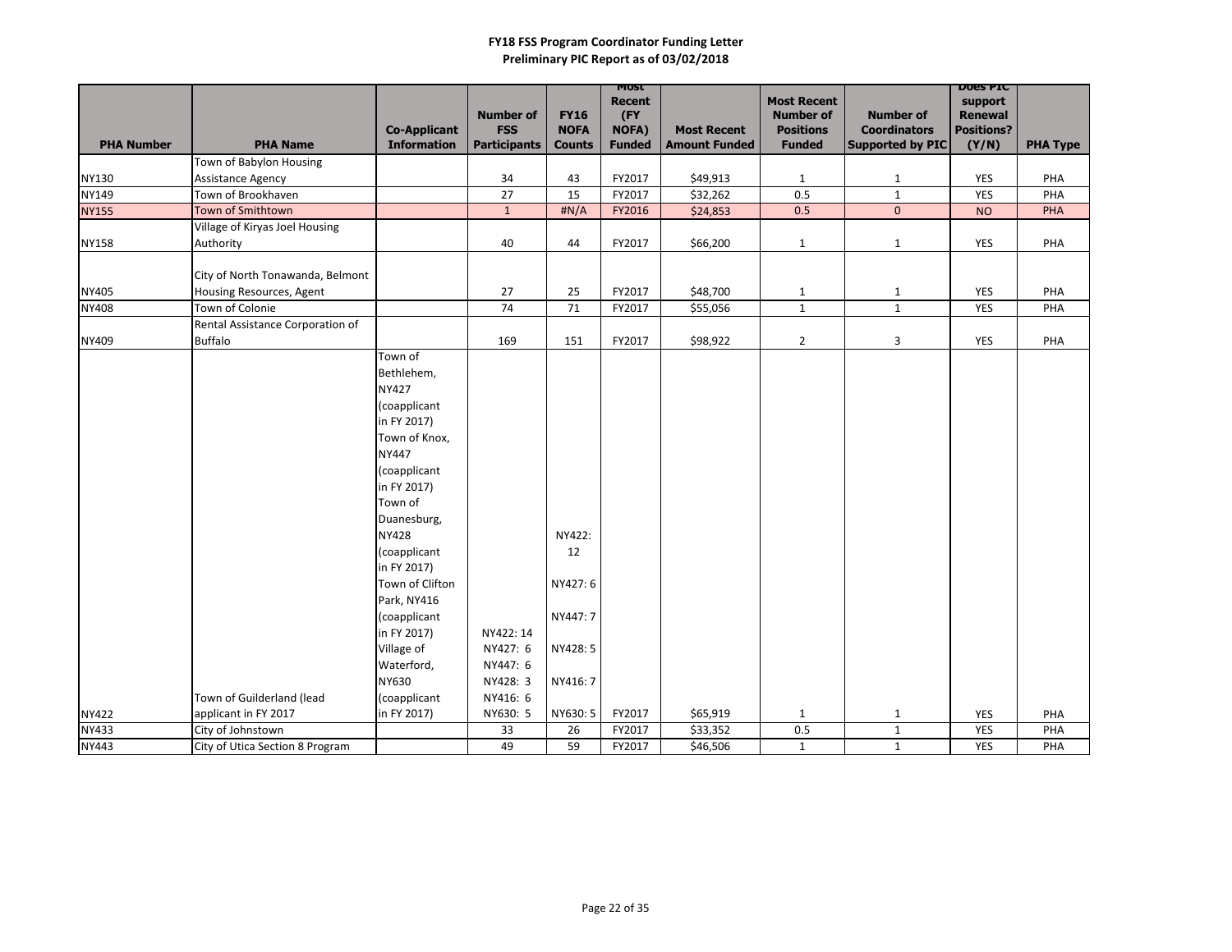**FY18 FSS Program Coordinator Funding Letter**
**Preliminary PIC Report as of 03/02/2018**

| PHA Number | PHA Name | Co-Applicant Information | Number of FSS Participants | FY16 NOFA Counts | Most Recent (FY NOFA) Funded | Most Recent Amount Funded | Most Recent Number of Positions Funded | Number of Coordinators Supported by PIC | Does PIC support Renewal Positions? (Y/N) | PHA Type |
|---|---|---|---|---|---|---|---|---|---|---|
| NY130 | Town of Babylon Housing Assistance Agency | | 34 | 43 | FY2017 | $49,913 | 1 | 1 | YES | PHA |
| NY149 | Town of Brookhaven | | 27 | 15 | FY2017 | $32,262 | 0.5 | 1 | YES | PHA |
| NY155 | Town of Smithtown | | 1 | #N/A | FY2016 | $24,853 | 0.5 | 0 | NO | PHA |
| NY158 | Village of Kiryas Joel Housing Authority | | 40 | 44 | FY2017 | $66,200 | 1 | 1 | YES | PHA |
| NY405 | City of North Tonawanda, Belmont Housing Resources, Agent | | 27 | 25 | FY2017 | $48,700 | 1 | 1 | YES | PHA |
| NY408 | Town of Colonie | | 74 | 71 | FY2017 | $55,056 | 1 | 1 | YES | PHA |
| NY409 | Rental Assistance Corporation of Buffalo | | 169 | 151 | FY2017 | $98,922 | 2 | 3 | YES | PHA |
| NY422 | Town of Guilderland (lead applicant in FY 2017 | Town of Bethlehem, NY427 (coapplicant in FY 2017) Town of Knox, NY447 (coapplicant in FY 2017) Town of Duanesburg, NY428 (coapplicant in FY 2017) Town of Clifton Park, NY416 (coapplicant in FY 2017) Village of Waterford, NY630 (coapplicant in FY 2017) | NY422: 14 NY427: 6 NY447: 6 NY428: 3 NY416: 6 NY630: 5 | NY422: 12 NY427: 6 NY447: 7 NY428: 5 NY416: 7 NY630: 5 | FY2017 | $65,919 | 1 | 1 | YES | PHA |
| NY433 | City of Johnstown | | 33 | 26 | FY2017 | $33,352 | 0.5 | 1 | YES | PHA |
| NY443 | City of Utica Section 8 Program | | 49 | 59 | FY2017 | $46,506 | 1 | 1 | YES | PHA |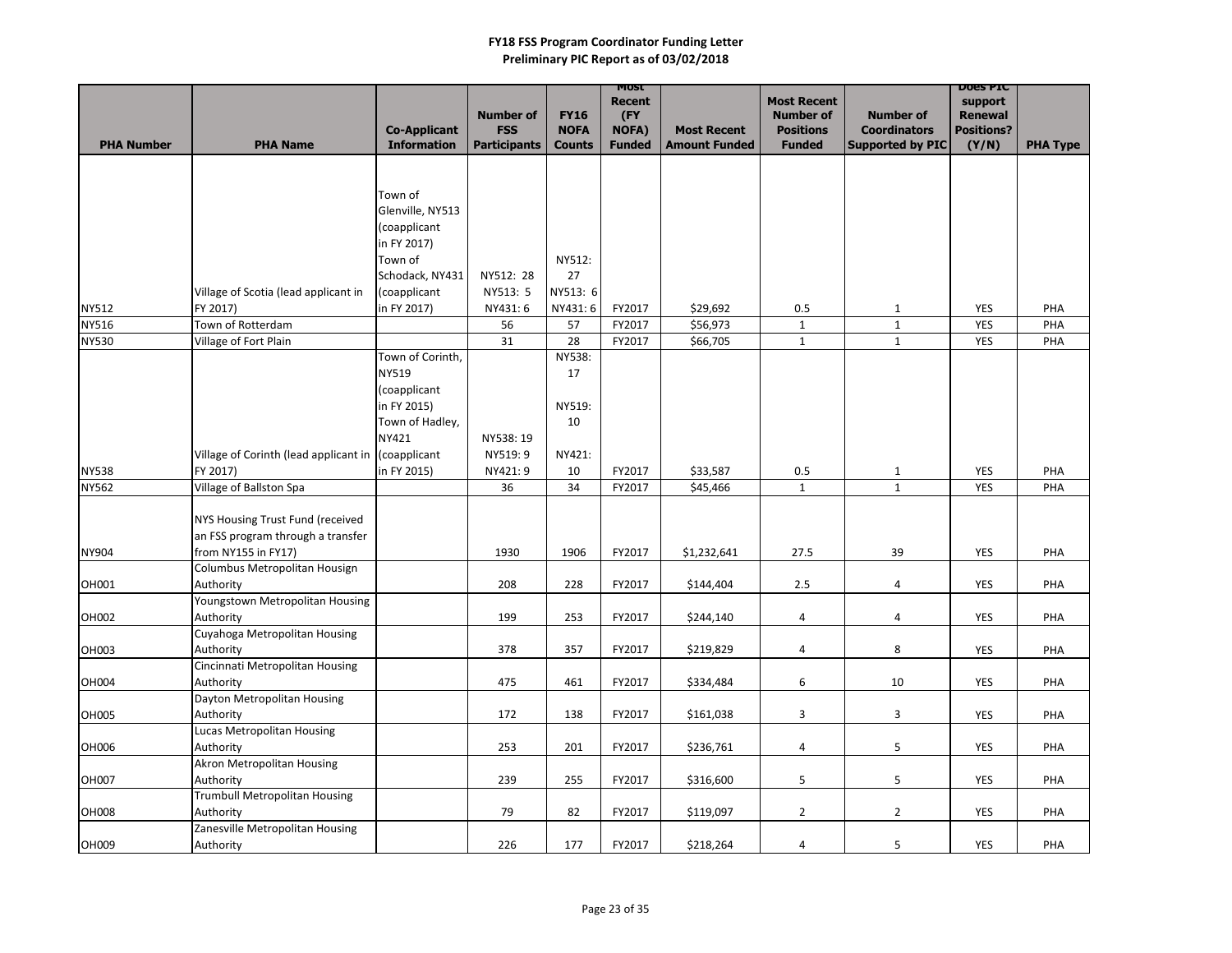**FY18 FSS Program Coordinator Funding Letter**
**Preliminary PIC Report as of 03/02/2018**

| PHA Number | PHA Name | Co-Applicant Information | Number of FSS Participants | FY16 NOFA Counts | Most Recent (FY NOFA) Funded | Most Recent Amount Funded | Most Recent Number of Positions Funded | Number of Coordinators Supported by PIC | Does PIC support Renewal Positions? (Y/N) | PHA Type |
|---|---|---|---|---|---|---|---|---|---|---|
| NY512 | Village of Scotia (lead applicant in FY 2017) | Town of Glenville, NY513 (coapplicant in FY 2017) Town of Schodack, NY431 (coapplicant in FY 2017) | NY512: 28 NY513: 5 NY431: 6 | NY512: 27 NY513: 6 NY431: 6 | FY2017 | $29,692 | 0.5 | 1 | YES | PHA |
| NY516 | Town of Rotterdam | | 56 | 57 | FY2017 | $56,973 | 1 | 1 | YES | PHA |
| NY530 | Village of Fort Plain | | 31 | 28 | FY2017 | $66,705 | 1 | 1 | YES | PHA |
| NY538 | Village of Corinth (lead applicant in FY 2017) | Town of Corinth, NY519 (coapplicant in FY 2015) Town of Hadley, NY421 (coapplicant in FY 2015) | NY538: 19 NY519: 9 NY421: 9 | NY538: 17 NY519: 10 NY421: 10 | FY2017 | $33,587 | 0.5 | 1 | YES | PHA |
| NY562 | Village of Ballston Spa | | 36 | 34 | FY2017 | $45,466 | 1 | 1 | YES | PHA |
| NY904 | NYS Housing Trust Fund (received an FSS program through a transfer from NY155 in FY17) | | 1930 | 1906 | FY2017 | $1,232,641 | 27.5 | 39 | YES | PHA |
| OH001 | Columbus Metropolitan Housign Authority | | 208 | 228 | FY2017 | $144,404 | 2.5 | 4 | YES | PHA |
| OH002 | Youngstown Metropolitan Housing Authority | | 199 | 253 | FY2017 | $244,140 | 4 | 4 | YES | PHA |
| OH003 | Cuyahoga Metropolitan Housing Authority | | 378 | 357 | FY2017 | $219,829 | 4 | 8 | YES | PHA |
| OH004 | Cincinnati Metropolitan Housing Authority | | 475 | 461 | FY2017 | $334,484 | 6 | 10 | YES | PHA |
| OH005 | Dayton Metropolitan Housing Authority | | 172 | 138 | FY2017 | $161,038 | 3 | 3 | YES | PHA |
| OH006 | Lucas Metropolitan Housing Authority | | 253 | 201 | FY2017 | $236,761 | 4 | 5 | YES | PHA |
| OH007 | Akron Metropolitan Housing Authority | | 239 | 255 | FY2017 | $316,600 | 5 | 5 | YES | PHA |
| OH008 | Trumbull Metropolitan Housing Authority | | 79 | 82 | FY2017 | $119,097 | 2 | 2 | YES | PHA |
| OH009 | Zanesville Metropolitan Housing Authority | | 226 | 177 | FY2017 | $218,264 | 4 | 5 | YES | PHA |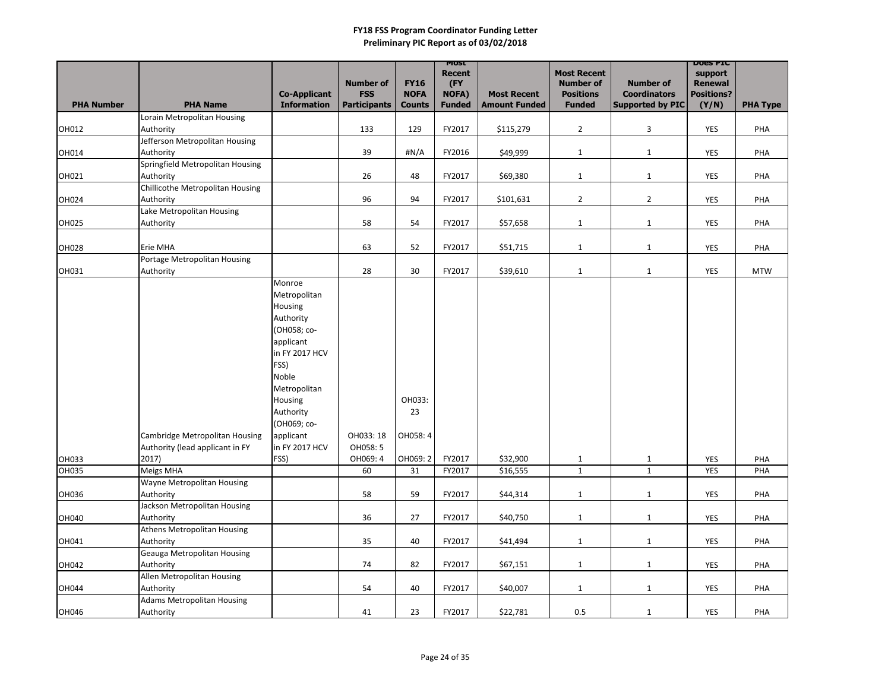**FY18 FSS Program Coordinator Funding Letter**
**Preliminary PIC Report as of 03/02/2018**

| PHA Number | PHA Name | Co-Applicant Information | Number of FSS Participants | FY16 NOFA Counts | Most Recent (FY NOFA) Funded | Most Recent Amount Funded | Most Recent Number of Positions Funded | Number of Coordinators Supported by PIC | Does PIC support Renewal Positions? (Y/N) | PHA Type |
|---|---|---|---|---|---|---|---|---|---|---|
| OH012 | Lorain Metropolitan Housing Authority | | 133 | 129 | FY2017 | $115,279 | 2 | 3 | YES | PHA |
| OH014 | Jefferson Metropolitan Housing Authority | | 39 | #N/A | FY2016 | $49,999 | 1 | 1 | YES | PHA |
| OH021 | Springfield Metropolitan Housing Authority | | 26 | 48 | FY2017 | $69,380 | 1 | 1 | YES | PHA |
| OH024 | Chillicothe Metropolitan Housing Authority | | 96 | 94 | FY2017 | $101,631 | 2 | 2 | YES | PHA |
| OH025 | Lake Metropolitan Housing Authority | | 58 | 54 | FY2017 | $57,658 | 1 | 1 | YES | PHA |
| OH028 | Erie MHA | | 63 | 52 | FY2017 | $51,715 | 1 | 1 | YES | PHA |
| OH031 | Portage Metropolitan Housing Authority | | 28 | 30 | FY2017 | $39,610 | 1 | 1 | YES | MTW |
| OH033 | Cambridge Metropolitan Housing Authority (lead applicant in FY 2017) | Monroe Metropolitan Housing Authority (OH058; co-applicant in FY 2017 HCV FSS) Noble Metropolitan Housing Authority (OH069; co-applicant in FY 2017 HCV FSS) | OH033: 18 OH058: 5 OH069: 4 | OH033: 23 OH058: 4 OH069: 2 | FY2017 | $32,900 | 1 | 1 | YES | PHA |
| OH035 | Meigs MHA | | 60 | 31 | FY2017 | $16,555 | 1 | 1 | YES | PHA |
| OH036 | Wayne Metropolitan Housing Authority | | 58 | 59 | FY2017 | $44,314 | 1 | 1 | YES | PHA |
| OH040 | Jackson Metropolitan Housing Authority | | 36 | 27 | FY2017 | $40,750 | 1 | 1 | YES | PHA |
| OH041 | Athens Metropolitan Housing Authority | | 35 | 40 | FY2017 | $41,494 | 1 | 1 | YES | PHA |
| OH042 | Geauga Metropolitan Housing Authority | | 74 | 82 | FY2017 | $67,151 | 1 | 1 | YES | PHA |
| OH044 | Allen Metropolitan Housing Authority | | 54 | 40 | FY2017 | $40,007 | 1 | 1 | YES | PHA |
| OH046 | Adams Metropolitan Housing Authority | | 41 | 23 | FY2017 | $22,781 | 0.5 | 1 | YES | PHA |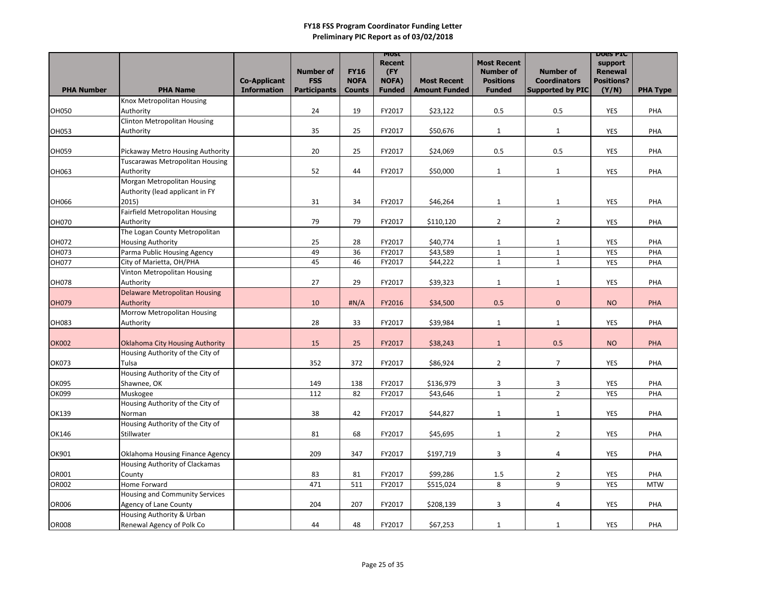**FY18 FSS Program Coordinator Funding Letter**
**Preliminary PIC Report as of 03/02/2018**

| PHA Number | PHA Name | Co-Applicant Information | Number of FSS Participants | FY16 NOFA Counts | Most Recent (FY NOFA) Funded | Most Recent Amount Funded | Most Recent Number of Positions Funded | Number of Coordinators Supported by PIC | Does PIC support Renewal Positions? (Y/N) | PHA Type |
|---|---|---|---|---|---|---|---|---|---|---|
| OH050 | Knox Metropolitan Housing Authority | | 24 | 19 | FY2017 | $23,122 | 0.5 | 0.5 | YES | PHA |
| OH053 | Clinton Metropolitan Housing Authority | | 35 | 25 | FY2017 | $50,676 | 1 | 1 | YES | PHA |
| OH059 | Pickaway Metro Housing Authority | | 20 | 25 | FY2017 | $24,069 | 0.5 | 0.5 | YES | PHA |
| OH063 | Tuscarawas Metropolitan Housing Authority | | 52 | 44 | FY2017 | $50,000 | 1 | 1 | YES | PHA |
| OH066 | Morgan Metropolitan Housing Authority (lead applicant in FY 2015) | | 31 | 34 | FY2017 | $46,264 | 1 | 1 | YES | PHA |
| OH070 | Fairfield Metropolitan Housing Authority | | 79 | 79 | FY2017 | $110,120 | 2 | 2 | YES | PHA |
| OH072 | The Logan County Metropolitan Housing Authority | | 25 | 28 | FY2017 | $40,774 | 1 | 1 | YES | PHA |
| OH073 | Parma Public Housing Agency | | 49 | 36 | FY2017 | $43,589 | 1 | 1 | YES | PHA |
| OH077 | City of Marietta, OH/PHA | | 45 | 46 | FY2017 | $44,222 | 1 | 1 | YES | PHA |
| OH078 | Vinton Metropolitan Housing Authority | | 27 | 29 | FY2017 | $39,323 | 1 | 1 | YES | PHA |
| OH079 | Delaware Metropolitan Housing Authority | | 10 | #N/A | FY2016 | $34,500 | 0.5 | 0 | NO | PHA |
| OH083 | Morrow Metropolitan Housing Authority | | 28 | 33 | FY2017 | $39,984 | 1 | 1 | YES | PHA |
| OK002 | Oklahoma City Housing Authority | | 15 | 25 | FY2017 | $38,243 | 1 | 0.5 | NO | PHA |
| OK073 | Housing Authority of the City of Tulsa | | 352 | 372 | FY2017 | $86,924 | 2 | 7 | YES | PHA |
| OK095 | Housing Authority of the City of Shawnee, OK | | 149 | 138 | FY2017 | $136,979 | 3 | 3 | YES | PHA |
| OK099 | Muskogee | | 112 | 82 | FY2017 | $43,646 | 1 | 2 | YES | PHA |
| OK139 | Housing Authority of the City of Norman | | 38 | 42 | FY2017 | $44,827 | 1 | 1 | YES | PHA |
| OK146 | Housing Authority of the City of Stillwater | | 81 | 68 | FY2017 | $45,695 | 1 | 2 | YES | PHA |
| OK901 | Oklahoma Housing Finance Agency | | 209 | 347 | FY2017 | $197,719 | 3 | 4 | YES | PHA |
| OR001 | Housing Authority of Clackamas County | | 83 | 81 | FY2017 | $99,286 | 1.5 | 2 | YES | PHA |
| OR002 | Home Forward | | 471 | 511 | FY2017 | $515,024 | 8 | 9 | YES | MTW |
| OR006 | Housing and Community Services Agency of Lane County | | 204 | 207 | FY2017 | $208,139 | 3 | 4 | YES | PHA |
| OR008 | Housing Authority & Urban Renewal Agency of Polk Co | | 44 | 48 | FY2017 | $67,253 | 1 | 1 | YES | PHA |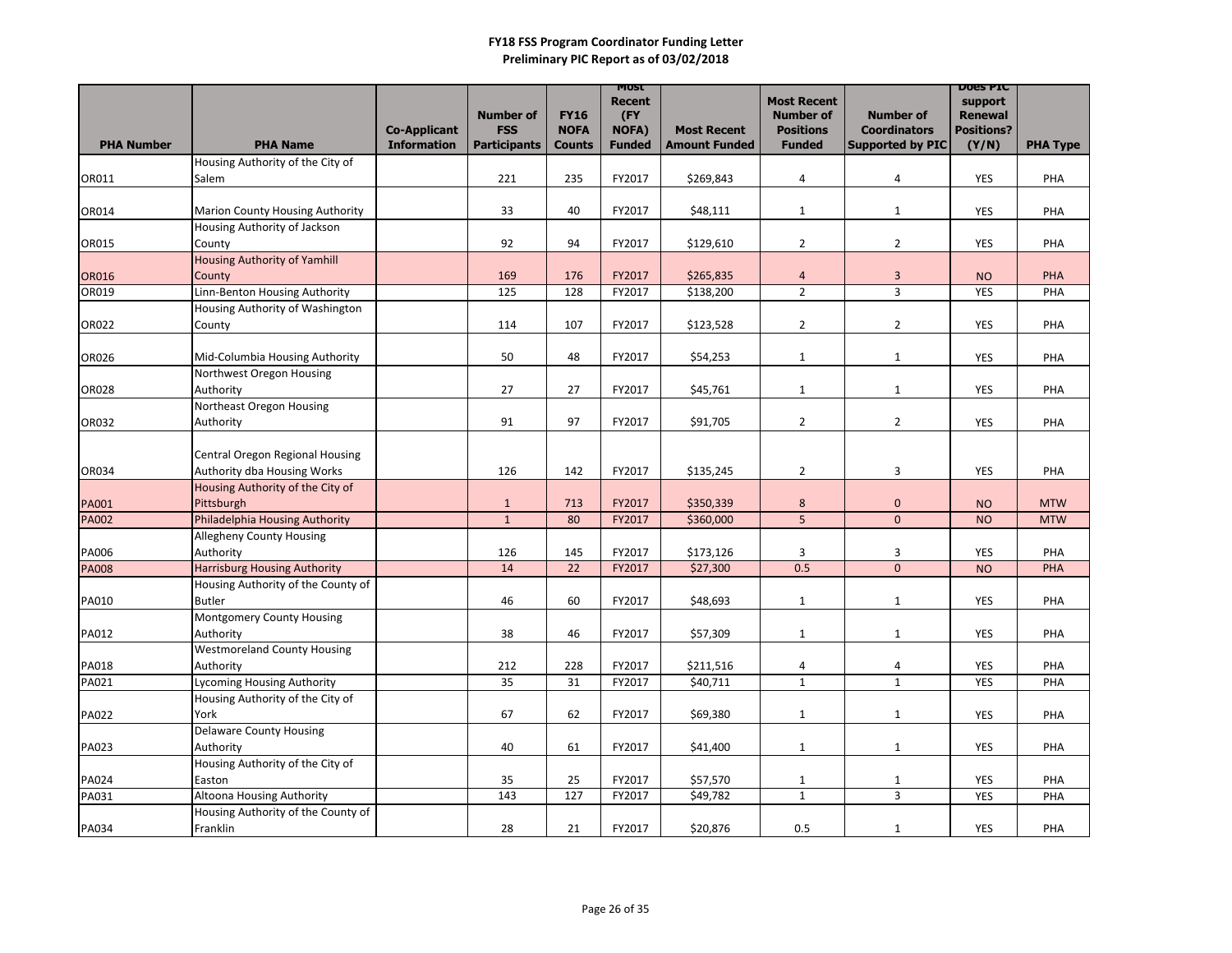**FY18 FSS Program Coordinator Funding Letter**
**Preliminary PIC Report as of 03/02/2018**

| PHA Number | PHA Name | Co-Applicant Information | Number of FSS Participants | FY16 NOFA Counts | Most Recent (FY NOFA) Funded | Most Recent Amount Funded | Most Recent Number of Positions Funded | Number of Coordinators Supported by PIC | Does PIC support Renewal Positions? (Y/N) | PHA Type |
|---|---|---|---|---|---|---|---|---|---|---|
| OR011 | Housing Authority of the City of Salem | | 221 | 235 | FY2017 | $269,843 | 4 | 4 | YES | PHA |
| OR014 | Marion County Housing Authority | | 33 | 40 | FY2017 | $48,111 | 1 | 1 | YES | PHA |
| OR015 | Housing Authority of Jackson County | | 92 | 94 | FY2017 | $129,610 | 2 | 2 | YES | PHA |
| OR016 | Housing Authority of Yamhill County | | 169 | 176 | FY2017 | $265,835 | 4 | 3 | NO | PHA |
| OR019 | Linn-Benton Housing Authority | | 125 | 128 | FY2017 | $138,200 | 2 | 3 | YES | PHA |
| OR022 | Housing Authority of Washington County | | 114 | 107 | FY2017 | $123,528 | 2 | 2 | YES | PHA |
| OR026 | Mid-Columbia Housing Authority | | 50 | 48 | FY2017 | $54,253 | 1 | 1 | YES | PHA |
| OR028 | Northwest Oregon Housing Authority | | 27 | 27 | FY2017 | $45,761 | 1 | 1 | YES | PHA |
| OR032 | Northeast Oregon Housing Authority | | 91 | 97 | FY2017 | $91,705 | 2 | 2 | YES | PHA |
| OR034 | Central Oregon Regional Housing Authority dba Housing Works | | 126 | 142 | FY2017 | $135,245 | 2 | 3 | YES | PHA |
| PA001 | Housing Authority of the City of Pittsburgh | | 1 | 713 | FY2017 | $350,339 | 8 | 0 | NO | MTW |
| PA002 | Philadelphia Housing Authority | | 1 | 80 | FY2017 | $360,000 | 5 | 0 | NO | MTW |
| PA006 | Allegheny County Housing Authority | | 126 | 145 | FY2017 | $173,126 | 3 | 3 | YES | PHA |
| PA008 | Harrisburg Housing Authority | | 14 | 22 | FY2017 | $27,300 | 0.5 | 0 | NO | PHA |
| PA010 | Housing Authority of the County of Butler | | 46 | 60 | FY2017 | $48,693 | 1 | 1 | YES | PHA |
| PA012 | Montgomery County Housing Authority | | 38 | 46 | FY2017 | $57,309 | 1 | 1 | YES | PHA |
| PA018 | Westmoreland County Housing Authority | | 212 | 228 | FY2017 | $211,516 | 4 | 4 | YES | PHA |
| PA021 | Lycoming Housing Authority | | 35 | 31 | FY2017 | $40,711 | 1 | 1 | YES | PHA |
| PA022 | Housing Authority of the City of York | | 67 | 62 | FY2017 | $69,380 | 1 | 1 | YES | PHA |
| PA023 | Delaware County Housing Authority | | 40 | 61 | FY2017 | $41,400 | 1 | 1 | YES | PHA |
| PA024 | Housing Authority of the City of Easton | | 35 | 25 | FY2017 | $57,570 | 1 | 1 | YES | PHA |
| PA031 | Altoona Housing Authority | | 143 | 127 | FY2017 | $49,782 | 1 | 3 | YES | PHA |
| PA034 | Housing Authority of the County of Franklin | | 28 | 21 | FY2017 | $20,876 | 0.5 | 1 | YES | PHA |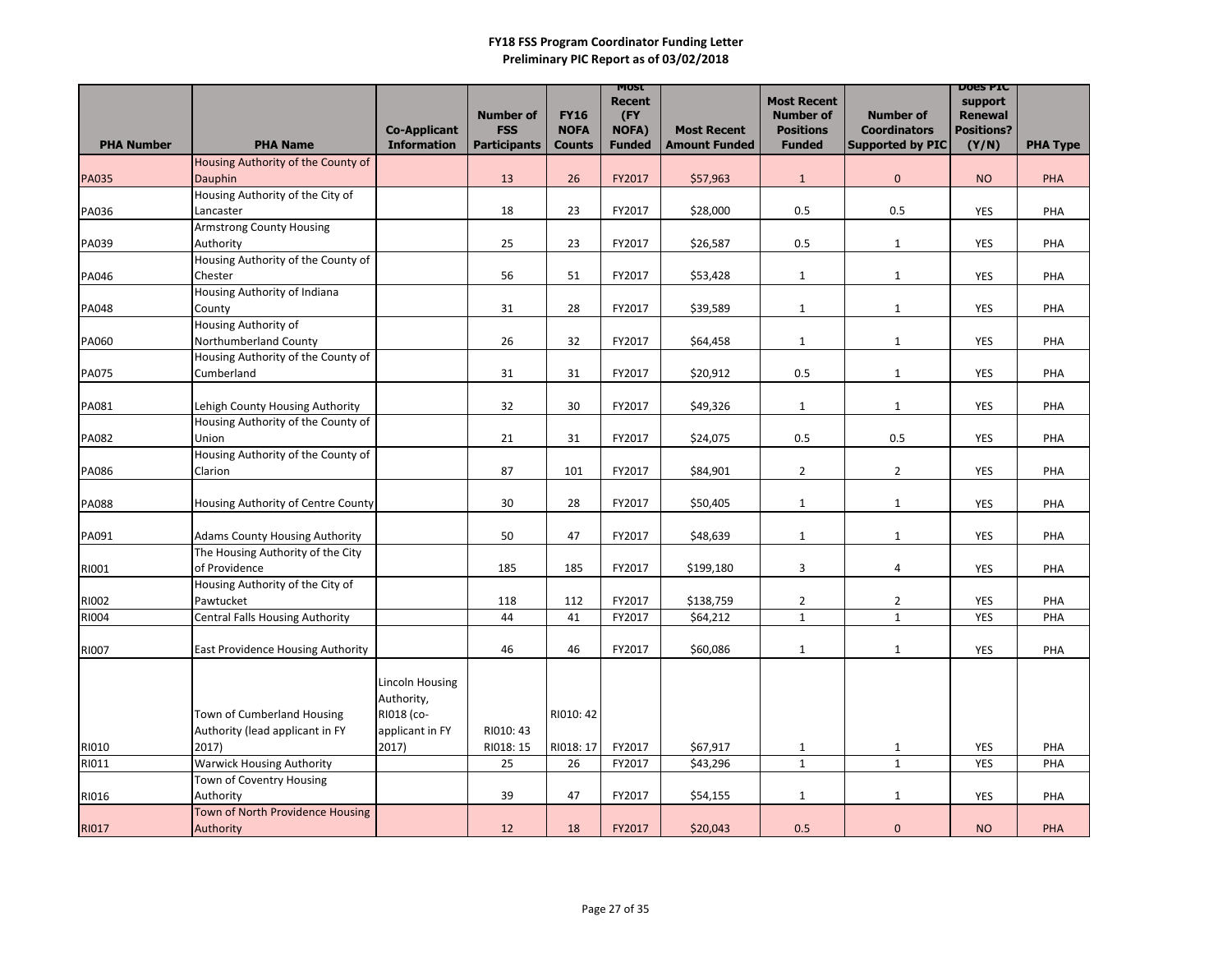**FY18 FSS Program Coordinator Funding Letter**
**Preliminary PIC Report as of 03/02/2018**

| PHA Number | PHA Name | Co-Applicant Information | Number of FSS Participants | FY16 NOFA Counts | Most Recent (FY NOFA) Funded | Most Recent Amount Funded | Most Recent Number of Positions Funded | Number of Coordinators Supported by PIC | Does PIC support Renewal Positions? (Y/N) | PHA Type |
|---|---|---|---|---|---|---|---|---|---|---|
| PA035 | Housing Authority of the County of Dauphin | | 13 | 26 | FY2017 | $57,963 | 1 | 0 | NO | PHA |
| PA036 | Housing Authority of the City of Lancaster | | 18 | 23 | FY2017 | $28,000 | 0.5 | 0.5 | YES | PHA |
| PA039 | Armstrong County Housing Authority | | 25 | 23 | FY2017 | $26,587 | 0.5 | 1 | YES | PHA |
| PA046 | Housing Authority of the County of Chester | | 56 | 51 | FY2017 | $53,428 | 1 | 1 | YES | PHA |
| PA048 | Housing Authority of Indiana County | | 31 | 28 | FY2017 | $39,589 | 1 | 1 | YES | PHA |
| PA060 | Housing Authority of Northumberland County | | 26 | 32 | FY2017 | $64,458 | 1 | 1 | YES | PHA |
| PA075 | Housing Authority of the County of Cumberland | | 31 | 31 | FY2017 | $20,912 | 0.5 | 1 | YES | PHA |
| PA081 | Lehigh County Housing Authority | | 32 | 30 | FY2017 | $49,326 | 1 | 1 | YES | PHA |
| PA082 | Housing Authority of the County of Union | | 21 | 31 | FY2017 | $24,075 | 0.5 | 0.5 | YES | PHA |
| PA086 | Housing Authority of the County of Clarion | | 87 | 101 | FY2017 | $84,901 | 2 | 2 | YES | PHA |
| PA088 | Housing Authority of Centre County | | 30 | 28 | FY2017 | $50,405 | 1 | 1 | YES | PHA |
| PA091 | Adams County Housing Authority | | 50 | 47 | FY2017 | $48,639 | 1 | 1 | YES | PHA |
| RI001 | The Housing Authority of the City of Providence | | 185 | 185 | FY2017 | $199,180 | 3 | 4 | YES | PHA |
| RI002 | Housing Authority of the City of Pawtucket | | 118 | 112 | FY2017 | $138,759 | 2 | 2 | YES | PHA |
| RI004 | Central Falls Housing Authority | | 44 | 41 | FY2017 | $64,212 | 1 | 1 | YES | PHA |
| RI007 | East Providence Housing Authority | | 46 | 46 | FY2017 | $60,086 | 1 | 1 | YES | PHA |
| RI010 | Town of Cumberland Housing Authority (lead applicant in FY 2017) | Lincoln Housing Authority, RI018 (co-applicant in FY 2017) | RI010: 43 RI018: 15 | RI010: 42 RI018: 17 | FY2017 | $67,917 | 1 | 1 | YES | PHA |
| RI011 | Warwick Housing Authority | | 25 | 26 | FY2017 | $43,296 | 1 | 1 | YES | PHA |
| RI016 | Town of Coventry Housing Authority | | 39 | 47 | FY2017 | $54,155 | 1 | 1 | YES | PHA |
| RI017 | Town of North Providence Housing Authority | | 12 | 18 | FY2017 | $20,043 | 0.5 | 0 | NO | PHA |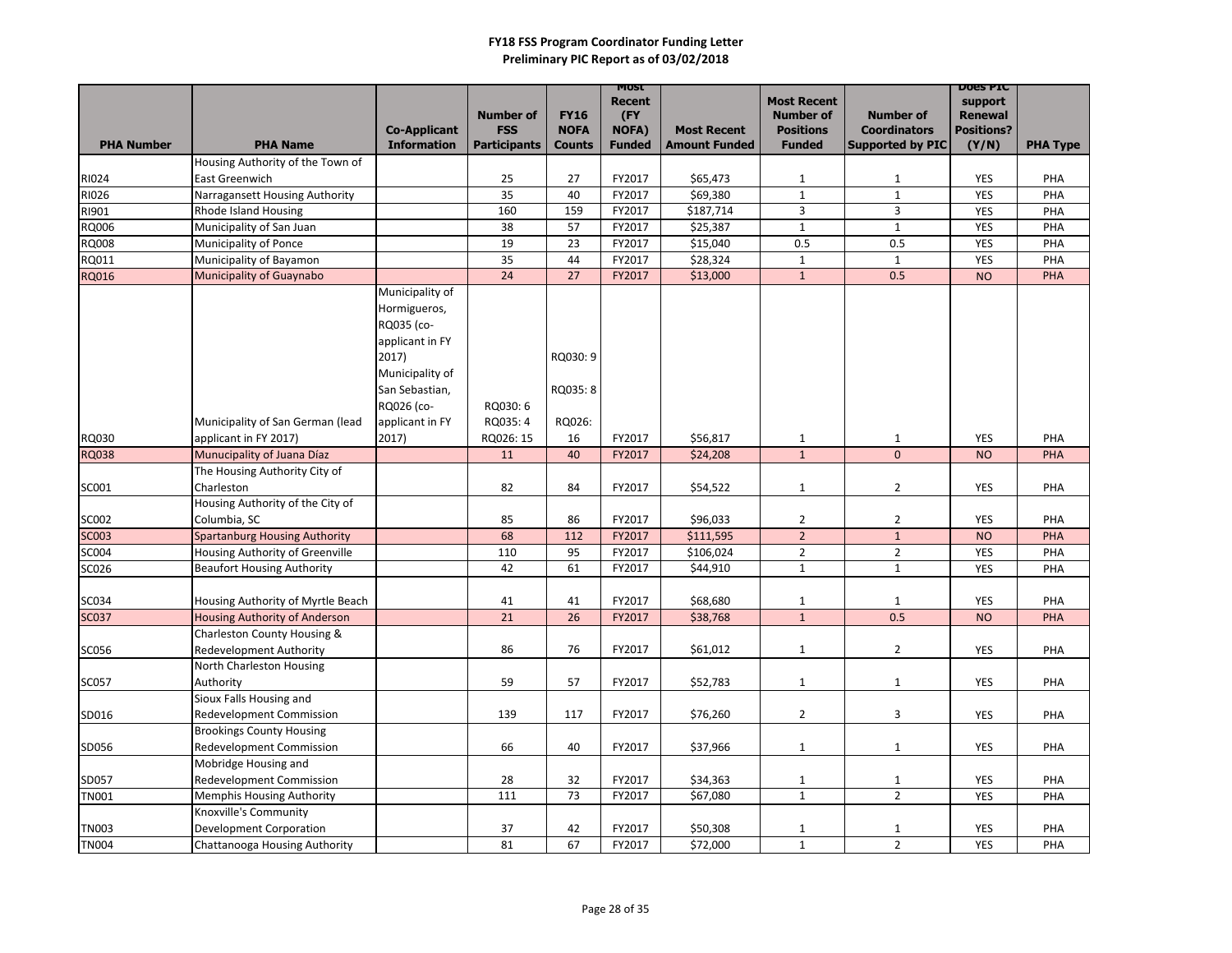**FY18 FSS Program Coordinator Funding Letter**
**Preliminary PIC Report as of 03/02/2018**

| PHA Number | PHA Name | Co-Applicant Information | Number of FSS Participants | FY16 NOFA Counts | Most Recent (FY NOFA) Funded | Most Recent Amount Funded | Most Recent Number of Positions Funded | Number of Coordinators Supported by PIC | Does PIC support Renewal Positions? (Y/N) | PHA Type |
|---|---|---|---|---|---|---|---|---|---|---|
| RI024 | Housing Authority of the Town of East Greenwich | | 25 | 27 | FY2017 | $65,473 | 1 | 1 | YES | PHA |
| RI026 | Narragansett Housing Authority | | 35 | 40 | FY2017 | $69,380 | 1 | 1 | YES | PHA |
| RI901 | Rhode Island Housing | | 160 | 159 | FY2017 | $187,714 | 3 | 3 | YES | PHA |
| RQ006 | Municipality of San Juan | | 38 | 57 | FY2017 | $25,387 | 1 | 1 | YES | PHA |
| RQ008 | Municipality of Ponce | | 19 | 23 | FY2017 | $15,040 | 0.5 | 0.5 | YES | PHA |
| RQ011 | Municipality of Bayamon | | 35 | 44 | FY2017 | $28,324 | 1 | 1 | YES | PHA |
| RQ016 | Municipality of Guaynabo | | 24 | 27 | FY2017 | $13,000 | 1 | 0.5 | NO | PHA |
| RQ030 | Municipality of San German (lead applicant in FY 2017) | Municipality of Hormigueros, RQ035 (co-applicant in FY 2017) Municipality of San Sebastian, RQ026 (co-applicant in FY 2017) | RQ030: 6 RQ035: 4 RQ026: 15 | RQ030: 9 RQ035: 8 RQ026: 16 | FY2017 | $56,817 | 1 | 1 | YES | PHA |
| RQ038 | Munucipality of Juana Díaz | | 11 | 40 | FY2017 | $24,208 | 1 | 0 | NO | PHA |
| SC001 | The Housing Authority City of Charleston | | 82 | 84 | FY2017 | $54,522 | 1 | 2 | YES | PHA |
| SC002 | Housing Authority of the City of Columbia, SC | | 85 | 86 | FY2017 | $96,033 | 2 | 2 | YES | PHA |
| SC003 | Spartanburg Housing Authority | | 68 | 112 | FY2017 | $111,595 | 2 | 1 | NO | PHA |
| SC004 | Housing Authority of Greenville | | 110 | 95 | FY2017 | $106,024 | 2 | 2 | YES | PHA |
| SC026 | Beaufort Housing Authority | | 42 | 61 | FY2017 | $44,910 | 1 | 1 | YES | PHA |
| SC034 | Housing Authority of Myrtle Beach | | 41 | 41 | FY2017 | $68,680 | 1 | 1 | YES | PHA |
| SC037 | Housing Authority of Anderson | | 21 | 26 | FY2017 | $38,768 | 1 | 0.5 | NO | PHA |
| SC056 | Charleston County Housing & Redevelopment Authority | | 86 | 76 | FY2017 | $61,012 | 1 | 2 | YES | PHA |
| SC057 | North Charleston Housing Authority | | 59 | 57 | FY2017 | $52,783 | 1 | 1 | YES | PHA |
| SD016 | Sioux Falls Housing and Redevelopment Commission | | 139 | 117 | FY2017 | $76,260 | 2 | 3 | YES | PHA |
| SD056 | Brookings County Housing Redevelopment Commission | | 66 | 40 | FY2017 | $37,966 | 1 | 1 | YES | PHA |
| SD057 | Mobridge Housing and Redevelopment Commission | | 28 | 32 | FY2017 | $34,363 | 1 | 1 | YES | PHA |
| TN001 | Memphis Housing Authority | | 111 | 73 | FY2017 | $67,080 | 1 | 2 | YES | PHA |
| TN003 | Knoxville's Community Development Corporation | | 37 | 42 | FY2017 | $50,308 | 1 | 1 | YES | PHA |
| TN004 | Chattanooga Housing Authority | | 81 | 67 | FY2017 | $72,000 | 1 | 2 | YES | PHA |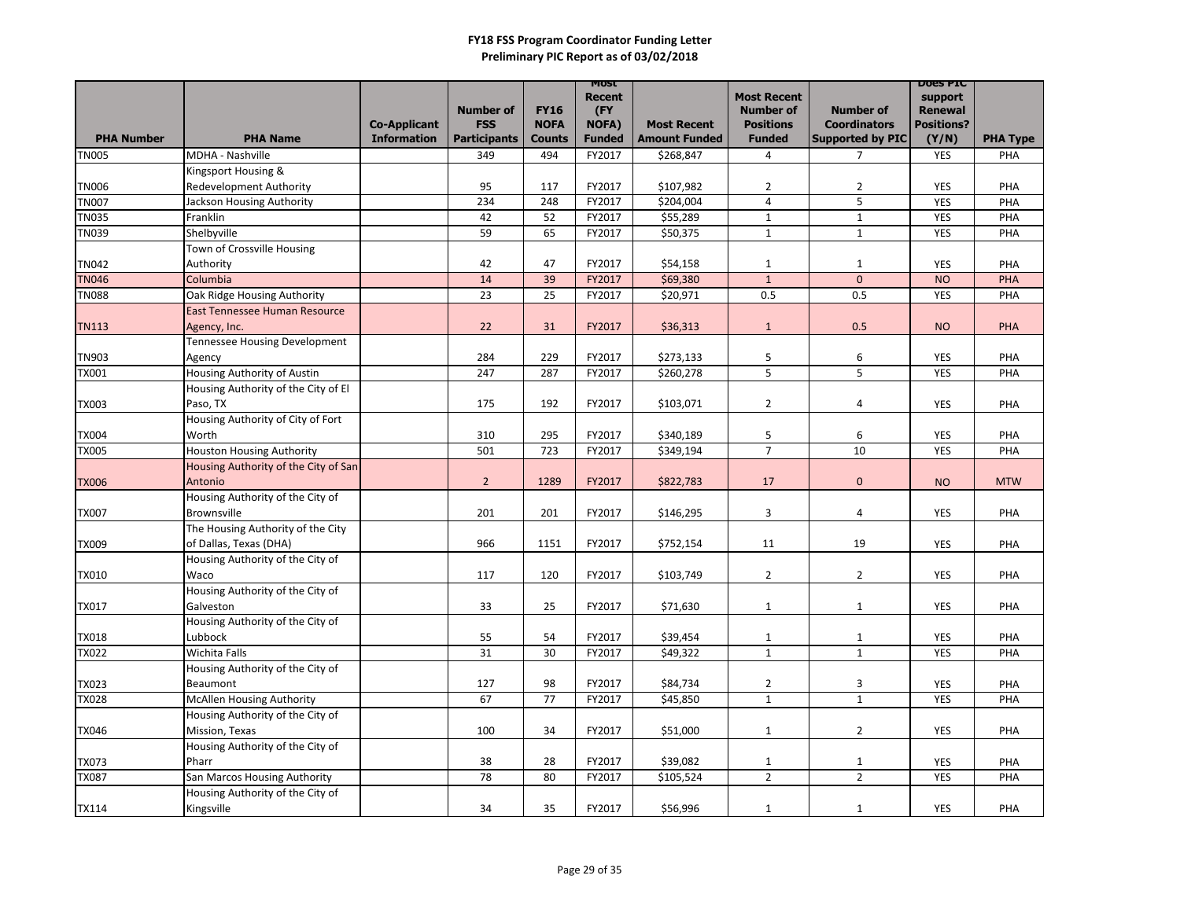**FY18 FSS Program Coordinator Funding Letter**
**Preliminary PIC Report as of 03/02/2018**

| PHA Number | PHA Name | Co-Applicant Information | Number of FSS Participants | FY16 NOFA Counts | Most Recent (FY NOFA) Funded | Most Recent Amount Funded | Most Recent Number of Positions Funded | Number of Coordinators Supported by PIC | Does PIC support Renewal Positions? (Y/N) | PHA Type |
|---|---|---|---|---|---|---|---|---|---|---|
| TN005 | MDHA - Nashville | | 349 | 494 | FY2017 | $268,847 | 4 | 7 | YES | PHA |
| TN006 | Kingsport Housing & Redevelopment Authority | | 95 | 117 | FY2017 | $107,982 | 2 | 2 | YES | PHA |
| TN007 | Jackson Housing Authority | | 234 | 248 | FY2017 | $204,004 | 4 | 5 | YES | PHA |
| TN035 | Franklin | | 42 | 52 | FY2017 | $55,289 | 1 | 1 | YES | PHA |
| TN039 | Shelbyville | | 59 | 65 | FY2017 | $50,375 | 1 | 1 | YES | PHA |
| TN042 | Town of Crossville Housing Authority | | 42 | 47 | FY2017 | $54,158 | 1 | 1 | YES | PHA |
| TN046 | Columbia | | 14 | 39 | FY2017 | $69,380 | 1 | 0 | NO | PHA |
| TN088 | Oak Ridge Housing Authority | | 23 | 25 | FY2017 | $20,971 | 0.5 | 0.5 | YES | PHA |
| TN113 | East Tennessee Human Resource Agency, Inc. | | 22 | 31 | FY2017 | $36,313 | 1 | 0.5 | NO | PHA |
| TN903 | Tennessee Housing Development Agency | | 284 | 229 | FY2017 | $273,133 | 5 | 6 | YES | PHA |
| TX001 | Housing Authority of Austin | | 247 | 287 | FY2017 | $260,278 | 5 | 5 | YES | PHA |
| TX003 | Housing Authority of the City of El Paso, TX | | 175 | 192 | FY2017 | $103,071 | 2 | 4 | YES | PHA |
| TX004 | Housing Authority of City of Fort Worth | | 310 | 295 | FY2017 | $340,189 | 5 | 6 | YES | PHA |
| TX005 | Houston Housing Authority | | 501 | 723 | FY2017 | $349,194 | 7 | 10 | YES | PHA |
| TX006 | Housing Authority of the City of San Antonio | | 2 | 1289 | FY2017 | $822,783 | 17 | 0 | NO | MTW |
| TX007 | Housing Authority of the City of Brownsville | | 201 | 201 | FY2017 | $146,295 | 3 | 4 | YES | PHA |
| TX009 | The Housing Authority of the City of Dallas, Texas (DHA) | | 966 | 1151 | FY2017 | $752,154 | 11 | 19 | YES | PHA |
| TX010 | Housing Authority of the City of Waco | | 117 | 120 | FY2017 | $103,749 | 2 | 2 | YES | PHA |
| TX017 | Housing Authority of the City of Galveston | | 33 | 25 | FY2017 | $71,630 | 1 | 1 | YES | PHA |
| TX018 | Housing Authority of the City of Lubbock | | 55 | 54 | FY2017 | $39,454 | 1 | 1 | YES | PHA |
| TX022 | Wichita Falls | | 31 | 30 | FY2017 | $49,322 | 1 | 1 | YES | PHA |
| TX023 | Housing Authority of the City of Beaumont | | 127 | 98 | FY2017 | $84,734 | 2 | 3 | YES | PHA |
| TX028 | McAllen Housing Authority | | 67 | 77 | FY2017 | $45,850 | 1 | 1 | YES | PHA |
| TX046 | Housing Authority of the City of Mission, Texas | | 100 | 34 | FY2017 | $51,000 | 1 | 2 | YES | PHA |
| TX073 | Housing Authority of the City of Pharr | | 38 | 28 | FY2017 | $39,082 | 1 | 1 | YES | PHA |
| TX087 | San Marcos Housing Authority | | 78 | 80 | FY2017 | $105,524 | 2 | 2 | YES | PHA |
| TX114 | Housing Authority of the City of Kingsville | | 34 | 35 | FY2017 | $56,996 | 1 | 1 | YES | PHA |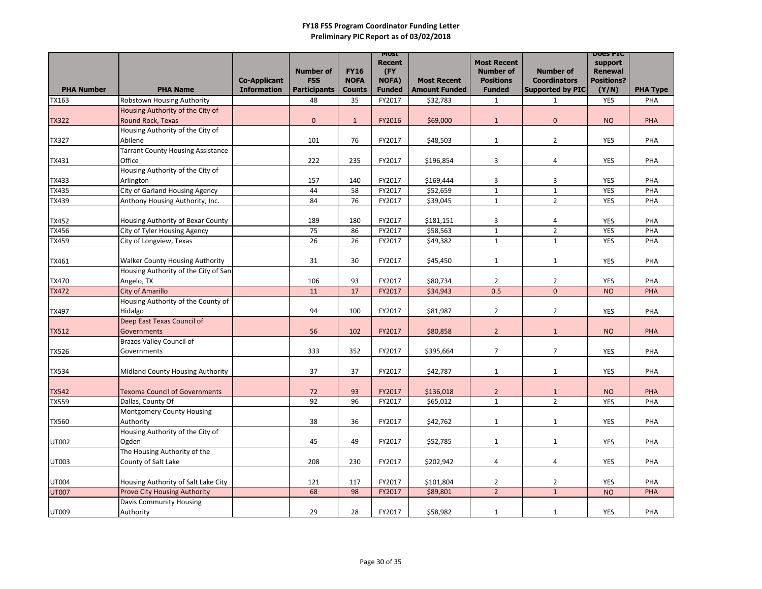**FY18 FSS Program Coordinator Funding Letter**
**Preliminary PIC Report as of 03/02/2018**

| PHA Number | PHA Name | Co-Applicant Information | Number of FSS Participants | FY16 NOFA Counts | Most Recent (FY NOFA) Funded | Most Recent Amount Funded | Most Recent Number of Positions Funded | Number of Coordinators Supported by PIC | Does PIC support Renewal Positions? (Y/N) | PHA Type |
|---|---|---|---|---|---|---|---|---|---|---|
| TX163 | Robstown Housing Authority | | 48 | 35 | FY2017 | $32,783 | 1 | 1 | YES | PHA |
| TX322 | Housing Authority of the City of Round Rock, Texas | | 0 | 1 | FY2016 | $69,000 | 1 | 0 | NO | PHA |
| TX327 | Housing Authority of the City of Abilene | | 101 | 76 | FY2017 | $48,503 | 1 | 2 | YES | PHA |
| TX431 | Tarrant County Housing Assistance Office | | 222 | 235 | FY2017 | $196,854 | 3 | 4 | YES | PHA |
| TX433 | Housing Authority of the City of Arlington | | 157 | 140 | FY2017 | $169,444 | 3 | 3 | YES | PHA |
| TX435 | City of Garland Housing Agency | | 44 | 58 | FY2017 | $52,659 | 1 | 1 | YES | PHA |
| TX439 | Anthony Housing Authority, Inc. | | 84 | 76 | FY2017 | $39,045 | 1 | 2 | YES | PHA |
| TX452 | Housing Authority of Bexar County | | 189 | 180 | FY2017 | $181,151 | 3 | 4 | YES | PHA |
| TX456 | City of Tyler Housing Agency | | 75 | 86 | FY2017 | $58,563 | 1 | 2 | YES | PHA |
| TX459 | City of Longview, Texas | | 26 | 26 | FY2017 | $49,382 | 1 | 1 | YES | PHA |
| TX461 | Walker County Housing Authority | | 31 | 30 | FY2017 | $45,450 | 1 | 1 | YES | PHA |
| TX470 | Housing Authority of the City of San Angelo, TX | | 106 | 93 | FY2017 | $80,734 | 2 | 2 | YES | PHA |
| TX472 | City of Amarillo | | 11 | 17 | FY2017 | $34,943 | 0.5 | 0 | NO | PHA |
| TX497 | Housing Authority of the County of Hidalgo | | 94 | 100 | FY2017 | $81,987 | 2 | 2 | YES | PHA |
| TX512 | Deep East Texas Council of Governments | | 56 | 102 | FY2017 | $80,858 | 2 | 1 | NO | PHA |
| TX526 | Brazos Valley Council of Governments | | 333 | 352 | FY2017 | $395,664 | 7 | 7 | YES | PHA |
| TX534 | Midland County Housing Authority | | 37 | 37 | FY2017 | $42,787 | 1 | 1 | YES | PHA |
| TX542 | Texoma Council of Governments | | 72 | 93 | FY2017 | $136,018 | 2 | 1 | NO | PHA |
| TX559 | Dallas, County Of | | 92 | 96 | FY2017 | $65,012 | 1 | 2 | YES | PHA |
| TX560 | Montgomery County Housing Authority | | 38 | 36 | FY2017 | $42,762 | 1 | 1 | YES | PHA |
| UT002 | Housing Authority of the City of Ogden | | 45 | 49 | FY2017 | $52,785 | 1 | 1 | YES | PHA |
| UT003 | The Housing Authority of the County of Salt Lake | | 208 | 230 | FY2017 | $202,942 | 4 | 4 | YES | PHA |
| UT004 | Housing Authority of Salt Lake City | | 121 | 117 | FY2017 | $101,804 | 2 | 2 | YES | PHA |
| UT007 | Provo City Housing Authority | | 68 | 98 | FY2017 | $89,801 | 2 | 1 | NO | PHA |
| UT009 | Davis Community Housing Authority | | 29 | 28 | FY2017 | $58,982 | 1 | 1 | YES | PHA |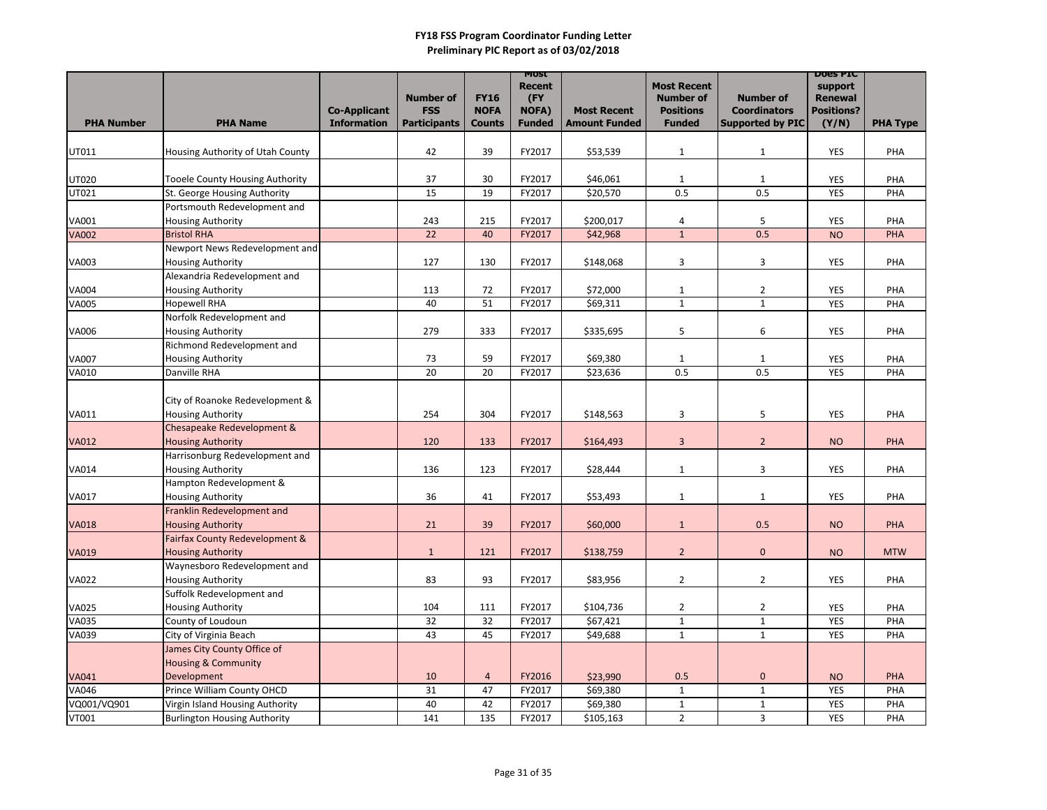**FY18 FSS Program Coordinator Funding Letter**
**Preliminary PIC Report as of 03/02/2018**

| PHA Number | PHA Name | Co-Applicant Information | Number of FSS Participants | FY16 NOFA Counts | Most Recent (FY NOFA) Funded | Most Recent Amount Funded | Most Recent Number of Positions Funded | Number of Coordinators Supported by PIC | Does PIC support Renewal Positions? (Y/N) | PHA Type |
|---|---|---|---|---|---|---|---|---|---|---|
| UT011 | Housing Authority of Utah County | | 42 | 39 | FY2017 | $53,539 | 1 | 1 | YES | PHA |
| UT020 | Tooele County Housing Authority | | 37 | 30 | FY2017 | $46,061 | 1 | 1 | YES | PHA |
| UT021 | St. George Housing Authority | | 15 | 19 | FY2017 | $20,570 | 0.5 | 0.5 | YES | PHA |
| VA001 | Portsmouth Redevelopment and Housing Authority | | 243 | 215 | FY2017 | $200,017 | 4 | 5 | YES | PHA |
| VA002 | Bristol RHA | | 22 | 40 | FY2017 | $42,968 | 1 | 0.5 | NO | PHA |
| VA003 | Newport News Redevelopment and Housing Authority | | 127 | 130 | FY2017 | $148,068 | 3 | 3 | YES | PHA |
| VA004 | Alexandria Redevelopment and Housing Authority | | 113 | 72 | FY2017 | $72,000 | 1 | 2 | YES | PHA |
| VA005 | Hopewell RHA | | 40 | 51 | FY2017 | $69,311 | 1 | 1 | YES | PHA |
| VA006 | Norfolk Redevelopment and Housing Authority | | 279 | 333 | FY2017 | $335,695 | 5 | 6 | YES | PHA |
| VA007 | Richmond Redevelopment and Housing Authority | | 73 | 59 | FY2017 | $69,380 | 1 | 1 | YES | PHA |
| VA010 | Danville RHA | | 20 | 20 | FY2017 | $23,636 | 0.5 | 0.5 | YES | PHA |
| VA011 | City of Roanoke Redevelopment & Housing Authority | | 254 | 304 | FY2017 | $148,563 | 3 | 5 | YES | PHA |
| VA012 | Chesapeake Redevelopment & Housing Authority | | 120 | 133 | FY2017 | $164,493 | 3 | 2 | NO | PHA |
| VA014 | Harrisonburg Redevelopment and Housing Authority | | 136 | 123 | FY2017 | $28,444 | 1 | 3 | YES | PHA |
| VA017 | Hampton Redevelopment & Housing Authority | | 36 | 41 | FY2017 | $53,493 | 1 | 1 | YES | PHA |
| VA018 | Franklin Redevelopment and Housing Authority | | 21 | 39 | FY2017 | $60,000 | 1 | 0.5 | NO | PHA |
| VA019 | Fairfax County Redevelopment & Housing Authority | | 1 | 121 | FY2017 | $138,759 | 2 | 0 | NO | MTW |
| VA022 | Waynesboro Redevelopment and Housing Authority | | 83 | 93 | FY2017 | $83,956 | 2 | 2 | YES | PHA |
| VA025 | Suffolk Redevelopment and Housing Authority | | 104 | 111 | FY2017 | $104,736 | 2 | 2 | YES | PHA |
| VA035 | County of Loudoun | | 32 | 32 | FY2017 | $67,421 | 1 | 1 | YES | PHA |
| VA039 | City of Virginia Beach | | 43 | 45 | FY2017 | $49,688 | 1 | 1 | YES | PHA |
| VA041 | James City County Office of Housing & Community Development | | 10 | 4 | FY2016 | $23,990 | 0.5 | 0 | NO | PHA |
| VA046 | Prince William County OHCD | | 31 | 47 | FY2017 | $69,380 | 1 | 1 | YES | PHA |
| VQ001/VQ901 | Virgin Island Housing Authority | | 40 | 42 | FY2017 | $69,380 | 1 | 1 | YES | PHA |
| VT001 | Burlington Housing Authority | | 141 | 135 | FY2017 | $105,163 | 2 | 3 | YES | PHA |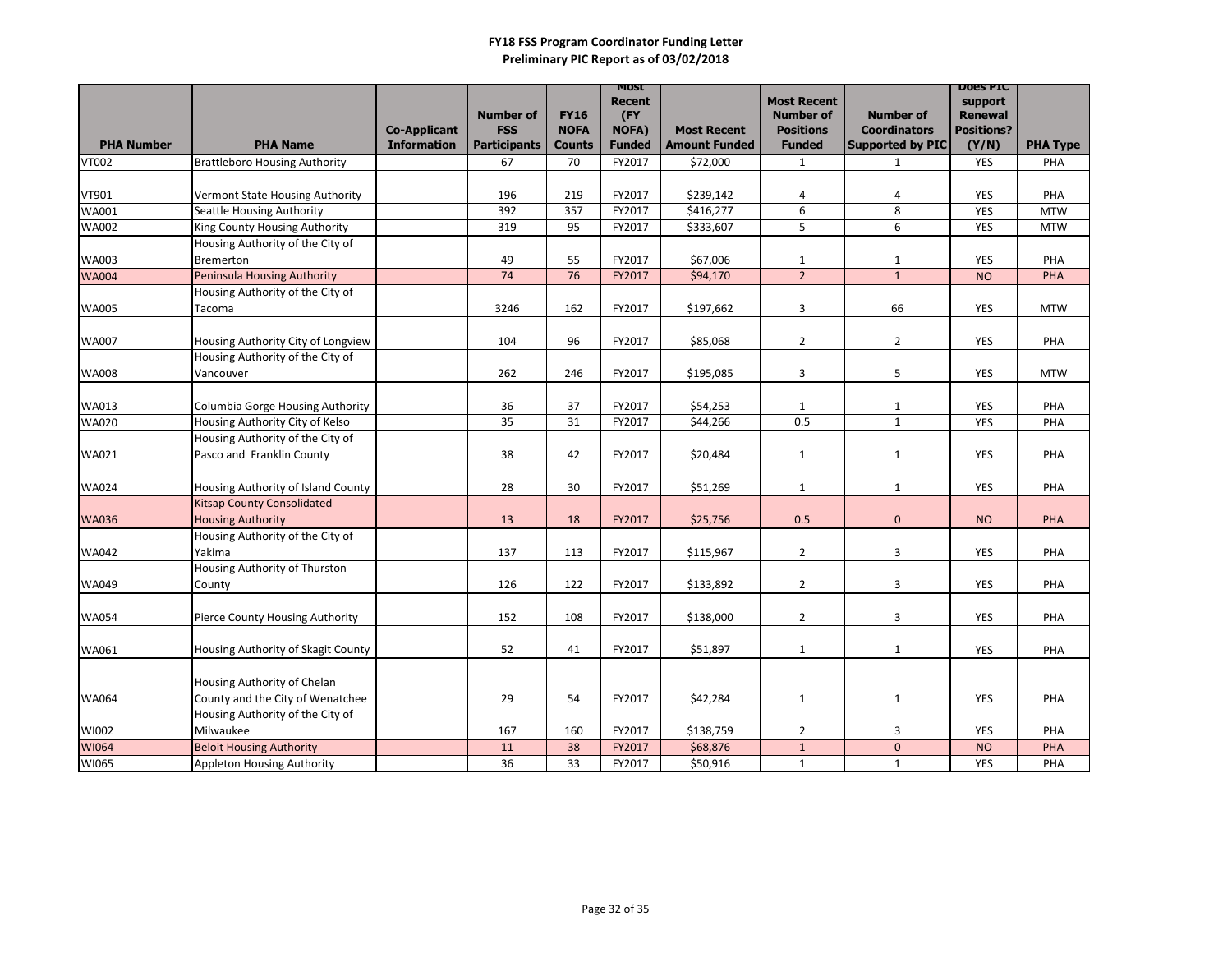**FY18 FSS Program Coordinator Funding Letter**
**Preliminary PIC Report as of 03/02/2018**

| PHA Number | PHA Name | Co-Applicant Information | Number of FSS Participants | FY16 NOFA Counts | Most Recent (FY NOFA) Funded | Most Recent Amount Funded | Most Recent Number of Positions Funded | Number of Coordinators Supported by PIC | Does PIC support Renewal Positions? (Y/N) | PHA Type |
|---|---|---|---|---|---|---|---|---|---|---|
| VT002 | Brattleboro Housing Authority | | 67 | 70 | FY2017 | $72,000 | 1 | 1 | YES | PHA |
| VT901 | Vermont State Housing Authority | | 196 | 219 | FY2017 | $239,142 | 4 | 4 | YES | PHA |
| WA001 | Seattle Housing Authority | | 392 | 357 | FY2017 | $416,277 | 6 | 8 | YES | MTW |
| WA002 | King County Housing Authority | | 319 | 95 | FY2017 | $333,607 | 5 | 6 | YES | MTW |
| WA003 | Housing Authority of the City of Bremerton | | 49 | 55 | FY2017 | $67,006 | 1 | 1 | YES | PHA |
| WA004 | Peninsula Housing Authority | | 74 | 76 | FY2017 | $94,170 | 2 | 1 | NO | PHA |
| WA005 | Housing Authority of the City of Tacoma | | 3246 | 162 | FY2017 | $197,662 | 3 | 66 | YES | MTW |
| WA007 | Housing Authority City of Longview | | 104 | 96 | FY2017 | $85,068 | 2 | 2 | YES | PHA |
| WA008 | Housing Authority of the City of Vancouver | | 262 | 246 | FY2017 | $195,085 | 3 | 5 | YES | MTW |
| WA013 | Columbia Gorge Housing Authority | | 36 | 37 | FY2017 | $54,253 | 1 | 1 | YES | PHA |
| WA020 | Housing Authority City of Kelso | | 35 | 31 | FY2017 | $44,266 | 0.5 | 1 | YES | PHA |
| WA021 | Housing Authority of the City of Pasco and Franklin County | | 38 | 42 | FY2017 | $20,484 | 1 | 1 | YES | PHA |
| WA024 | Housing Authority of Island County | | 28 | 30 | FY2017 | $51,269 | 1 | 1 | YES | PHA |
| WA036 | Kitsap County Consolidated Housing Authority | | 13 | 18 | FY2017 | $25,756 | 0.5 | 0 | NO | PHA |
| WA042 | Housing Authority of the City of Yakima | | 137 | 113 | FY2017 | $115,967 | 2 | 3 | YES | PHA |
| WA049 | Housing Authority of Thurston County | | 126 | 122 | FY2017 | $133,892 | 2 | 3 | YES | PHA |
| WA054 | Pierce County Housing Authority | | 152 | 108 | FY2017 | $138,000 | 2 | 3 | YES | PHA |
| WA061 | Housing Authority of Skagit County | | 52 | 41 | FY2017 | $51,897 | 1 | 1 | YES | PHA |
| WA064 | Housing Authority of Chelan County and the City of Wenatchee | | 29 | 54 | FY2017 | $42,284 | 1 | 1 | YES | PHA |
| WI002 | Housing Authority of the City of Milwaukee | | 167 | 160 | FY2017 | $138,759 | 2 | 3 | YES | PHA |
| WI064 | Beloit Housing Authority | | 11 | 38 | FY2017 | $68,876 | 1 | 0 | NO | PHA |
| WI065 | Appleton Housing Authority | | 36 | 33 | FY2017 | $50,916 | 1 | 1 | YES | PHA |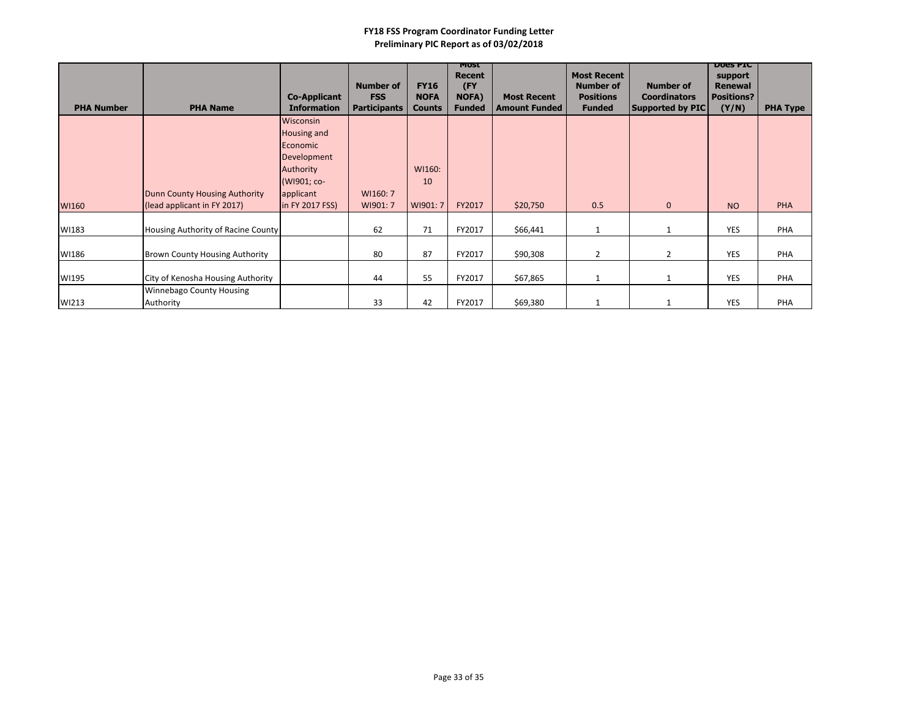**FY18 FSS Program Coordinator Funding Letter**
**Preliminary PIC Report as of 03/02/2018**

| PHA Number | PHA Name | Co-Applicant Information | Number of FSS Participants | FY16 NOFA Counts | Most Recent (FY NOFA) Funded | Most Recent Amount Funded | Most Recent Number of Positions Funded | Number of Coordinators Supported by PIC | Does PIC support Renewal Positions? (Y/N) | PHA Type |
|---|---|---|---|---|---|---|---|---|---|---|
| WI160 | Dunn County Housing Authority (lead applicant in FY 2017) | Wisconsin Housing and Economic Development Authority (WI901; co-applicant in FY 2017 FSS) | WI160: 7 WI901: 7 | WI160: 10 WI901: 7 | FY2017 | $20,750 | 0.5 | 0 | NO | PHA |
| WI183 | Housing Authority of Racine County | | 62 | 71 | FY2017 | $66,441 | 1 | 1 | YES | PHA |
| WI186 | Brown County Housing Authority | | 80 | 87 | FY2017 | $90,308 | 2 | 2 | YES | PHA |
| WI195 | City of Kenosha Housing Authority | | 44 | 55 | FY2017 | $67,865 | 1 | 1 | YES | PHA |
| WI213 | Winnebago County Housing Authority | | 33 | 42 | FY2017 | $69,380 | 1 | 1 | YES | PHA |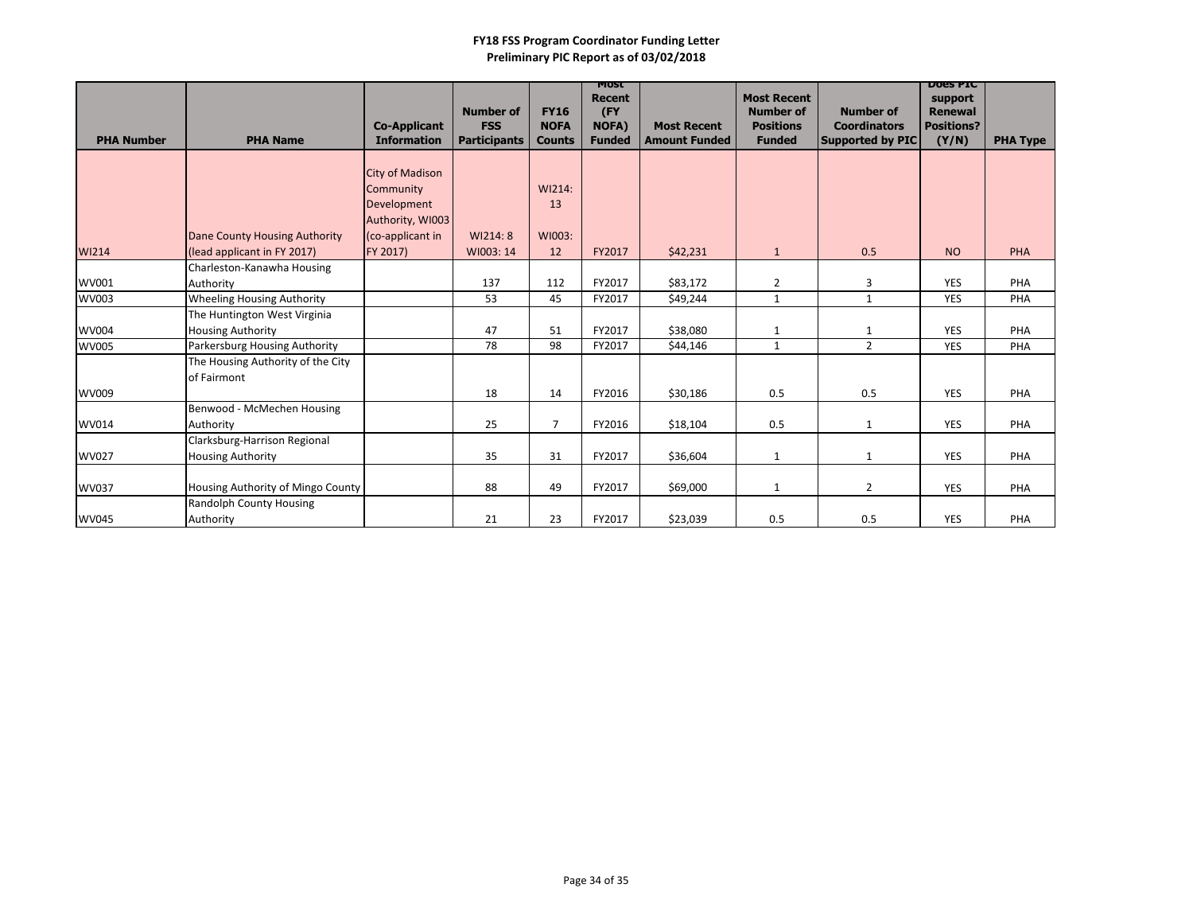**FY18 FSS Program Coordinator Funding Letter**
**Preliminary PIC Report as of 03/02/2018**

| PHA Number | PHA Name | Co-Applicant Information | Number of FSS Participants | FY16 NOFA Counts | Most Recent (FY NOFA) Funded | Most Recent Amount Funded | Most Recent Number of Positions Funded | Number of Coordinators Supported by PIC | Does PIC support Renewal Positions? (Y/N) | PHA Type |
|---|---|---|---|---|---|---|---|---|---|---|
| WI214 | Dane County Housing Authority (lead applicant in FY 2017) | City of Madison Community Development Authority, WI003 (co-applicant in FY 2017) | WI214: 8 WI003: 14 | WI214: 13 WI003: 12 | FY2017 | $42,231 | 1 | 0.5 | NO | PHA |
| WV001 | Charleston-Kanawha Housing Authority | | 137 | 112 | FY2017 | $83,172 | 2 | 3 | YES | PHA |
| WV003 | Wheeling Housing Authority | | 53 | 45 | FY2017 | $49,244 | 1 | 1 | YES | PHA |
| WV004 | The Huntington West Virginia Housing Authority | | 47 | 51 | FY2017 | $38,080 | 1 | 1 | YES | PHA |
| WV005 | Parkersburg Housing Authority | | 78 | 98 | FY2017 | $44,146 | 1 | 2 | YES | PHA |
| WV009 | The Housing Authority of the City of Fairmont | | 18 | 14 | FY2016 | $30,186 | 0.5 | 0.5 | YES | PHA |
| WV014 | Benwood - McMechen Housing Authority | | 25 | 7 | FY2016 | $18,104 | 0.5 | 1 | YES | PHA |
| WV027 | Clarksburg-Harrison Regional Housing Authority | | 35 | 31 | FY2017 | $36,604 | 1 | 1 | YES | PHA |
| WV037 | Housing Authority of Mingo County | | 88 | 49 | FY2017 | $69,000 | 1 | 2 | YES | PHA |
| WV045 | Randolph County Housing Authority | | 21 | 23 | FY2017 | $23,039 | 0.5 | 0.5 | YES | PHA |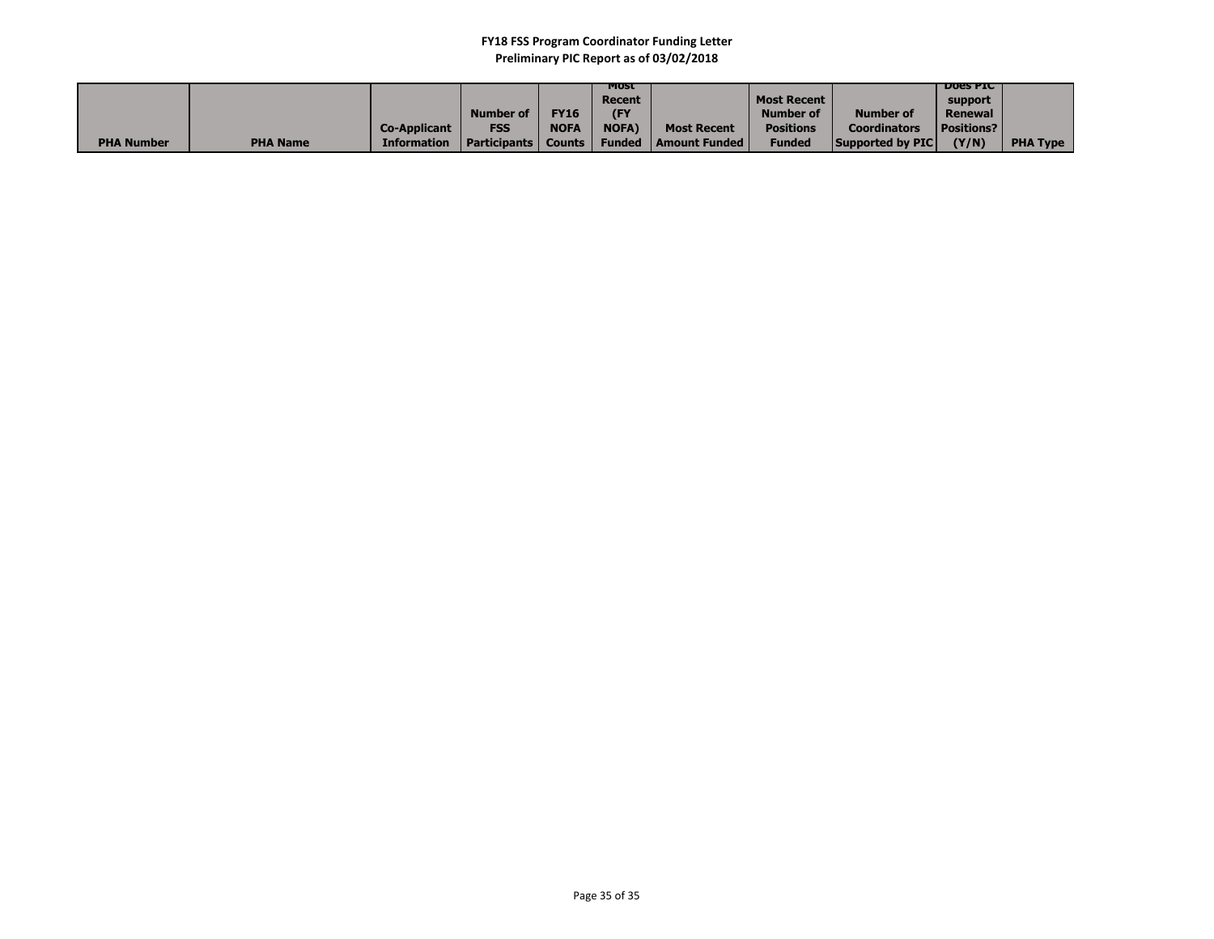**FY18 FSS Program Coordinator Funding Letter**
**Preliminary PIC Report as of 03/02/2018**

| PHA Number | PHA Name | Co-Applicant Information | Number of FSS Participants | FY16 NOFA Counts | Most Recent (FY NOFA) Funded | Most Recent Amount Funded | Most Recent Number of Positions Funded | Number of Coordinators Supported by PIC | Does PIC support Renewal Positions? (Y/N) | PHA Type |
|---|---|---|---|---|---|---|---|---|---|---|